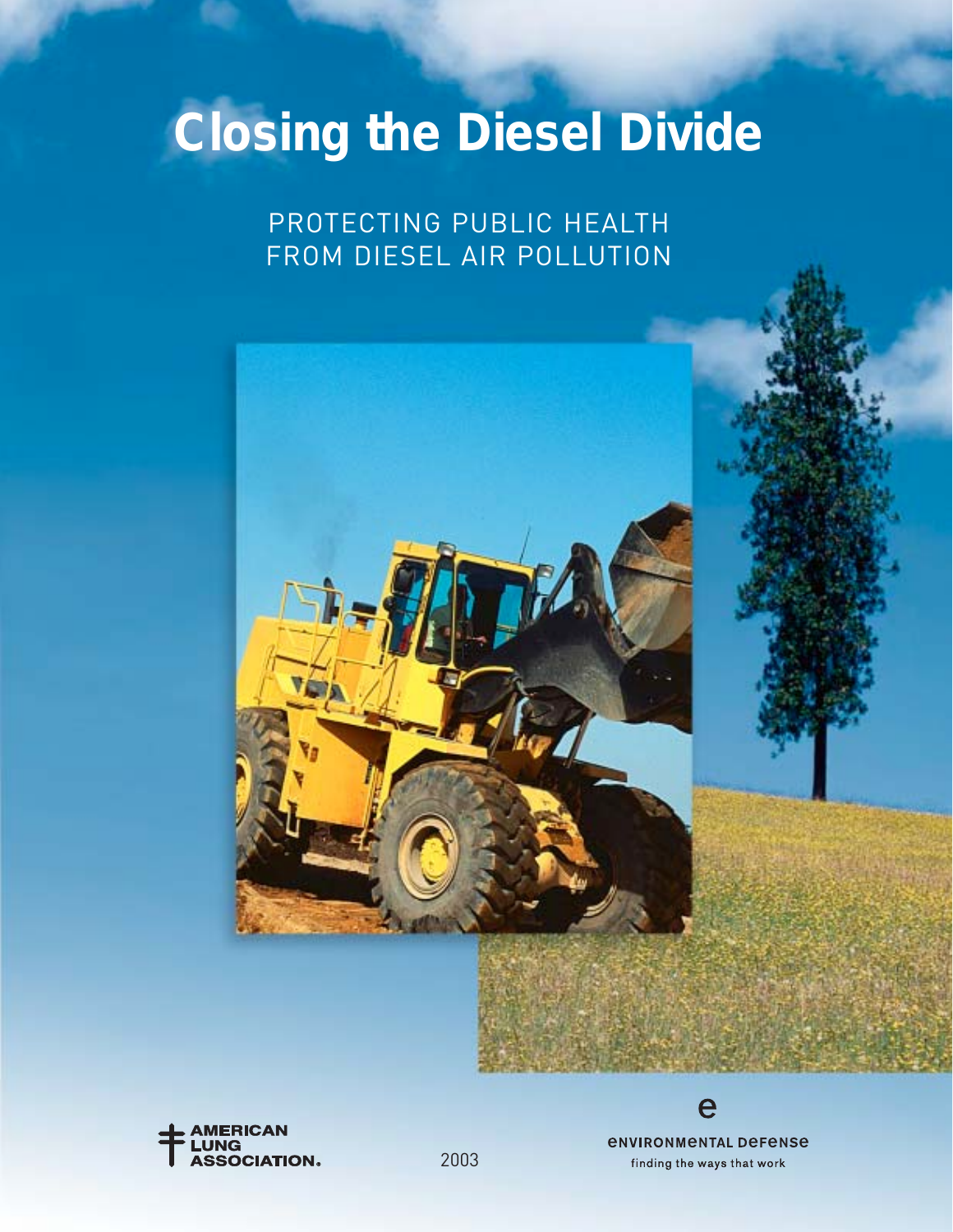# Closing the Diesel Divide

PROTECTING PUBLIC HEALTH
FROM DIESEL AIR POLLUTION

AMERICAN
LUNG
ASSOCIATION.

2003

ENVIRONMENTAL DEFENSE
finding the ways that work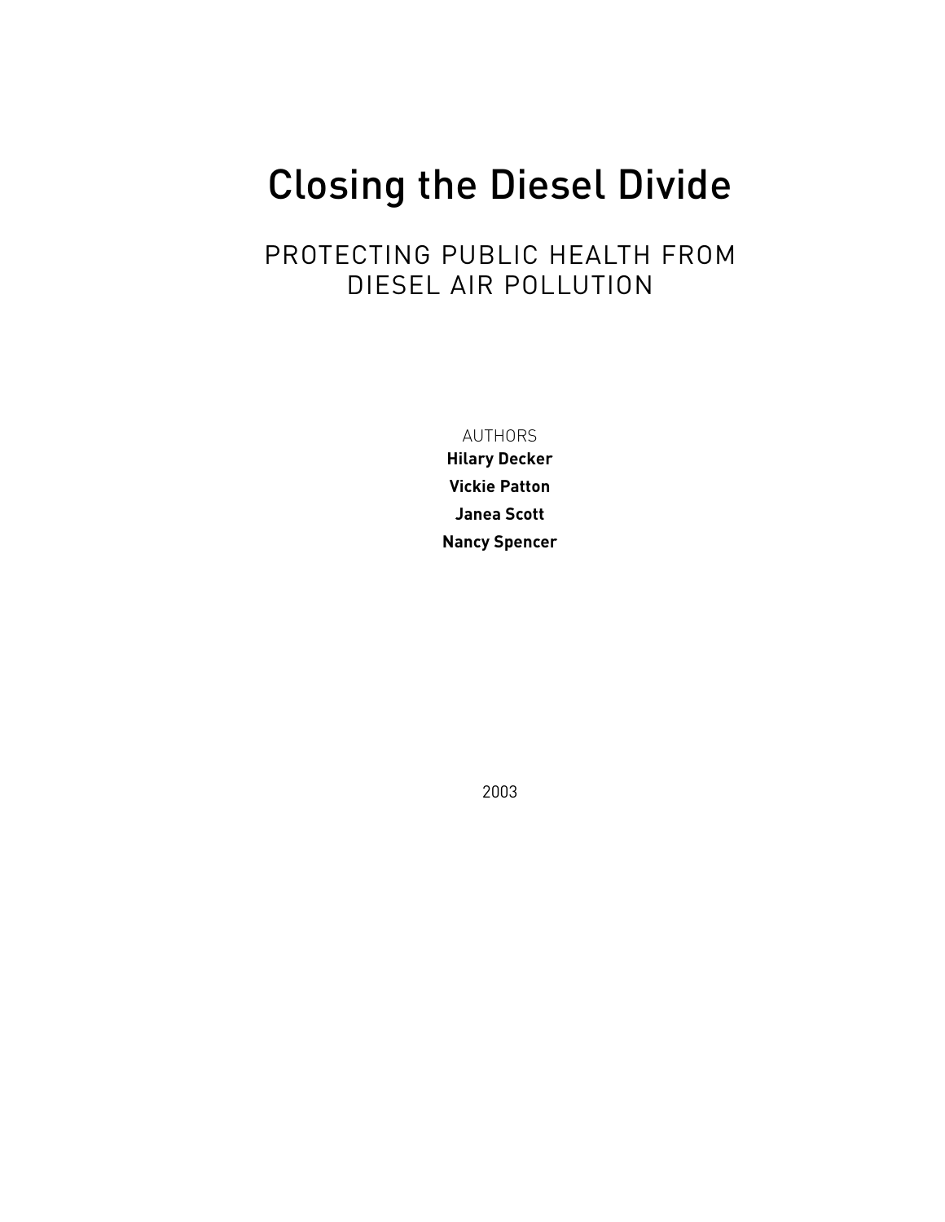# Closing the Diesel Divide

## PROTECTING PUBLIC HEALTH FROM DIESEL AIR POLLUTION

AUTHORS

**Hilary Decker**

**Vickie Patton**

**Janea Scott**

**Nancy Spencer**

2003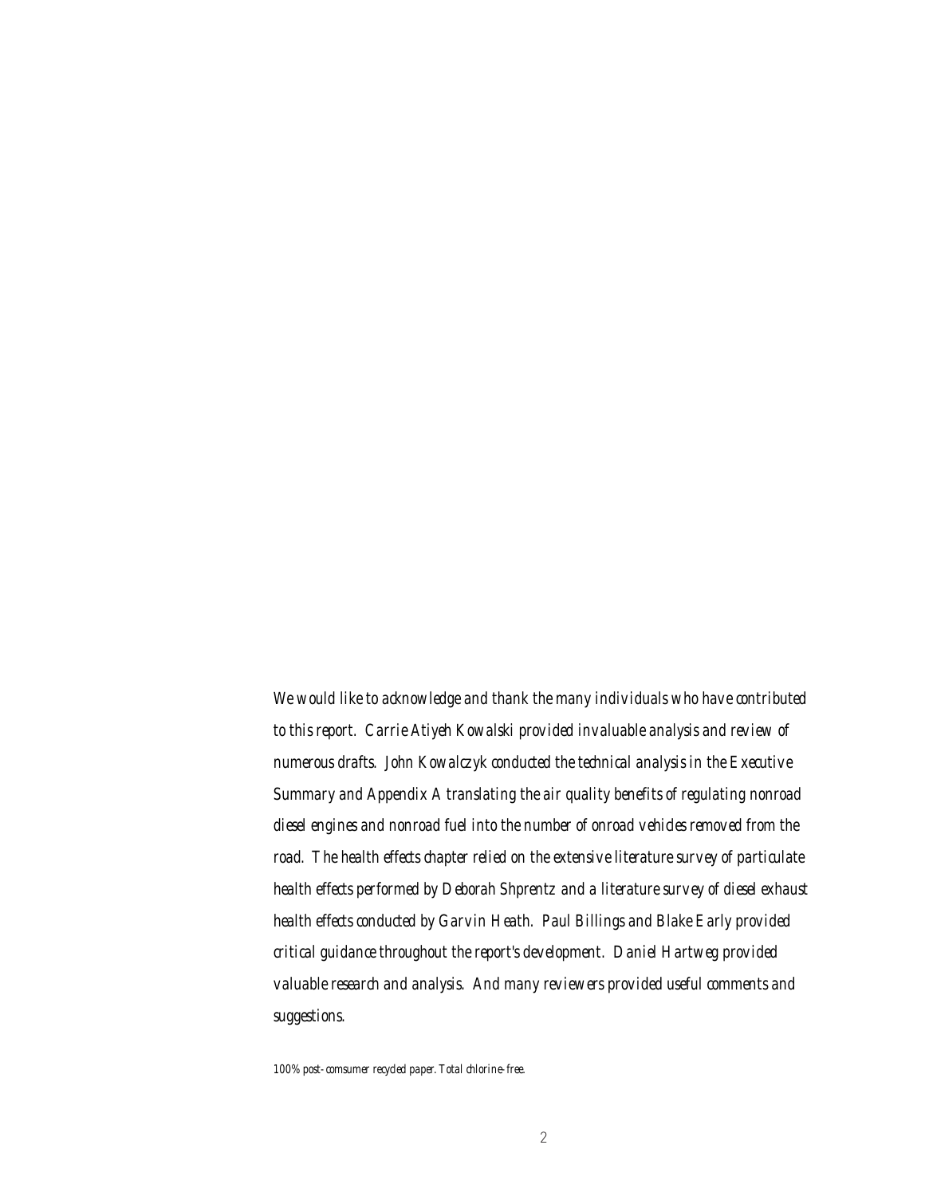*We would like to acknowledge and thank the many individuals who have contributed to this report. Carrie Atiyeh Kowalski provided invaluable analysis and review of numerous drafts. John Kowalczyk conducted the technical analysis in the Executive Summary and Appendix A translating the air quality benefits of regulating nonroad diesel engines and nonroad fuel into the number of onroad vehicles removed from the road. The health effects chapter relied on the extensive literature survey of particulate health effects performed by Deborah Shprentz and a literature survey of diesel exhaust health effects conducted by Garvin Heath. Paul Billings and Blake Early provided critical guidance throughout the report's development. Daniel Hartweg provided valuable research and analysis. And many reviewers provided useful comments and suggestions.*

*100% post-comsumer recycled paper. Total chlorine-free.*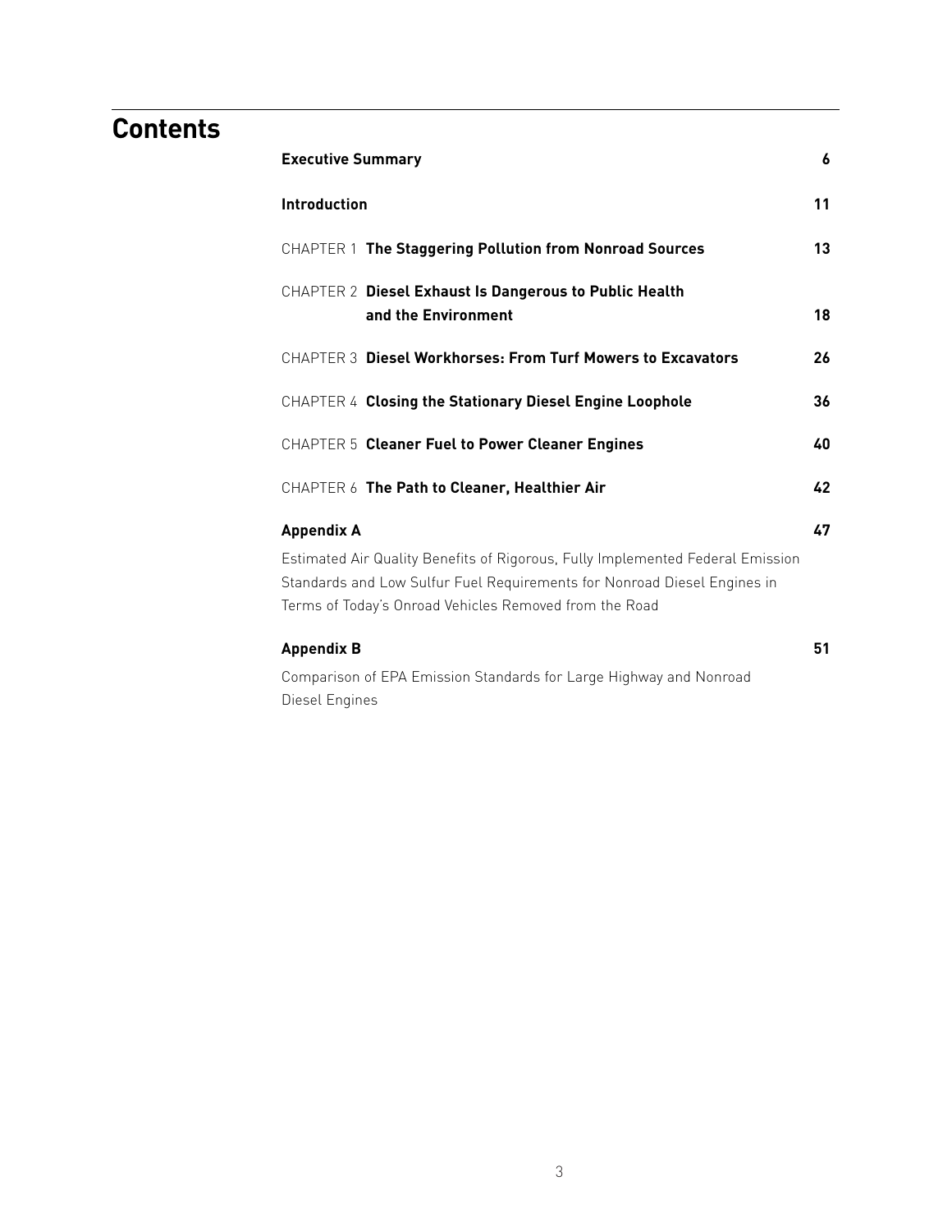# Contents

| | |
|---|---|
| **Executive Summary** | **6** |
| **Introduction** | **11** |
| CHAPTER 1 **The Staggering Pollution from Nonroad Sources** | **13** |
| CHAPTER 2 **Diesel Exhaust Is Dangerous to Public Health and the Environment** | **18** |
| CHAPTER 3 **Diesel Workhorses: From Turf Mowers to Excavators** | **26** |
| CHAPTER 4 **Closing the Stationary Diesel Engine Loophole** | **36** |
| CHAPTER 5 **Cleaner Fuel to Power Cleaner Engines** | **40** |
| CHAPTER 6 **The Path to Cleaner, Healthier Air** | **42** |
| **Appendix A** <br> Estimated Air Quality Benefits of Rigorous, Fully Implemented Federal Emission Standards and Low Sulfur Fuel Requirements for Nonroad Diesel Engines in Terms of Today's Onroad Vehicles Removed from the Road | **47** |
| **Appendix B** <br> Comparison of EPA Emission Standards for Large Highway and Nonroad Diesel Engines | **51** |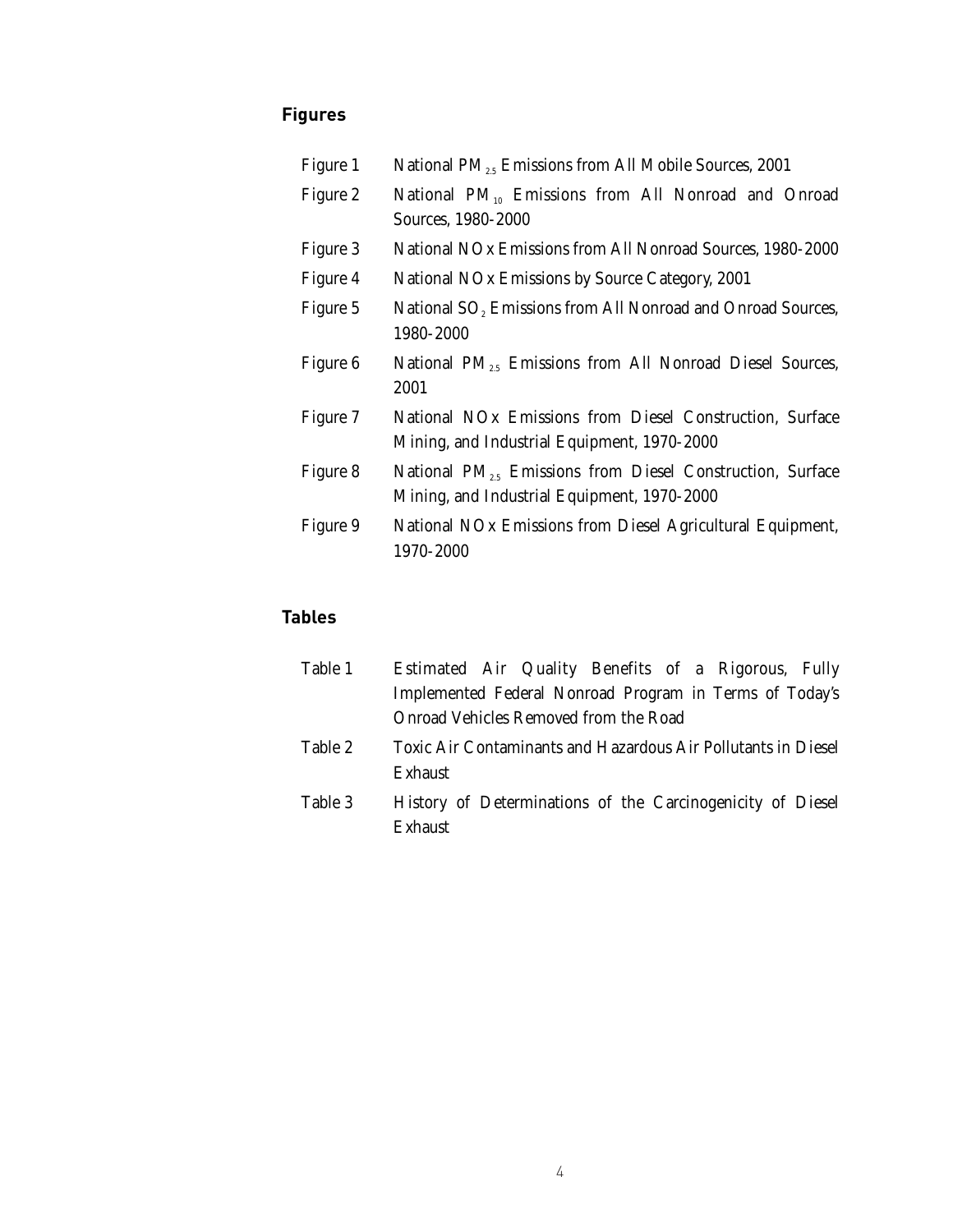## Figures

| | |
|---|---|
| Figure 1 | National $PM_{2.5}$ Emissions from All Mobile Sources, 2001 |
| Figure 2 | National $PM_{10}$ Emissions from All Nonroad and Onroad Sources, 1980-2000 |
| Figure 3 | National NOx Emissions from All Nonroad Sources, 1980-2000 |
| Figure 4 | National NOx Emissions by Source Category, 2001 |
| Figure 5 | National $SO_2$ Emissions from All Nonroad and Onroad Sources, 1980-2000 |
| Figure 6 | National $PM_{2.5}$ Emissions from All Nonroad Diesel Sources, 2001 |
| Figure 7 | National NOx Emissions from Diesel Construction, Surface Mining, and Industrial Equipment, 1970-2000 |
| Figure 8 | National $PM_{2.5}$ Emissions from Diesel Construction, Surface Mining, and Industrial Equipment, 1970-2000 |
| Figure 9 | National NOx Emissions from Diesel Agricultural Equipment, 1970-2000 |

## Tables

| | |
|---|---|
| Table 1 | Estimated Air Quality Benefits of a Rigorous, Fully Implemented Federal Nonroad Program in Terms of Today's Onroad Vehicles Removed from the Road |
| Table 2 | Toxic Air Contaminants and Hazardous Air Pollutants in Diesel Exhaust |
| Table 3 | History of Determinations of the Carcinogenicity of Diesel Exhaust |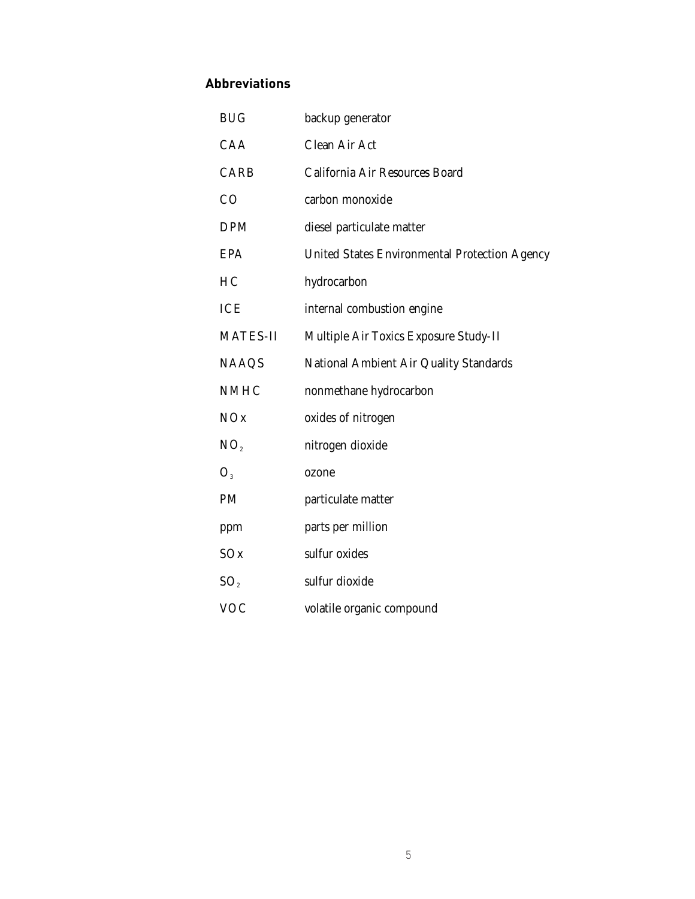## Abbreviations

| | |
|---|---|
| BUG | backup generator |
| CAA | Clean Air Act |
| CARB | California Air Resources Board |
| CO | carbon monoxide |
| DPM | diesel particulate matter |
| EPA | United States Environmental Protection Agency |
| HC | hydrocarbon |
| ICE | internal combustion engine |
| MATES-II | Multiple Air Toxics Exposure Study-II |
| NAAQS | National Ambient Air Quality Standards |
| NMHC | nonmethane hydrocarbon |
| NOx | oxides of nitrogen |
| $NO_2$ | nitrogen dioxide |
| $O_3$ | ozone |
| PM | particulate matter |
| ppm | parts per million |
| SOx | sulfur oxides |
| $SO_2$ | sulfur dioxide |
| VOC | volatile organic compound |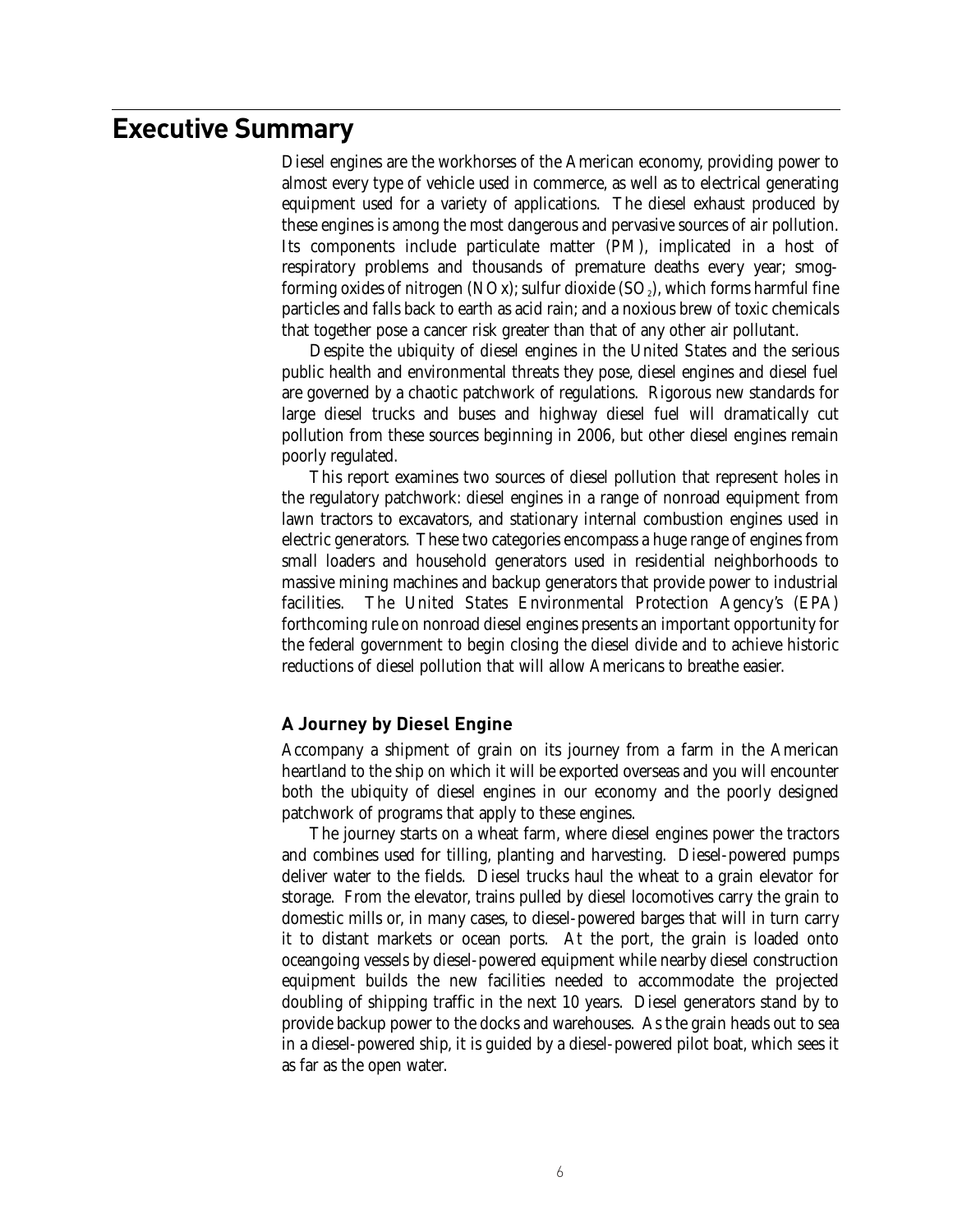# Executive Summary

Diesel engines are the workhorses of the American economy, providing power to almost every type of vehicle used in commerce, as well as to electrical generating equipment used for a variety of applications. The diesel exhaust produced by these engines is among the most dangerous and pervasive sources of air pollution. Its components include particulate matter (PM), implicated in a host of respiratory problems and thousands of premature deaths every year; smog-forming oxides of nitrogen (NOx); sulfur dioxide ($SO_2$), which forms harmful fine particles and falls back to earth as acid rain; and a noxious brew of toxic chemicals that together pose a cancer risk greater than that of any other air pollutant.

Despite the ubiquity of diesel engines in the United States and the serious public health and environmental threats they pose, diesel engines and diesel fuel are governed by a chaotic patchwork of regulations. Rigorous new standards for large diesel trucks and buses and highway diesel fuel will dramatically cut pollution from these sources beginning in 2006, but other diesel engines remain poorly regulated.

This report examines two sources of diesel pollution that represent holes in the regulatory patchwork: diesel engines in a range of nonroad equipment from lawn tractors to excavators, and stationary internal combustion engines used in electric generators. These two categories encompass a huge range of engines from small loaders and household generators used in residential neighborhoods to massive mining machines and backup generators that provide power to industrial facilities. The United States Environmental Protection Agency's (EPA) forthcoming rule on nonroad diesel engines presents an important opportunity for the federal government to begin closing the diesel divide and to achieve historic reductions of diesel pollution that will allow Americans to breathe easier.

### A Journey by Diesel Engine

Accompany a shipment of grain on its journey from a farm in the American heartland to the ship on which it will be exported overseas and you will encounter both the ubiquity of diesel engines in our economy and the poorly designed patchwork of programs that apply to these engines.

The journey starts on a wheat farm, where diesel engines power the tractors and combines used for tilling, planting and harvesting. Diesel-powered pumps deliver water to the fields. Diesel trucks haul the wheat to a grain elevator for storage. From the elevator, trains pulled by diesel locomotives carry the grain to domestic mills or, in many cases, to diesel-powered barges that will in turn carry it to distant markets or ocean ports. At the port, the grain is loaded onto oceangoing vessels by diesel-powered equipment while nearby diesel construction equipment builds the new facilities needed to accommodate the projected doubling of shipping traffic in the next 10 years. Diesel generators stand by to provide backup power to the docks and warehouses. As the grain heads out to sea in a diesel-powered ship, it is guided by a diesel-powered pilot boat, which sees it as far as the open water.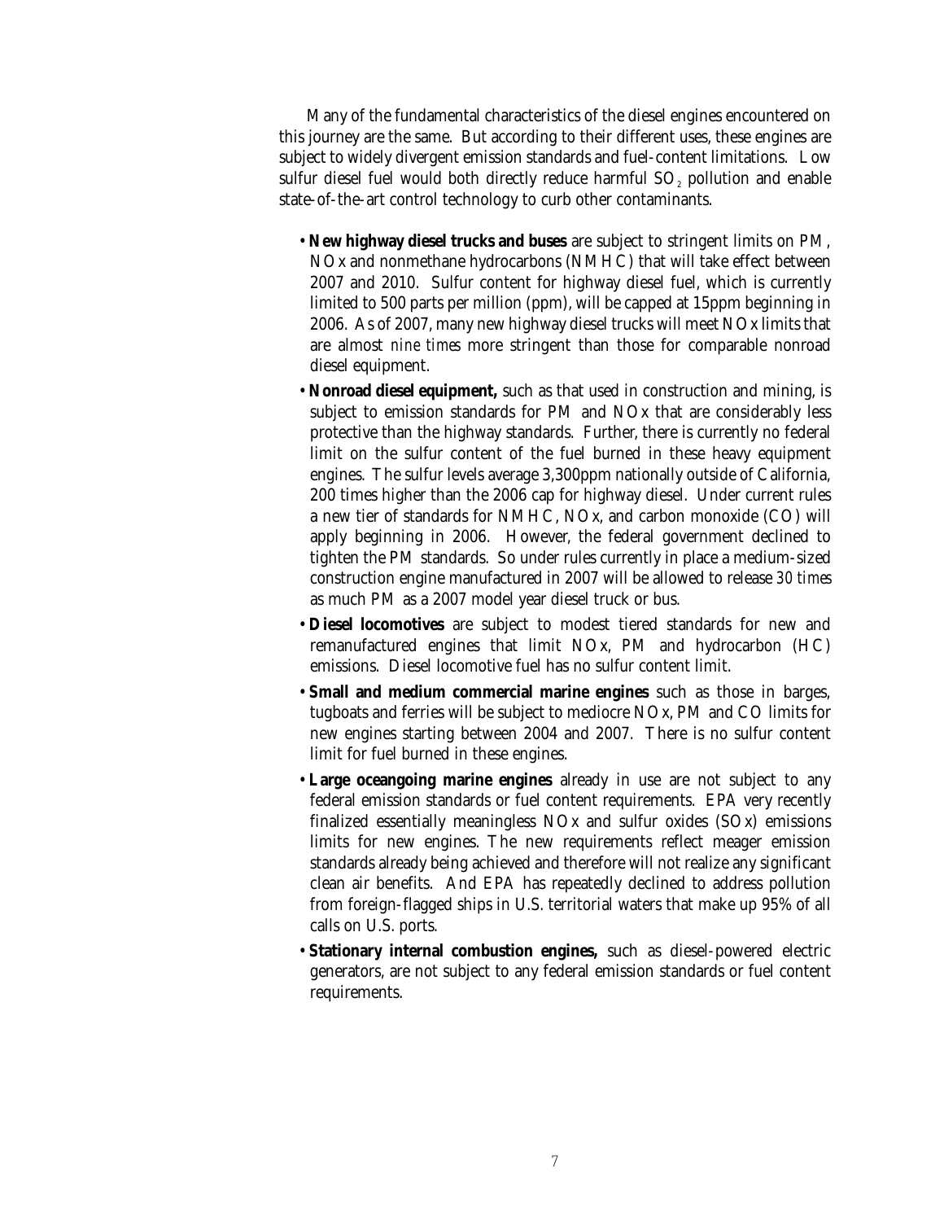Many of the fundamental characteristics of the diesel engines encountered on this journey are the same. But according to their different uses, these engines are subject to widely divergent emission standards and fuel-content limitations. Low sulfur diesel fuel would both directly reduce harmful $SO_2$ pollution and enable state-of-the-art control technology to curb other contaminants.

- **New highway diesel trucks and buses** are subject to stringent limits on PM, NOx and nonmethane hydrocarbons (NMHC) that will take effect between 2007 and 2010. Sulfur content for highway diesel fuel, which is currently limited to 500 parts per million (ppm), will be capped at 15ppm beginning in 2006. As of 2007, many new highway diesel trucks will meet NOx limits that are almost *nine times* more stringent than those for comparable nonroad diesel equipment.
- **Nonroad diesel equipment,** such as that used in construction and mining, is subject to emission standards for PM and NOx that are considerably less protective than the highway standards. Further, there is currently no federal limit on the sulfur content of the fuel burned in these heavy equipment engines. The sulfur levels average 3,300ppm nationally outside of California, 200 times higher than the 2006 cap for highway diesel. Under current rules a new tier of standards for NMHC, NOx, and carbon monoxide (CO) will apply beginning in 2006. However, the federal government declined to tighten the PM standards. So under rules currently in place a medium-sized construction engine manufactured in 2007 will be allowed to release *30 times* as much PM as a 2007 model year diesel truck or bus.
- **Diesel locomotives** are subject to modest tiered standards for new and remanufactured engines that limit NOx, PM and hydrocarbon (HC) emissions. Diesel locomotive fuel has no sulfur content limit.
- **Small and medium commercial marine engines** such as those in barges, tugboats and ferries will be subject to mediocre NOx, PM and CO limits for new engines starting between 2004 and 2007. There is no sulfur content limit for fuel burned in these engines.
- **Large oceangoing marine engines** already in use are not subject to any federal emission standards or fuel content requirements. EPA very recently finalized essentially meaningless NOx and sulfur oxides (SOx) emissions limits for new engines. The new requirements reflect meager emission standards already being achieved and therefore will not realize any significant clean air benefits. And EPA has repeatedly declined to address pollution from foreign-flagged ships in U.S. territorial waters that make up 95% of all calls on U.S. ports.
- **Stationary internal combustion engines,** such as diesel-powered electric generators, are not subject to any federal emission standards or fuel content requirements.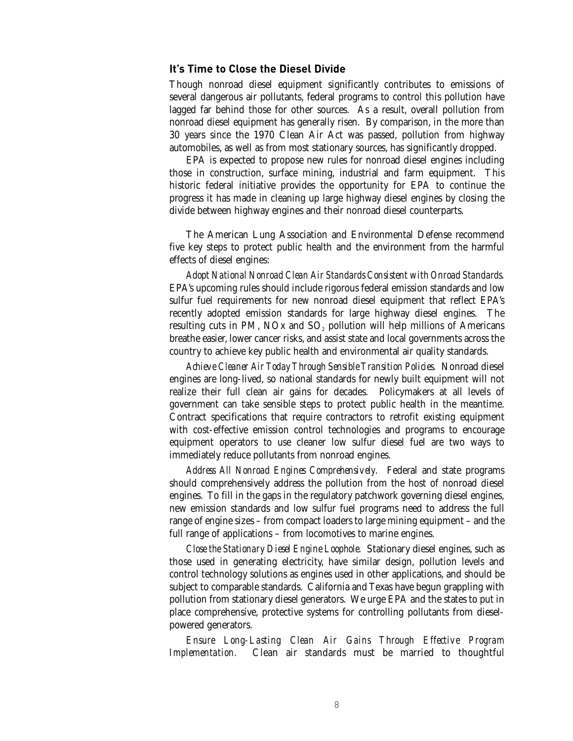## It's Time to Close the Diesel Divide

Though nonroad diesel equipment significantly contributes to emissions of several dangerous air pollutants, federal programs to control this pollution have lagged far behind those for other sources. As a result, overall pollution from nonroad diesel equipment has generally risen. By comparison, in the more than 30 years since the 1970 Clean Air Act was passed, pollution from highway automobiles, as well as from most stationary sources, has significantly dropped.

EPA is expected to propose new rules for nonroad diesel engines including those in construction, surface mining, industrial and farm equipment. This historic federal initiative provides the opportunity for EPA to continue the progress it has made in cleaning up large highway diesel engines by closing the divide between highway engines and their nonroad diesel counterparts.

The American Lung Association and Environmental Defense recommend five key steps to protect public health and the environment from the harmful effects of diesel engines:

*Adopt National Nonroad Clean Air Standards Consistent with Onroad Standards.* EPA's upcoming rules should include rigorous federal emission standards and low sulfur fuel requirements for new nonroad diesel equipment that reflect EPA's recently adopted emission standards for large highway diesel engines. The resulting cuts in PM, NOx and $SO_2$ pollution will help millions of Americans breathe easier, lower cancer risks, and assist state and local governments across the country to achieve key public health and environmental air quality standards.

*Achieve Cleaner Air Today Through Sensible Transition Policies.* Nonroad diesel engines are long-lived, so national standards for newly built equipment will not realize their full clean air gains for decades. Policymakers at all levels of government can take sensible steps to protect public health in the meantime. Contract specifications that require contractors to retrofit existing equipment with cost-effective emission control technologies and programs to encourage equipment operators to use cleaner low sulfur diesel fuel are two ways to immediately reduce pollutants from nonroad engines.

*Address All Nonroad Engines Comprehensively.* Federal and state programs should comprehensively address the pollution from the host of nonroad diesel engines. To fill in the gaps in the regulatory patchwork governing diesel engines, new emission standards and low sulfur fuel programs need to address the full range of engine sizes – from compact loaders to large mining equipment – and the full range of applications – from locomotives to marine engines.

*Close the Stationary Diesel Engine Loophole.* Stationary diesel engines, such as those used in generating electricity, have similar design, pollution levels and control technology solutions as engines used in other applications, and should be subject to comparable standards. California and Texas have begun grappling with pollution from stationary diesel generators. We urge EPA and the states to put in place comprehensive, protective systems for controlling pollutants from diesel-powered generators.

*Ensure Long-Lasting Clean Air Gains Through Effective Program Implementation.* Clean air standards must be married to thoughtful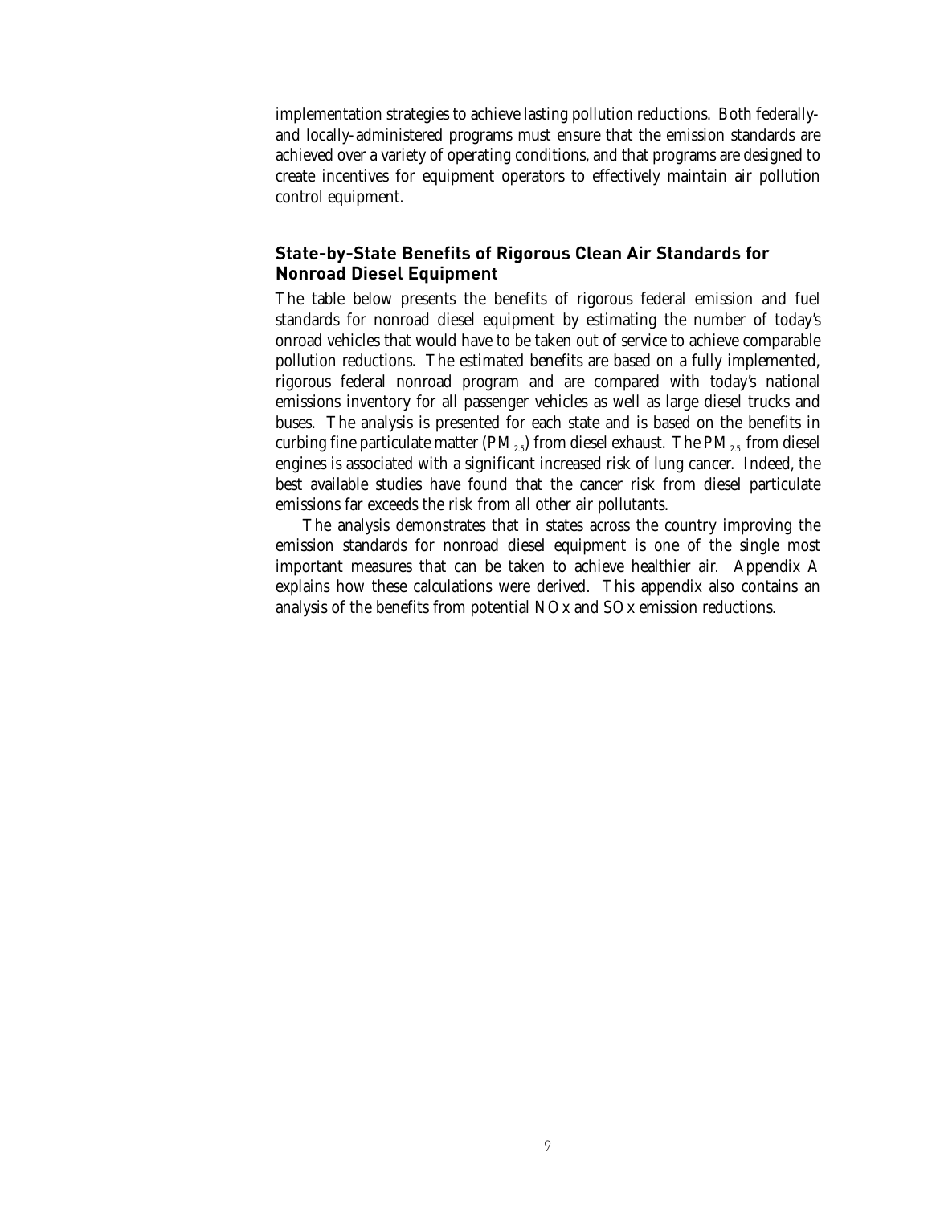implementation strategies to achieve lasting pollution reductions. Both federally- and locally-administered programs must ensure that the emission standards are achieved over a variety of operating conditions, and that programs are designed to create incentives for equipment operators to effectively maintain air pollution control equipment.

### State-by-State Benefits of Rigorous Clean Air Standards for Nonroad Diesel Equipment

The table below presents the benefits of rigorous federal emission and fuel standards for nonroad diesel equipment by estimating the number of today's onroad vehicles that would have to be taken out of service to achieve comparable pollution reductions. The estimated benefits are based on a fully implemented, rigorous federal nonroad program and are compared with today's national emissions inventory for all passenger vehicles as well as large diesel trucks and buses. The analysis is presented for each state and is based on the benefits in curbing fine particulate matter ($PM_{2.5}$) from diesel exhaust. The $PM_{2.5}$ from diesel engines is associated with a significant increased risk of lung cancer. Indeed, the best available studies have found that the cancer risk from diesel particulate emissions far exceeds the risk from all other air pollutants.

The analysis demonstrates that in states across the country improving the emission standards for nonroad diesel equipment is one of the single most important measures that can be taken to achieve healthier air. Appendix A explains how these calculations were derived. This appendix also contains an analysis of the benefits from potential NOx and SOx emission reductions.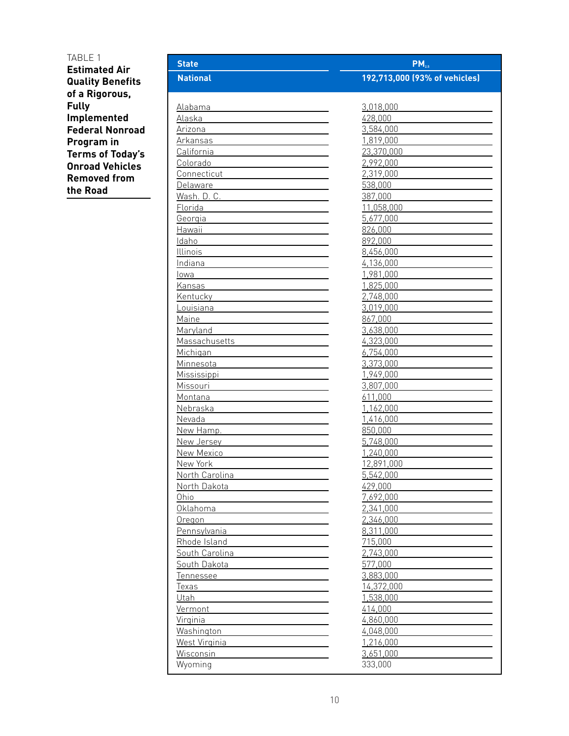TABLE 1

**Estimated Air Quality Benefits of a Rigorous, Fully Implemented Federal Nonroad Program in Terms of Today's Onroad Vehicles Removed from the Road**

| State | $PM_{2.5}$ |
|---|---|
| **National** | **192,713,000 (93% of vehicles)** |
| Alabama | 3,018,000 |
| Alaska | 428,000 |
| Arizona | 3,584,000 |
| Arkansas | 1,819,000 |
| California | 23,370,000 |
| Colorado | 2,992,000 |
| Connecticut | 2,319,000 |
| Delaware | 538,000 |
| Wash. D. C. | 387,000 |
| Florida | 11,058,000 |
| Georgia | 5,677,000 |
| Hawaii | 826,000 |
| Idaho | 892,000 |
| Illinois | 8,456,000 |
| Indiana | 4,136,000 |
| Iowa | 1,981,000 |
| Kansas | 1,825,000 |
| Kentucky | 2,748,000 |
| Louisiana | 3,019,000 |
| Maine | 867,000 |
| Maryland | 3,638,000 |
| Massachusetts | 4,323,000 |
| Michigan | 6,754,000 |
| Minnesota | 3,373,000 |
| Mississippi | 1,949,000 |
| Missouri | 3,807,000 |
| Montana | 611,000 |
| Nebraska | 1,162,000 |
| Nevada | 1,416,000 |
| New Hamp. | 850,000 |
| New Jersey | 5,748,000 |
| New Mexico | 1,240,000 |
| New York | 12,891,000 |
| North Carolina | 5,542,000 |
| North Dakota | 429,000 |
| Ohio | 7,692,000 |
| Oklahoma | 2,341,000 |
| Oregon | 2,346,000 |
| Pennsylvania | 8,311,000 |
| Rhode Island | 715,000 |
| South Carolina | 2,743,000 |
| South Dakota | 577,000 |
| Tennessee | 3,883,000 |
| Texas | 14,372,000 |
| Utah | 1,538,000 |
| Vermont | 414,000 |
| Virginia | 4,860,000 |
| Washington | 4,048,000 |
| West Virginia | 1,216,000 |
| Wisconsin | 3,651,000 |
| Wyoming | 333,000 |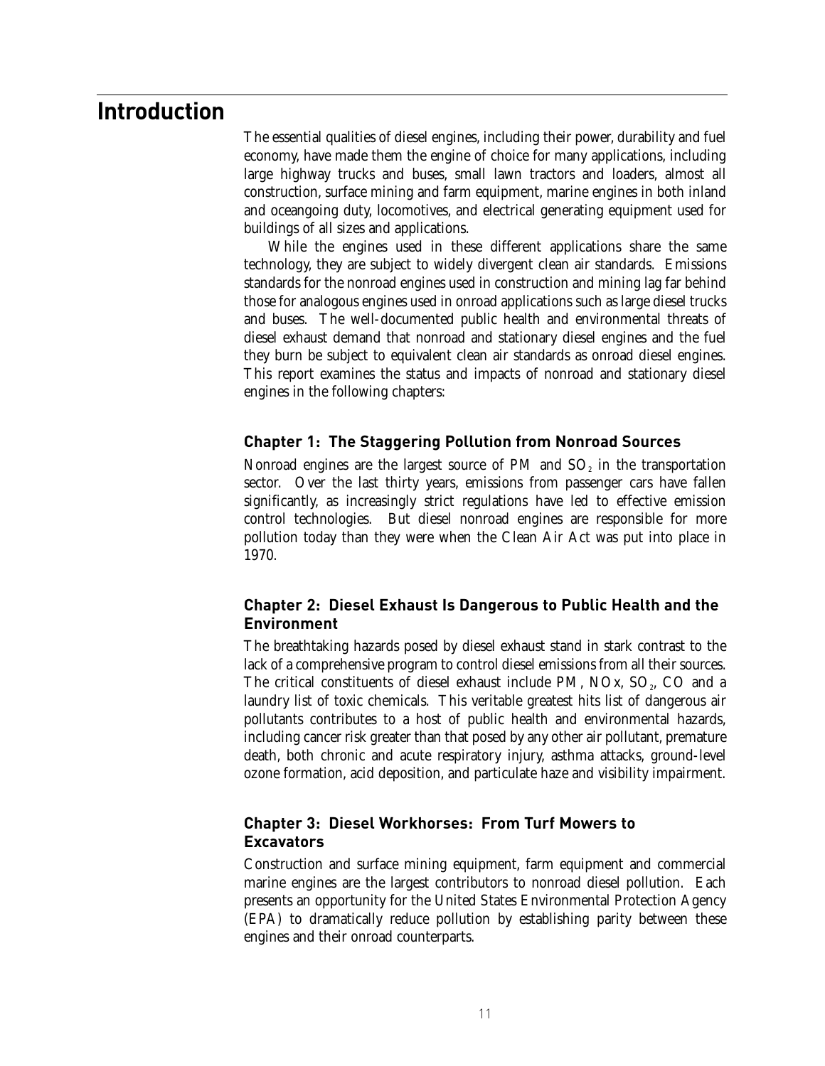# Introduction

The essential qualities of diesel engines, including their power, durability and fuel economy, have made them the engine of choice for many applications, including large highway trucks and buses, small lawn tractors and loaders, almost all construction, surface mining and farm equipment, marine engines in both inland and oceangoing duty, locomotives, and electrical generating equipment used for buildings of all sizes and applications.

While the engines used in these different applications share the same technology, they are subject to widely divergent clean air standards. Emissions standards for the nonroad engines used in construction and mining lag far behind those for analogous engines used in onroad applications such as large diesel trucks and buses. The well-documented public health and environmental threats of diesel exhaust demand that nonroad and stationary diesel engines and the fuel they burn be subject to equivalent clean air standards as onroad diesel engines. This report examines the status and impacts of nonroad and stationary diesel engines in the following chapters:

### Chapter 1: The Staggering Pollution from Nonroad Sources

Nonroad engines are the largest source of PM and $SO_2$ in the transportation sector. Over the last thirty years, emissions from passenger cars have fallen significantly, as increasingly strict regulations have led to effective emission control technologies. But diesel nonroad engines are responsible for more pollution today than they were when the Clean Air Act was put into place in 1970.

### Chapter 2: Diesel Exhaust Is Dangerous to Public Health and the Environment

The breathtaking hazards posed by diesel exhaust stand in stark contrast to the lack of a comprehensive program to control diesel emissions from all their sources. The critical constituents of diesel exhaust include PM, NOx, $SO_2$, CO and a laundry list of toxic chemicals. This veritable greatest hits list of dangerous air pollutants contributes to a host of public health and environmental hazards, including cancer risk greater than that posed by any other air pollutant, premature death, both chronic and acute respiratory injury, asthma attacks, ground-level ozone formation, acid deposition, and particulate haze and visibility impairment.

### Chapter 3: Diesel Workhorses: From Turf Mowers to Excavators

Construction and surface mining equipment, farm equipment and commercial marine engines are the largest contributors to nonroad diesel pollution. Each presents an opportunity for the United States Environmental Protection Agency (EPA) to dramatically reduce pollution by establishing parity between these engines and their onroad counterparts.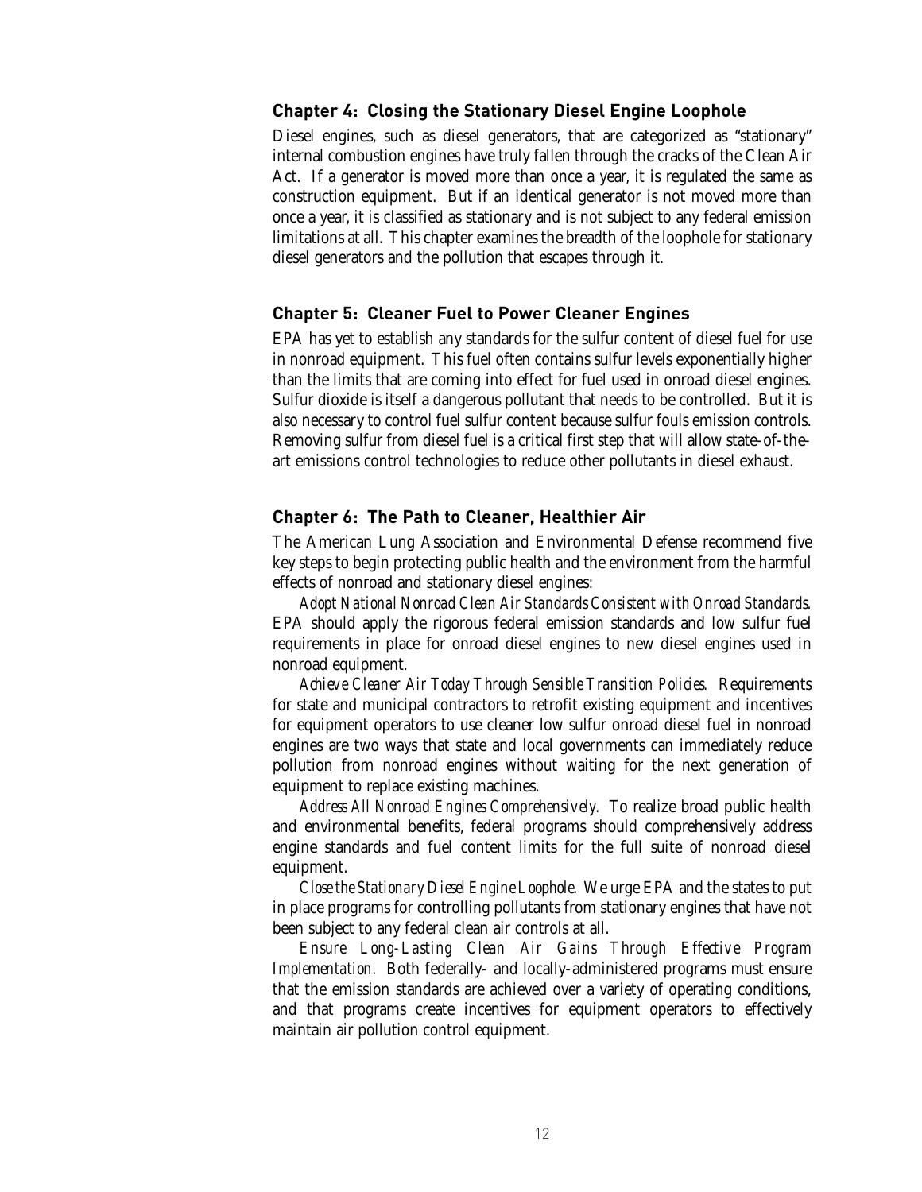### Chapter 4: Closing the Stationary Diesel Engine Loophole

Diesel engines, such as diesel generators, that are categorized as "stationary" internal combustion engines have truly fallen through the cracks of the Clean Air Act. If a generator is moved more than once a year, it is regulated the same as construction equipment. But if an identical generator is not moved more than once a year, it is classified as stationary and is not subject to any federal emission limitations at all. This chapter examines the breadth of the loophole for stationary diesel generators and the pollution that escapes through it.

### Chapter 5: Cleaner Fuel to Power Cleaner Engines

EPA has yet to establish any standards for the sulfur content of diesel fuel for use in nonroad equipment. This fuel often contains sulfur levels exponentially higher than the limits that are coming into effect for fuel used in onroad diesel engines. Sulfur dioxide is itself a dangerous pollutant that needs to be controlled. But it is also necessary to control fuel sulfur content because sulfur fouls emission controls. Removing sulfur from diesel fuel is a critical first step that will allow state-of-the-art emissions control technologies to reduce other pollutants in diesel exhaust.

### Chapter 6: The Path to Cleaner, Healthier Air

The American Lung Association and Environmental Defense recommend five key steps to begin protecting public health and the environment from the harmful effects of nonroad and stationary diesel engines:

*Adopt National Nonroad Clean Air Standards Consistent with Onroad Standards.* EPA should apply the rigorous federal emission standards and low sulfur fuel requirements in place for onroad diesel engines to new diesel engines used in nonroad equipment.

*Achieve Cleaner Air Today Through Sensible Transition Policies.* Requirements for state and municipal contractors to retrofit existing equipment and incentives for equipment operators to use cleaner low sulfur onroad diesel fuel in nonroad engines are two ways that state and local governments can immediately reduce pollution from nonroad engines without waiting for the next generation of equipment to replace existing machines.

*Address All Nonroad Engines Comprehensively.* To realize broad public health and environmental benefits, federal programs should comprehensively address engine standards and fuel content limits for the full suite of nonroad diesel equipment.

*Close the Stationary Diesel Engine Loophole.* We urge EPA and the states to put in place programs for controlling pollutants from stationary engines that have not been subject to any federal clean air controls at all.

*Ensure Long-Lasting Clean Air Gains Through Effective Program Implementation.* Both federally- and locally-administered programs must ensure that the emission standards are achieved over a variety of operating conditions, and that programs create incentives for equipment operators to effectively maintain air pollution control equipment.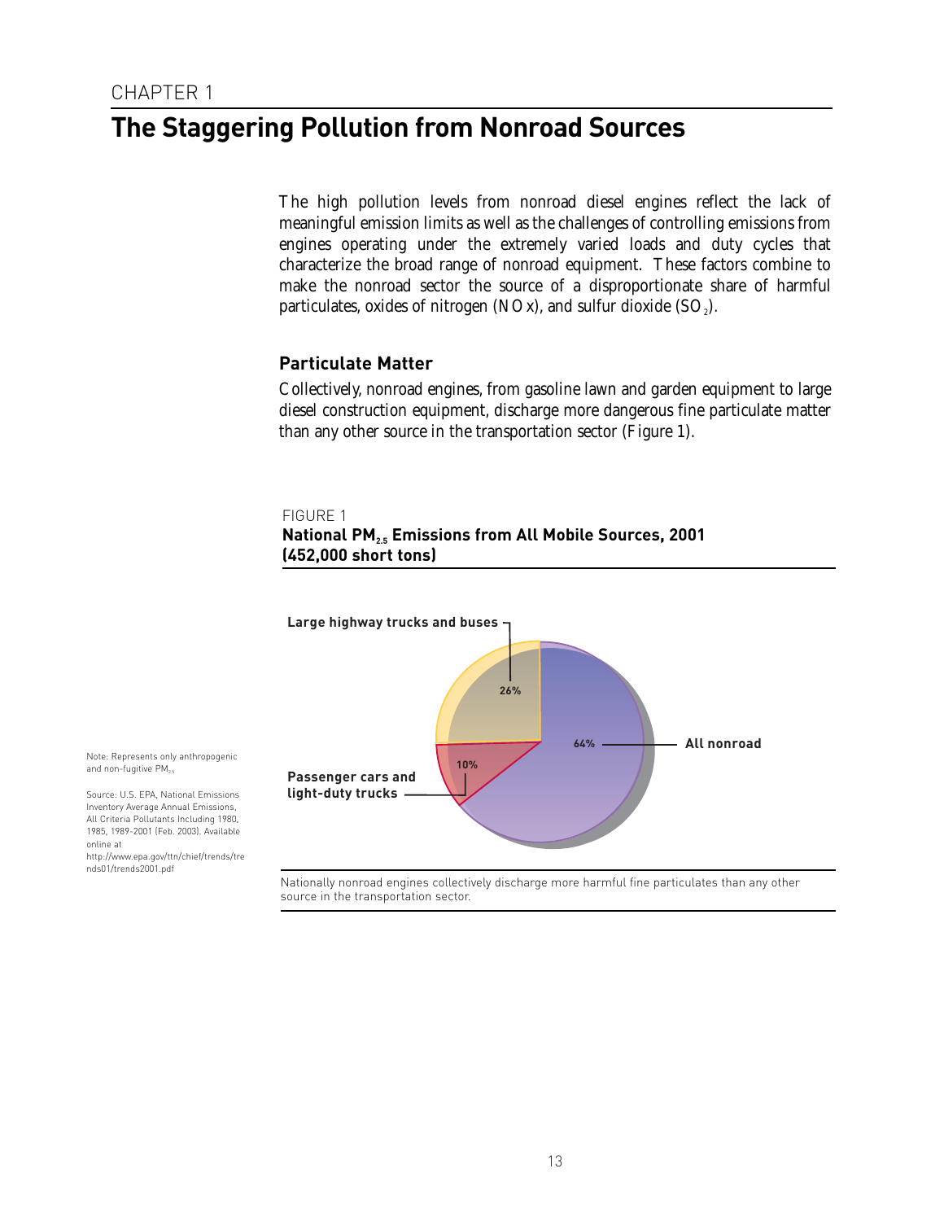CHAPTER 1

# The Staggering Pollution from Nonroad Sources

The high pollution levels from nonroad diesel engines reflect the lack of meaningful emission limits as well as the challenges of controlling emissions from engines operating under the extremely varied loads and duty cycles that characterize the broad range of nonroad equipment. These factors combine to make the nonroad sector the source of a disproportionate share of harmful particulates, oxides of nitrogen (NOx), and sulfur dioxide ($SO_2$).

## Particulate Matter

Collectively, nonroad engines, from gasoline lawn and garden equipment to large diesel construction equipment, discharge more dangerous fine particulate matter than any other source in the transportation sector (Figure 1).

FIGURE 1

**National $PM_{2.5}$ Emissions from All Mobile Sources, 2001 (452,000 short tons)**

Large highway trucks and buses: 26%

All nonroad: 64%

Passenger cars and light-duty trucks: 10%

Nationally nonroad engines collectively discharge more harmful fine particulates than any other source in the transportation sector.

Note: Represents only anthropogenic and non-fugitive $PM_{2.5}$

Source: U.S. EPA, National Emissions Inventory Average Annual Emissions, All Criteria Pollutants Including 1980, 1985, 1989-2001 (Feb. 2003). Available online at http://www.epa.gov/ttn/chief/trends/trends01/trends2001.pdf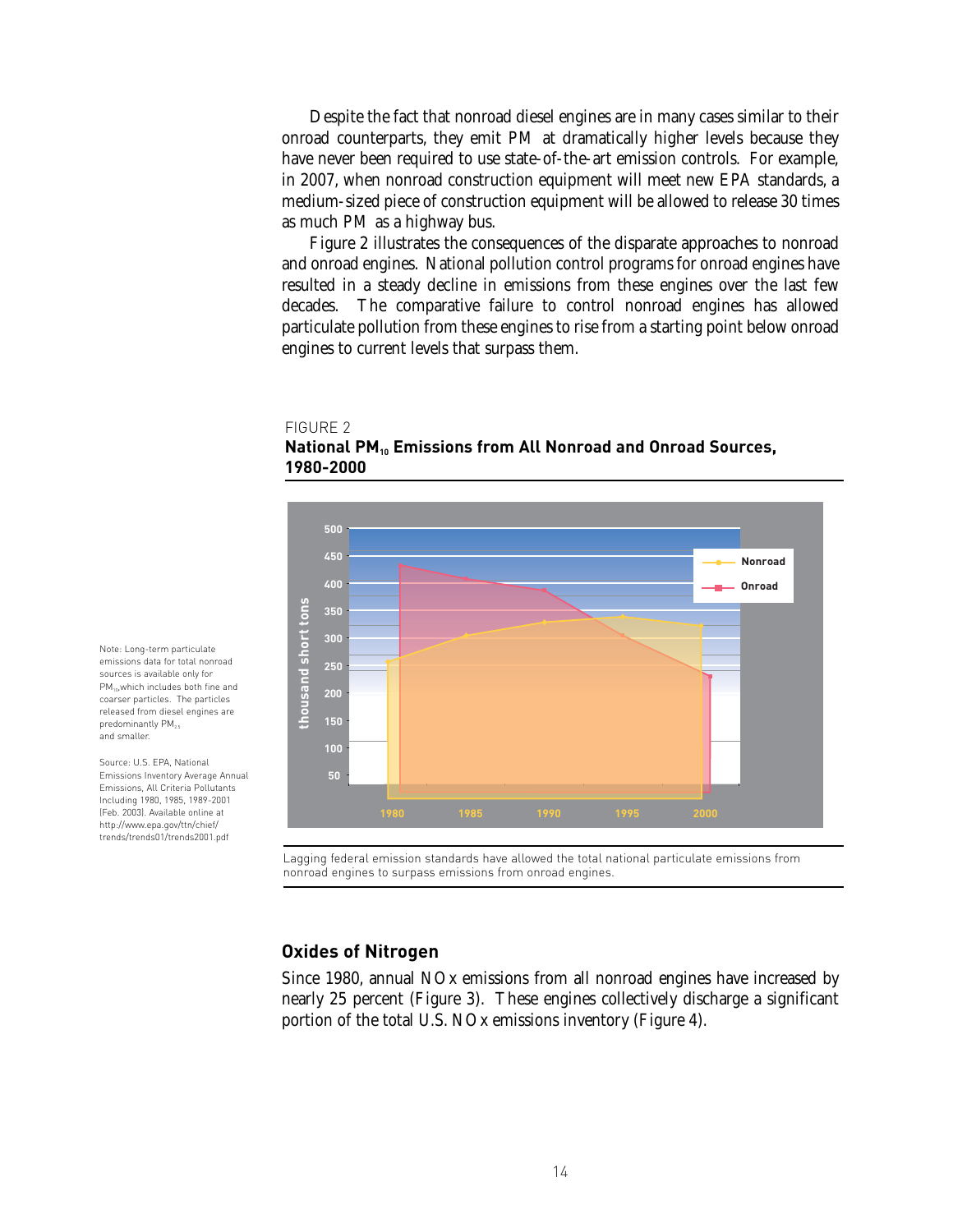Despite the fact that nonroad diesel engines are in many cases similar to their onroad counterparts, they emit PM at dramatically higher levels because they have never been required to use state-of-the-art emission controls. For example, in 2007, when nonroad construction equipment will meet new EPA standards, a medium-sized piece of construction equipment will be allowed to release 30 times as much PM as a highway bus.

Figure 2 illustrates the consequences of the disparate approaches to nonroad and onroad engines. National pollution control programs for onroad engines have resulted in a steady decline in emissions from these engines over the last few decades. The comparative failure to control nonroad engines has allowed particulate pollution from these engines to rise from a starting point below onroad engines to current levels that surpass them.

FIGURE 2

**National $PM_{10}$ Emissions from All Nonroad and Onroad Sources, 1980-2000**

Lagging federal emission standards have allowed the total national particulate emissions from nonroad engines to surpass emissions from onroad engines.

Note: Long-term particulate emissions data for total nonroad sources is available only for $PM_{10}$, which includes both fine and coarser particles. The particles released from diesel engines are predominantly $PM_{2.5}$ and smaller.

Source: U.S. EPA, National Emissions Inventory Average Annual Emissions, All Criteria Pollutants Including 1980, 1985, 1989-2001 (Feb. 2003). Available online at http://www.epa.gov/ttn/chief/trends/trends01/trends2001.pdf

## Oxides of Nitrogen

Since 1980, annual NOx emissions from all nonroad engines have increased by nearly 25 percent (Figure 3). These engines collectively discharge a significant portion of the total U.S. NOx emissions inventory (Figure 4).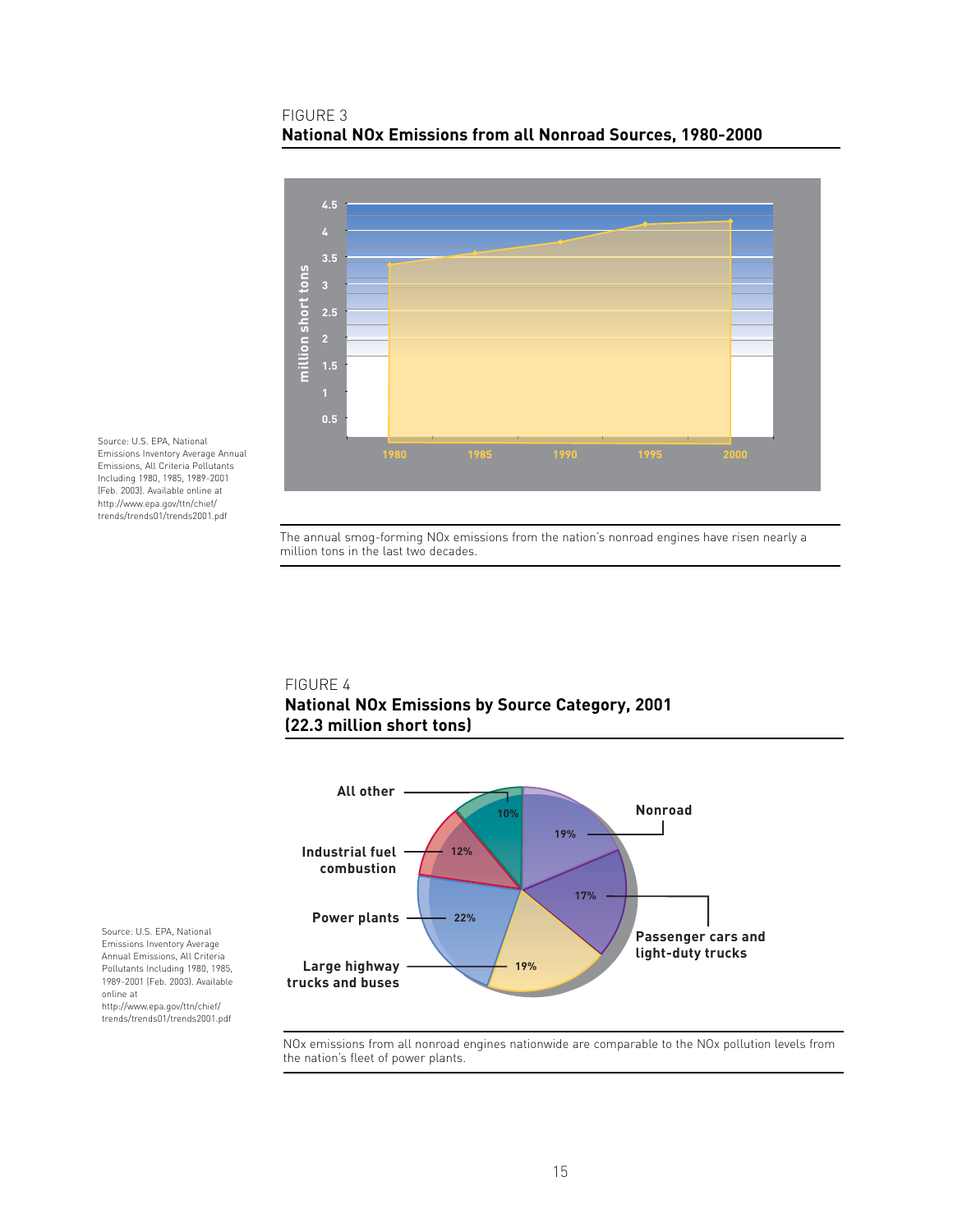FIGURE 3

**National NOx Emissions from all Nonroad Sources, 1980-2000**

Source: U.S. EPA, National Emissions Inventory Average Annual Emissions, All Criteria Pollutants Including 1980, 1985, 1989-2001 (Feb. 2003). Available online at http://www.epa.gov/ttn/chief/trends/trends01/trends2001.pdf

The annual smog-forming NOx emissions from the nation's nonroad engines have risen nearly a million tons in the last two decades.

FIGURE 4

**National NOx Emissions by Source Category, 2001 (22.3 million short tons)**

Source: U.S. EPA, National Emissions Inventory Average Annual Emissions, All Criteria Pollutants Including 1980, 1985, 1989-2001 (Feb. 2003). Available online at http://www.epa.gov/ttn/chief/trends/trends01/trends2001.pdf

NOx emissions from all nonroad engines nationwide are comparable to the NOx pollution levels from the nation's fleet of power plants.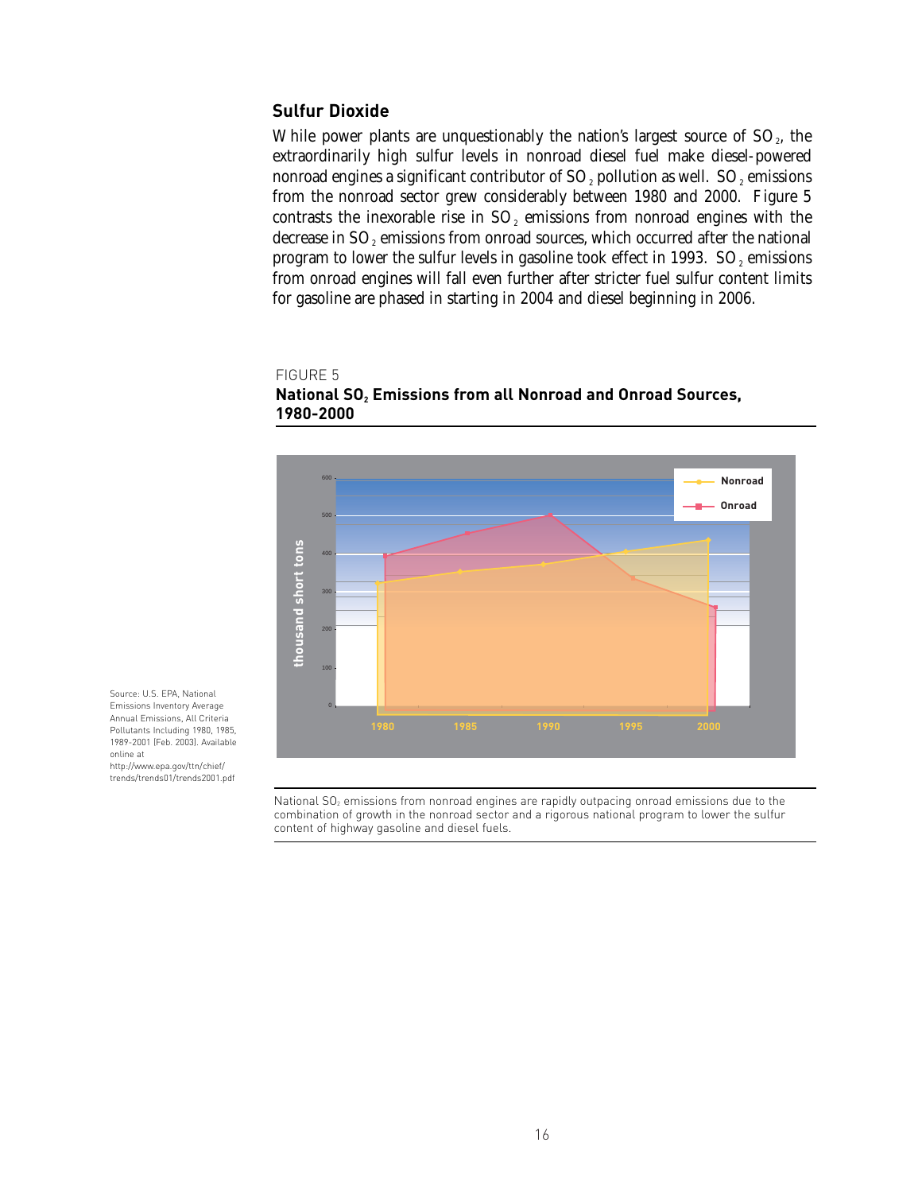## Sulfur Dioxide

While power plants are unquestionably the nation's largest source of $SO_2$, the extraordinarily high sulfur levels in nonroad diesel fuel make diesel-powered nonroad engines a significant contributor of $SO_2$ pollution as well. $SO_2$ emissions from the nonroad sector grew considerably between 1980 and 2000. Figure 5 contrasts the inexorable rise in $SO_2$ emissions from nonroad engines with the decrease in $SO_2$ emissions from onroad sources, which occurred after the national program to lower the sulfur levels in gasoline took effect in 1993. $SO_2$ emissions from onroad engines will fall even further after stricter fuel sulfur content limits for gasoline are phased in starting in 2004 and diesel beginning in 2006.

FIGURE 5

**National $SO_2$ Emissions from all Nonroad and Onroad Sources, 1980-2000**

Source: U.S. EPA, National Emissions Inventory Average Annual Emissions, All Criteria Pollutants Including 1980, 1985, 1989-2001 (Feb. 2003). Available online at http://www.epa.gov/ttn/chief/trends/trends01/trends2001.pdf

National $SO_2$ emissions from nonroad engines are rapidly outpacing onroad emissions due to the combination of growth in the nonroad sector and a rigorous national program to lower the sulfur content of highway gasoline and diesel fuels.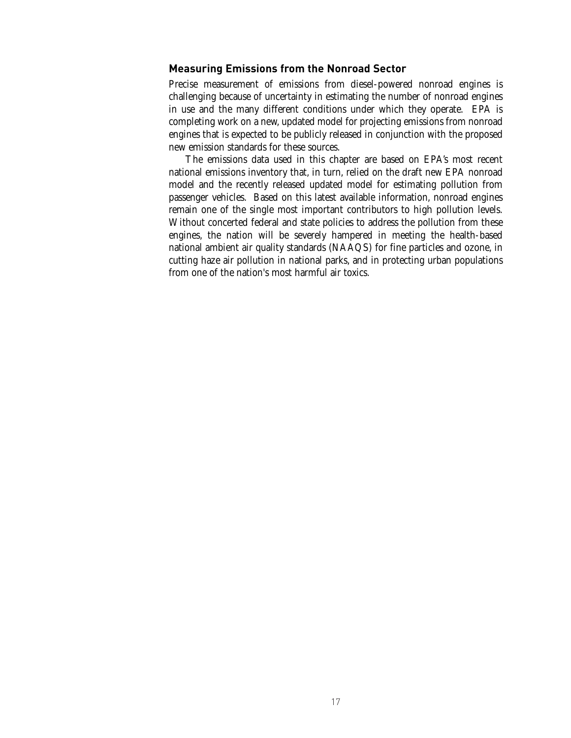### Measuring Emissions from the Nonroad Sector

Precise measurement of emissions from diesel-powered nonroad engines is challenging because of uncertainty in estimating the number of nonroad engines in use and the many different conditions under which they operate. EPA is completing work on a new, updated model for projecting emissions from nonroad engines that is expected to be publicly released in conjunction with the proposed new emission standards for these sources.

The emissions data used in this chapter are based on EPA's most recent national emissions inventory that, in turn, relied on the draft new EPA nonroad model and the recently released updated model for estimating pollution from passenger vehicles. Based on this latest available information, nonroad engines remain one of the single most important contributors to high pollution levels. Without concerted federal and state policies to address the pollution from these engines, the nation will be severely hampered in meeting the health-based national ambient air quality standards (NAAQS) for fine particles and ozone, in cutting haze air pollution in national parks, and in protecting urban populations from one of the nation's most harmful air toxics.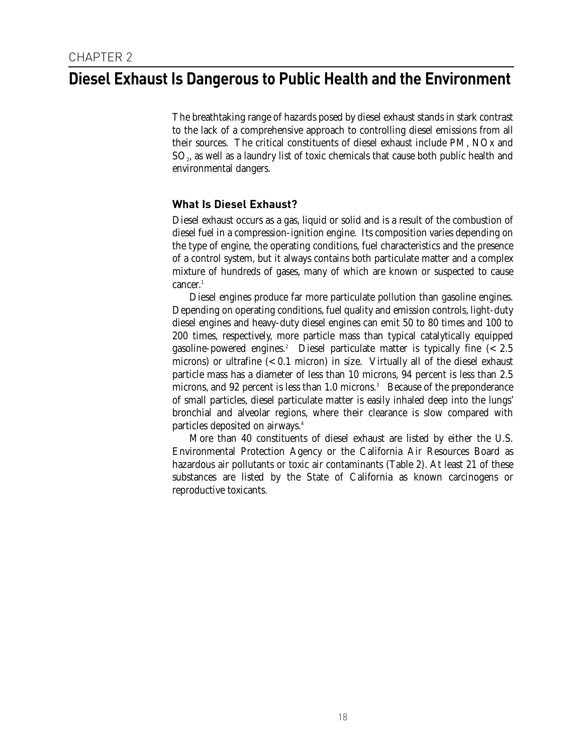CHAPTER 2

# Diesel Exhaust Is Dangerous to Public Health and the Environment

The breathtaking range of hazards posed by diesel exhaust stands in stark contrast to the lack of a comprehensive approach to controlling diesel emissions from all their sources. The critical constituents of diesel exhaust include PM, NOx and $SO_2$, as well as a laundry list of toxic chemicals that cause both public health and environmental dangers.

### What Is Diesel Exhaust?

Diesel exhaust occurs as a gas, liquid or solid and is a result of the combustion of diesel fuel in a compression-ignition engine. Its composition varies depending on the type of engine, the operating conditions, fuel characteristics and the presence of a control system, but it always contains both particulate matter and a complex mixture of hundreds of gases, many of which are known or suspected to cause cancer.[1]

Diesel engines produce far more particulate pollution than gasoline engines. Depending on operating conditions, fuel quality and emission controls, light-duty diesel engines and heavy-duty diesel engines can emit 50 to 80 times and 100 to 200 times, respectively, more particle mass than typical catalytically equipped gasoline-powered engines.[2] Diesel particulate matter is typically fine (< 2.5 microns) or ultrafine (< 0.1 micron) in size. Virtually all of the diesel exhaust particle mass has a diameter of less than 10 microns, 94 percent is less than 2.5 microns, and 92 percent is less than 1.0 microns.[3] Because of the preponderance of small particles, diesel particulate matter is easily inhaled deep into the lungs' bronchial and alveolar regions, where their clearance is slow compared with particles deposited on airways.[4]

More than 40 constituents of diesel exhaust are listed by either the U.S. Environmental Protection Agency or the California Air Resources Board as hazardous air pollutants or toxic air contaminants (Table 2). At least 21 of these substances are listed by the State of California as known carcinogens or reproductive toxicants.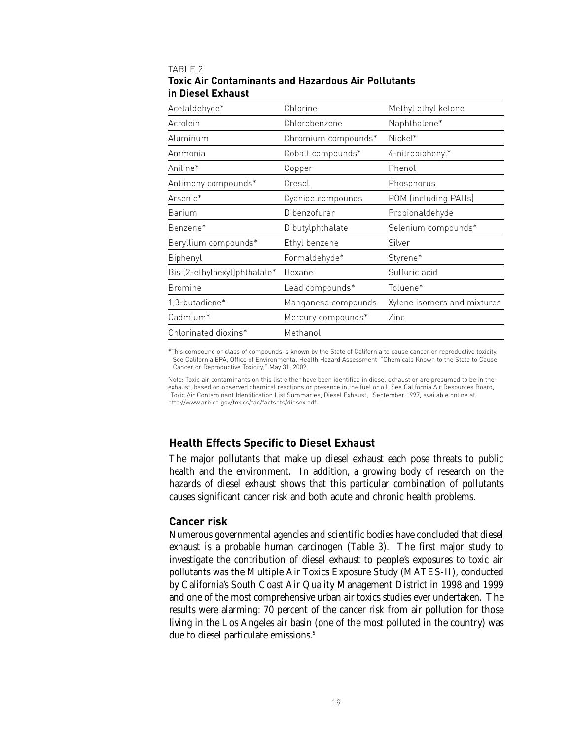TABLE 2

**Toxic Air Contaminants and Hazardous Air Pollutants in Diesel Exhaust**

| | | |
|---|---|---|
| Acetaldehyde* | Chlorine | Methyl ethyl ketone |
| Acrolein | Chlorobenzene | Naphthalene* |
| Aluminum | Chromium compounds* | Nickel* |
| Ammonia | Cobalt compounds* | 4-nitrobiphenyl* |
| Aniline* | Copper | Phenol |
| Antimony compounds* | Cresol | Phosphorus |
| Arsenic* | Cyanide compounds | POM (including PAHs) |
| Barium | Dibenzofuran | Propionaldehyde |
| Benzene* | Dibutylphthalate | Selenium compounds* |
| Beryllium compounds* | Ethyl benzene | Silver |
| Biphenyl | Formaldehyde* | Styrene* |
| Bis [2-ethylhexyl]phthalate* | Hexane | Sulfuric acid |
| Bromine | Lead compounds* | Toluene* |
| 1,3-butadiene* | Manganese compounds | Xylene isomers and mixtures |
| Cadmium* | Mercury compounds* | Zinc |
| Chlorinated dioxins* | Methanol | |

*This compound or class of compounds is known by the State of California to cause cancer or reproductive toxicity. See California EPA, Office of Environmental Health Hazard Assessment, "Chemicals Known to the State to Cause Cancer or Reproductive Toxicity," May 31, 2002.

Note: Toxic air contaminants on this list either have been identified in diesel exhaust or are presumed to be in the exhaust, based on observed chemical reactions or presence in the fuel or oil. See California Air Resources Board, "Toxic Air Contaminant Identification List Summaries, Diesel Exhaust," September 1997, available online at http://www.arb.ca.gov/toxics/tac/factshts/diesex.pdf.

## Health Effects Specific to Diesel Exhaust

The major pollutants that make up diesel exhaust each pose threats to public health and the environment. In addition, a growing body of research on the hazards of diesel exhaust shows that this particular combination of pollutants causes significant cancer risk and both acute and chronic health problems.

### Cancer risk

Numerous governmental agencies and scientific bodies have concluded that diesel exhaust is a probable human carcinogen (Table 3). The first major study to investigate the contribution of diesel exhaust to people's exposures to toxic air pollutants was the Multiple Air Toxics Exposure Study (MATES-II), conducted by California's South Coast Air Quality Management District in 1998 and 1999 and one of the most comprehensive urban air toxics studies ever undertaken. The results were alarming: 70 percent of the cancer risk from air pollution for those living in the Los Angeles air basin (one of the most polluted in the country) was due to diesel particulate emissions.[5]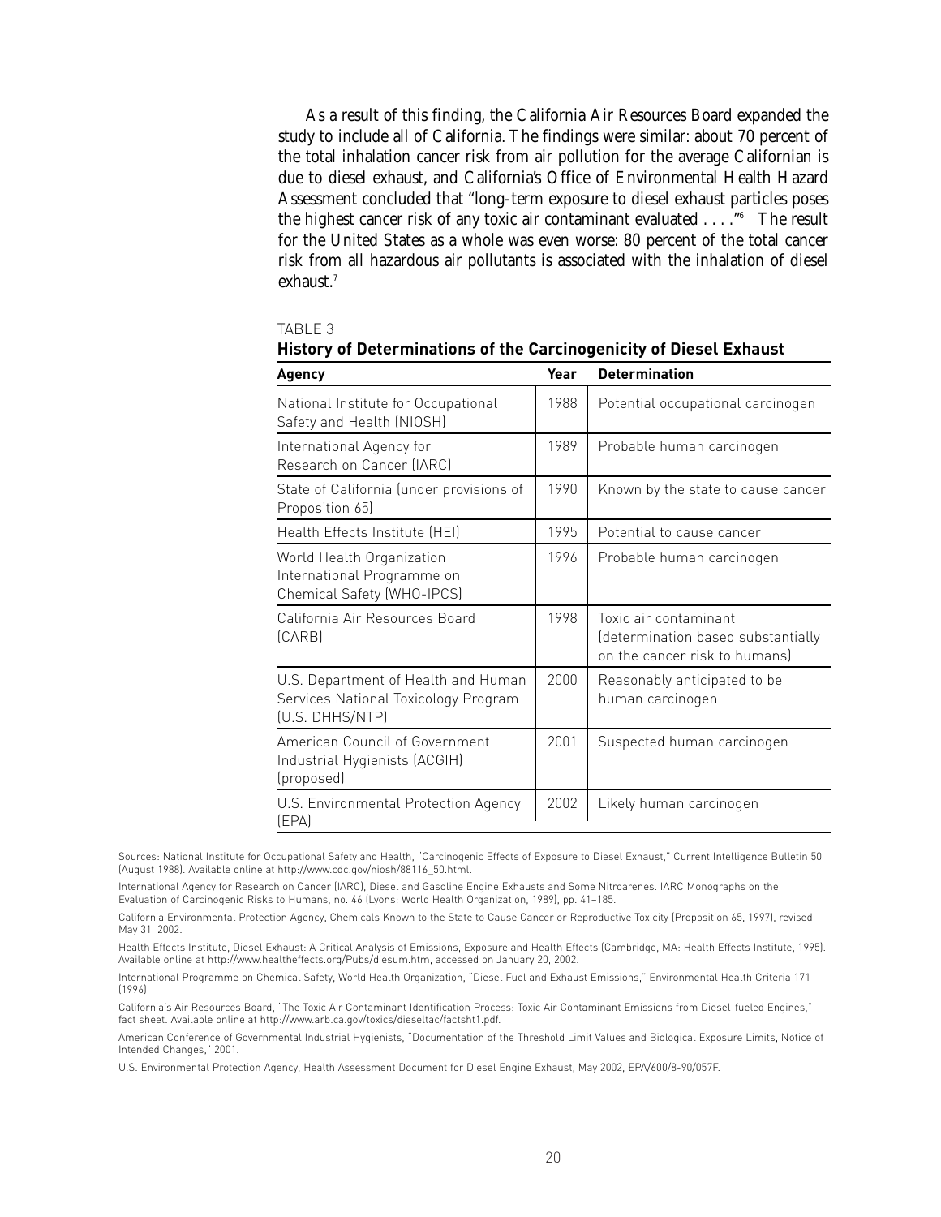As a result of this finding, the California Air Resources Board expanded the study to include all of California. The findings were similar: about 70 percent of the total inhalation cancer risk from air pollution for the average Californian is due to diesel exhaust, and California's Office of Environmental Health Hazard Assessment concluded that "long-term exposure to diesel exhaust particles poses the highest cancer risk of any toxic air contaminant evaluated . . . ."[6] The result for the United States as a whole was even worse: 80 percent of the total cancer risk from all hazardous air pollutants is associated with the inhalation of diesel exhaust.[7]

TABLE 3

**History of Determinations of the Carcinogenicity of Diesel Exhaust**

| Agency | Year | Determination |
|---|---|---|
| National Institute for Occupational Safety and Health (NIOSH) | 1988 | Potential occupational carcinogen |
| International Agency for Research on Cancer (IARC) | 1989 | Probable human carcinogen |
| State of California (under provisions of Proposition 65) | 1990 | Known by the state to cause cancer |
| Health Effects Institute (HEI) | 1995 | Potential to cause cancer |
| World Health Organization International Programme on Chemical Safety (WHO-IPCS) | 1996 | Probable human carcinogen |
| California Air Resources Board (CARB) | 1998 | Toxic air contaminant (determination based substantially on the cancer risk to humans) |
| U.S. Department of Health and Human Services National Toxicology Program (U.S. DHHS/NTP) | 2000 | Reasonably anticipated to be human carcinogen |
| American Council of Government Industrial Hygienists (ACGIH) (proposed) | 2001 | Suspected human carcinogen |
| U.S. Environmental Protection Agency (EPA) | 2002 | Likely human carcinogen |

Sources: National Institute for Occupational Safety and Health, "Carcinogenic Effects of Exposure to Diesel Exhaust," Current Intelligence Bulletin 50 (August 1988). Available online at http://www.cdc.gov/niosh/88116_50.html.

International Agency for Research on Cancer (IARC), Diesel and Gasoline Engine Exhausts and Some Nitroarenes. IARC Monographs on the Evaluation of Carcinogenic Risks to Humans, no. 46 (Lyons: World Health Organization, 1989), pp. 41–185.

California Environmental Protection Agency, Chemicals Known to the State to Cause Cancer or Reproductive Toxicity (Proposition 65, 1997), revised May 31, 2002.

Health Effects Institute, Diesel Exhaust: A Critical Analysis of Emissions, Exposure and Health Effects (Cambridge, MA: Health Effects Institute, 1995). Available online at http://www.healtheffects.org/Pubs/diesum.htm, accessed on January 20, 2002.

International Programme on Chemical Safety, World Health Organization, "Diesel Fuel and Exhaust Emissions," Environmental Health Criteria 171 (1996).

California's Air Resources Board, "The Toxic Air Contaminant Identification Process: Toxic Air Contaminant Emissions from Diesel-fueled Engines," fact sheet. Available online at http://www.arb.ca.gov/toxics/dieseltac/factsht1.pdf.

American Conference of Governmental Industrial Hygienists, "Documentation of the Threshold Limit Values and Biological Exposure Limits, Notice of Intended Changes," 2001.

U.S. Environmental Protection Agency, Health Assessment Document for Diesel Engine Exhaust, May 2002, EPA/600/8-90/057F.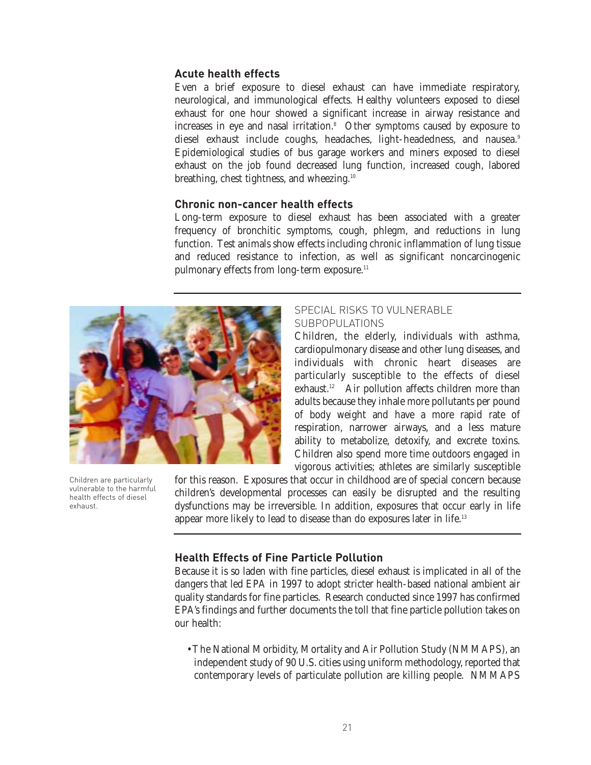### Acute health effects

Even a brief exposure to diesel exhaust can have immediate respiratory, neurological, and immunological effects. Healthy volunteers exposed to diesel exhaust for one hour showed a significant increase in airway resistance and increases in eye and nasal irritation.[8] Other symptoms caused by exposure to diesel exhaust include coughs, headaches, light-headedness, and nausea.[9] Epidemiological studies of bus garage workers and miners exposed to diesel exhaust on the job found decreased lung function, increased cough, labored breathing, chest tightness, and wheezing.[10]

### Chronic non-cancer health effects

Long-term exposure to diesel exhaust has been associated with a greater frequency of bronchitic symptoms, cough, phlegm, and reductions in lung function. Test animals show effects including chronic inflammation of lung tissue and reduced resistance to infection, as well as significant noncarcinogenic pulmonary effects from long-term exposure.[11]

---

SPECIAL RISKS TO VULNERABLE SUBPOPULATIONS

Children, the elderly, individuals with asthma, cardiopulmonary disease and other lung diseases, and individuals with chronic heart diseases are particularly susceptible to the effects of diesel exhaust.[12] Air pollution affects children more than adults because they inhale more pollutants per pound of body weight and have a more rapid rate of respiration, narrower airways, and a less mature ability to metabolize, detoxify, and excrete toxins. Children also spend more time outdoors engaged in vigorous activities; athletes are similarly susceptible for this reason. Exposures that occur in childhood are of special concern because children's developmental processes can easily be disrupted and the resulting dysfunctions may be irreversible. In addition, exposures that occur early in life appear more likely to lead to disease than do exposures later in life.[13]

Children are particularly vulnerable to the harmful health effects of diesel exhaust.

---

### Health Effects of Fine Particle Pollution

Because it is so laden with fine particles, diesel exhaust is implicated in all of the dangers that led EPA in 1997 to adopt stricter health-based national ambient air quality standards for fine particles. Research conducted since 1997 has confirmed EPA's findings and further documents the toll that fine particle pollution takes on our health:

- The National Morbidity, Mortality and Air Pollution Study (NMMAPS), an independent study of 90 U.S. cities using uniform methodology, reported that contemporary levels of particulate pollution are killing people. NMMAPS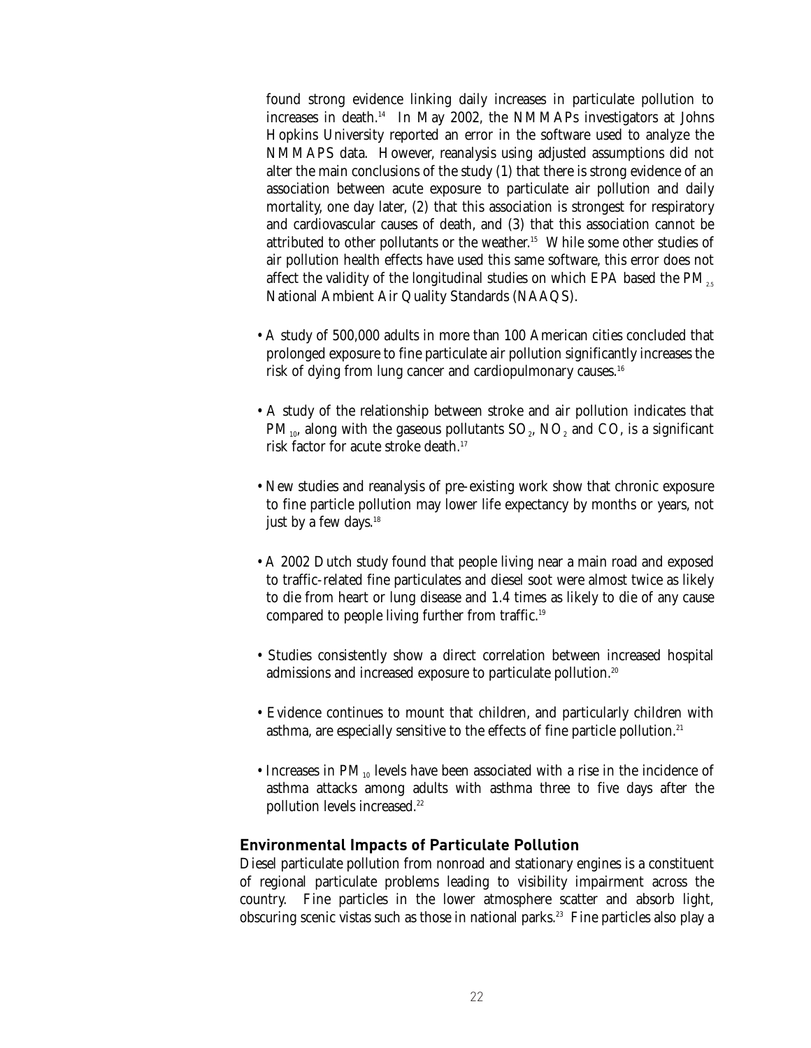found strong evidence linking daily increases in particulate pollution to increases in death.[14] In May 2002, the NMMAPs investigators at Johns Hopkins University reported an error in the software used to analyze the NMMAPS data. However, reanalysis using adjusted assumptions did not alter the main conclusions of the study (1) that there is strong evidence of an association between acute exposure to particulate air pollution and daily mortality, one day later, (2) that this association is strongest for respiratory and cardiovascular causes of death, and (3) that this association cannot be attributed to other pollutants or the weather.[15] While some other studies of air pollution health effects have used this same software, this error does not affect the validity of the longitudinal studies on which EPA based the $PM_{2.5}$ National Ambient Air Quality Standards (NAAQS).

- A study of 500,000 adults in more than 100 American cities concluded that prolonged exposure to fine particulate air pollution significantly increases the risk of dying from lung cancer and cardiopulmonary causes.[16]

- A study of the relationship between stroke and air pollution indicates that $PM_{10}$, along with the gaseous pollutants $SO_2$, $NO_2$ and CO, is a significant risk factor for acute stroke death.[17]

- New studies and reanalysis of pre-existing work show that chronic exposure to fine particle pollution may lower life expectancy by months or years, not just by a few days.[18]

- A 2002 Dutch study found that people living near a main road and exposed to traffic-related fine particulates and diesel soot were almost twice as likely to die from heart or lung disease and 1.4 times as likely to die of any cause compared to people living further from traffic.[19]

- Studies consistently show a direct correlation between increased hospital admissions and increased exposure to particulate pollution.[20]

- Evidence continues to mount that children, and particularly children with asthma, are especially sensitive to the effects of fine particle pollution.[21]

- Increases in $PM_{10}$ levels have been associated with a rise in the incidence of asthma attacks among adults with asthma three to five days after the pollution levels increased.[22]

### Environmental Impacts of Particulate Pollution

Diesel particulate pollution from nonroad and stationary engines is a constituent of regional particulate problems leading to visibility impairment across the country. Fine particles in the lower atmosphere scatter and absorb light, obscuring scenic vistas such as those in national parks.[23] Fine particles also play a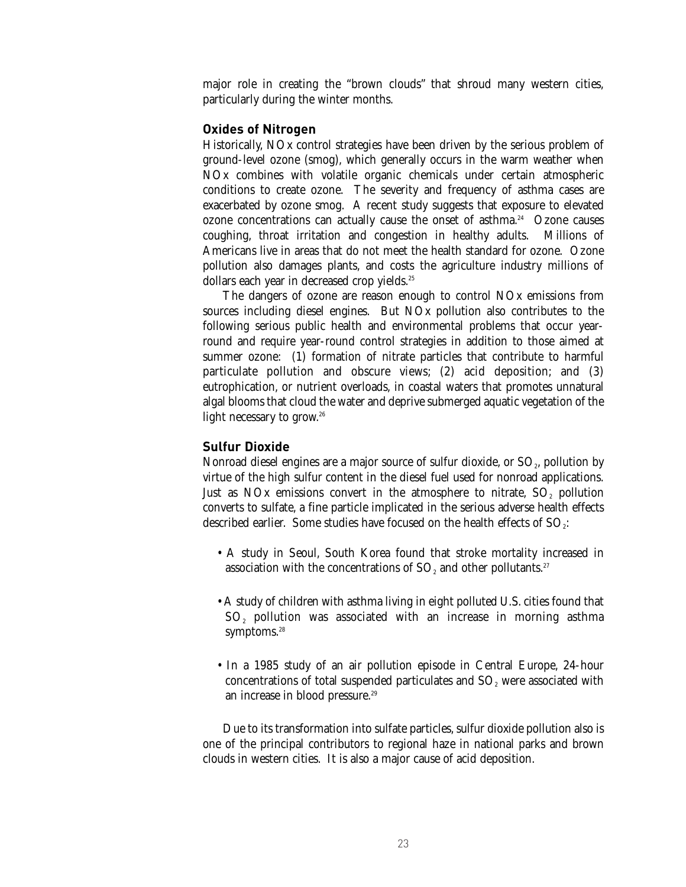major role in creating the "brown clouds" that shroud many western cities, particularly during the winter months.

### Oxides of Nitrogen

Historically, NOx control strategies have been driven by the serious problem of ground-level ozone (smog), which generally occurs in the warm weather when NOx combines with volatile organic chemicals under certain atmospheric conditions to create ozone. The severity and frequency of asthma cases are exacerbated by ozone smog. A recent study suggests that exposure to elevated ozone concentrations can actually cause the onset of asthma.[24] Ozone causes coughing, throat irritation and congestion in healthy adults. Millions of Americans live in areas that do not meet the health standard for ozone. Ozone pollution also damages plants, and costs the agriculture industry millions of dollars each year in decreased crop yields.[25]

The dangers of ozone are reason enough to control NOx emissions from sources including diesel engines. But NOx pollution also contributes to the following serious public health and environmental problems that occur year-round and require year-round control strategies in addition to those aimed at summer ozone: (1) formation of nitrate particles that contribute to harmful particulate pollution and obscure views; (2) acid deposition; and (3) eutrophication, or nutrient overloads, in coastal waters that promotes unnatural algal blooms that cloud the water and deprive submerged aquatic vegetation of the light necessary to grow.[26]

### Sulfur Dioxide

Nonroad diesel engines are a major source of sulfur dioxide, or $SO_2$, pollution by virtue of the high sulfur content in the diesel fuel used for nonroad applications. Just as NOx emissions convert in the atmosphere to nitrate, $SO_2$ pollution converts to sulfate, a fine particle implicated in the serious adverse health effects described earlier. Some studies have focused on the health effects of $SO_2$:

- A study in Seoul, South Korea found that stroke mortality increased in association with the concentrations of $SO_2$ and other pollutants.[27]
- A study of children with asthma living in eight polluted U.S. cities found that $SO_2$ pollution was associated with an increase in morning asthma symptoms.[28]
- In a 1985 study of an air pollution episode in Central Europe, 24-hour concentrations of total suspended particulates and $SO_2$ were associated with an increase in blood pressure.[29]

Due to its transformation into sulfate particles, sulfur dioxide pollution also is one of the principal contributors to regional haze in national parks and brown clouds in western cities. It is also a major cause of acid deposition.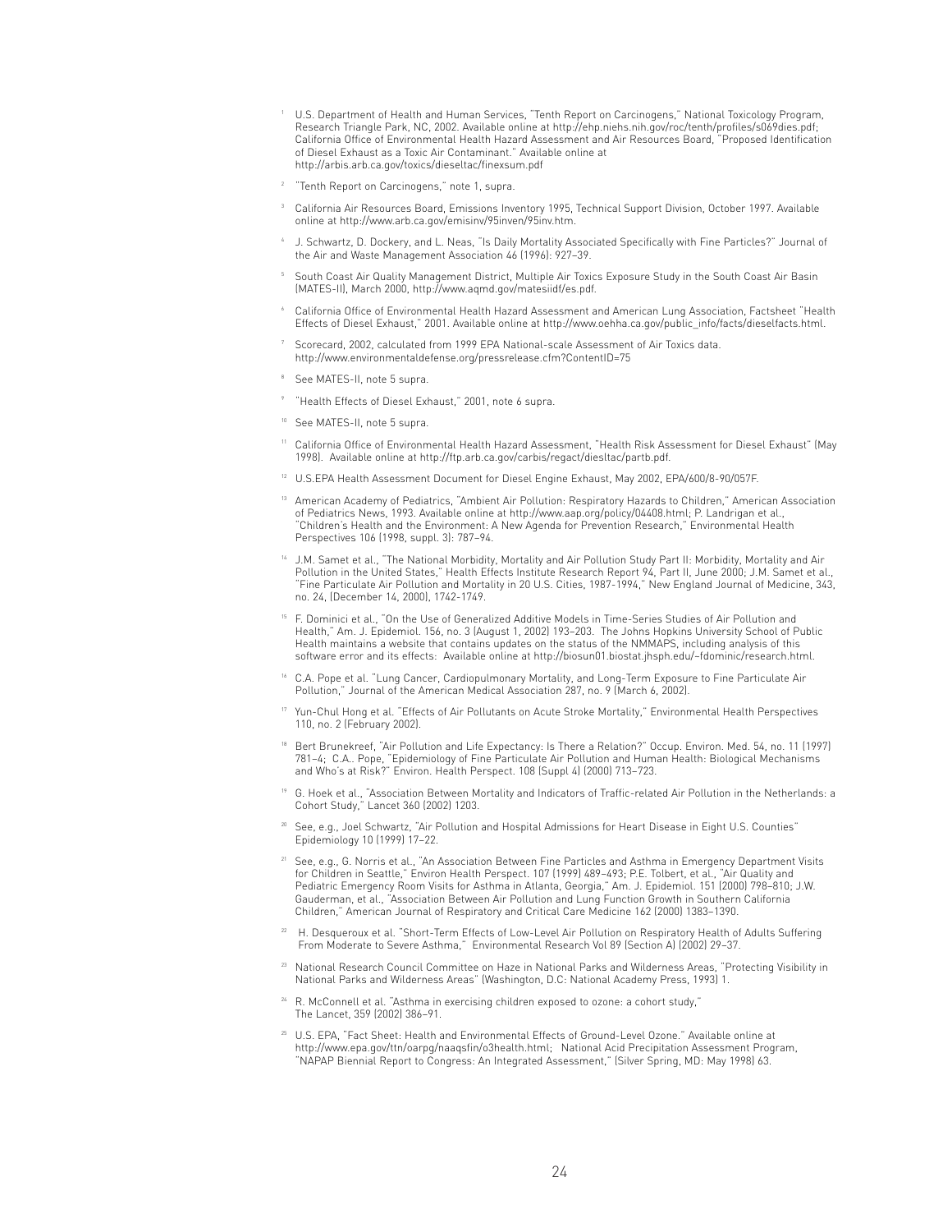1. U.S. Department of Health and Human Services, "Tenth Report on Carcinogens," National Toxicology Program, Research Triangle Park, NC, 2002. Available online at http://ehp.niehs.nih.gov/roc/tenth/profiles/s069dies.pdf; California Office of Environmental Health Hazard Assessment and Air Resources Board, "Proposed Identification of Diesel Exhaust as a Toxic Air Contaminant." Available online at http://arbis.arb.ca.gov/toxics/dieseltac/finexsum.pdf

2. "Tenth Report on Carcinogens," note 1, supra.

3. California Air Resources Board, Emissions Inventory 1995, Technical Support Division, October 1997. Available online at http://www.arb.ca.gov/emisinv/95inven/95inv.htm.

4. J. Schwartz, D. Dockery, and L. Neas, "Is Daily Mortality Associated Specifically with Fine Particles?" Journal of the Air and Waste Management Association 46 (1996): 927–39.

5. South Coast Air Quality Management District, Multiple Air Toxics Exposure Study in the South Coast Air Basin (MATES-II), March 2000, http://www.aqmd.gov/matesiidf/es.pdf.

6. California Office of Environmental Health Hazard Assessment and American Lung Association, Factsheet "Health Effects of Diesel Exhaust," 2001. Available online at http://www.oehha.ca.gov/public_info/facts/dieselfacts.html.

7. Scorecard, 2002, calculated from 1999 EPA National-scale Assessment of Air Toxics data. http://www.environmentaldefense.org/pressrelease.cfm?ContentID=75

8. See MATES-II, note 5 supra.

9. "Health Effects of Diesel Exhaust," 2001, note 6 supra.

10. See MATES-II, note 5 supra.

11. California Office of Environmental Health Hazard Assessment, "Health Risk Assessment for Diesel Exhaust" (May 1998). Available online at http://ftp.arb.ca.gov/carbis/regact/diesltac/partb.pdf.

12. U.S.EPA Health Assessment Document for Diesel Engine Exhaust, May 2002, EPA/600/8-90/057F.

13. American Academy of Pediatrics, "Ambient Air Pollution: Respiratory Hazards to Children," American Association of Pediatrics News, 1993. Available online at http://www.aap.org/policy/04408.html; P. Landrigan et al., "Children's Health and the Environment: A New Agenda for Prevention Research," Environmental Health Perspectives 106 (1998, suppl. 3): 787–94.

14. J.M. Samet et al., "The National Morbidity, Mortality and Air Pollution Study Part II: Morbidity, Mortality and Air Pollution in the United States," Health Effects Institute Research Report 94, Part II, June 2000; J.M. Samet et al., "Fine Particulate Air Pollution and Mortality in 20 U.S. Cities, 1987-1994," New England Journal of Medicine, 343, no. 24, (December 14, 2000), 1742-1749.

15. F. Dominici et al., "On the Use of Generalized Additive Models in Time-Series Studies of Air Pollution and Health," Am. J. Epidemiol. 156, no. 3 (August 1, 2002) 193–203. The Johns Hopkins University School of Public Health maintains a website that contains updates on the status of the NMMAPS, including analysis of this software error and its effects: Available online at http://biosun01.biostat.jhsph.edu/~fdominic/research.html.

16. C.A. Pope et al. "Lung Cancer, Cardiopulmonary Mortality, and Long-Term Exposure to Fine Particulate Air Pollution," Journal of the American Medical Association 287, no. 9 (March 6, 2002).

17. Yun-Chul Hong et al. "Effects of Air Pollutants on Acute Stroke Mortality," Environmental Health Perspectives 110, no. 2 (February 2002).

18. Bert Brunekreef, "Air Pollution and Life Expectancy: Is There a Relation?" Occup. Environ. Med. 54, no. 11 (1997) 781–4; C.A.. Pope, "Epidemiology of Fine Particulate Air Pollution and Human Health: Biological Mechanisms and Who's at Risk?" Environ. Health Perspect. 108 (Suppl 4) (2000) 713–723.

19. G. Hoek et al., "Association Between Mortality and Indicators of Traffic-related Air Pollution in the Netherlands: a Cohort Study," Lancet 360 (2002) 1203.

20. See, e.g., Joel Schwartz, "Air Pollution and Hospital Admissions for Heart Disease in Eight U.S. Counties" Epidemiology 10 (1999) 17–22.

21. See, e.g., G. Norris et al., "An Association Between Fine Particles and Asthma in Emergency Department Visits for Children in Seattle," Environ Health Perspect. 107 (1999) 489–493; P.E. Tolbert, et al., "Air Quality and Pediatric Emergency Room Visits for Asthma in Atlanta, Georgia," Am. J. Epidemiol. 151 (2000) 798–810; J.W. Gauderman, et al., "Association Between Air Pollution and Lung Function Growth in Southern California Children," American Journal of Respiratory and Critical Care Medicine 162 (2000) 1383–1390.

22. H. Desqueroux et al. "Short-Term Effects of Low-Level Air Pollution on Respiratory Health of Adults Suffering From Moderate to Severe Asthma," Environmental Research Vol 89 (Section A) (2002) 29–37.

23. National Research Council Committee on Haze in National Parks and Wilderness Areas, "Protecting Visibility in National Parks and Wilderness Areas" (Washington, D.C: National Academy Press, 1993) 1.

24. R. McConnell et al. "Asthma in exercising children exposed to ozone: a cohort study," The Lancet, 359 (2002) 386–91.

25. U.S. EPA, "Fact Sheet: Health and Environmental Effects of Ground-Level Ozone." Available online at http://www.epa.gov/ttn/oarpg/naaqsfin/o3health.html; National Acid Precipitation Assessment Program, "NAPAP Biennial Report to Congress: An Integrated Assessment," (Silver Spring, MD: May 1998) 63.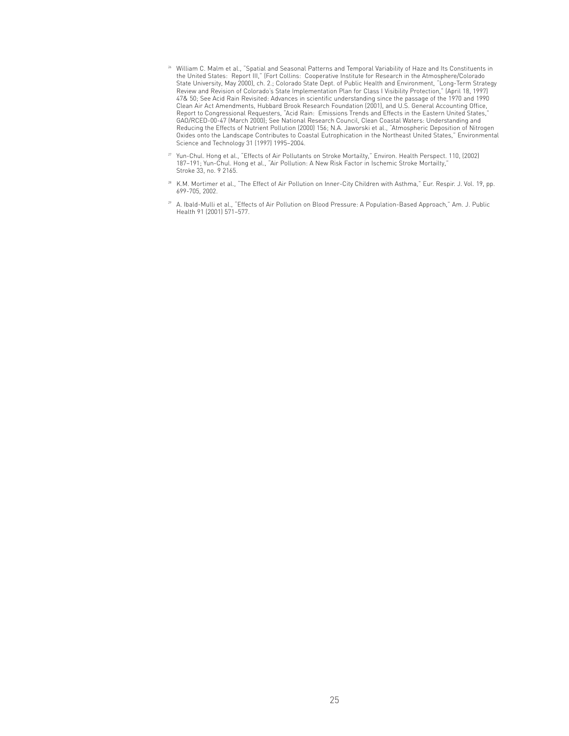[26] William C. Malm et al., "Spatial and Seasonal Patterns and Temporal Variability of Haze and Its Constituents in the United States: Report III," (Fort Collins: Cooperative Institute for Research in the Atmosphere/Colorado State University, May 2000), ch. 2.; Colorado State Dept. of Public Health and Environment, "Long-Term Strategy Review and Revision of Colorado's State Implementation Plan for Class I Visibility Protection," (April 18, 1997) 47& 50; See Acid Rain Revisited: Advances in scientific understanding since the passage of the 1970 and 1990 Clean Air Act Amendments, Hubbard Brook Research Foundation (2001), and U.S. General Accounting Office, Report to Congressional Requesters, "Acid Rain: Emissions Trends and Effects in the Eastern United States," GAO/RCED-00-47 (March 2000); See National Research Council, Clean Coastal Waters: Understanding and Reducing the Effects of Nutrient Pollution (2000) 156; N.A. Jaworski et al., "Atmospheric Deposition of Nitrogen Oxides onto the Landscape Contributes to Coastal Eutrophication in the Northeast United States," Environmental Science and Technology 31 (1997) 1995–2004.

[27] Yun-Chul. Hong et al., "Effects of Air Pollutants on Stroke Mortailty," Environ. Health Perspect. 110, (2002) 187–191; Yun-Chul. Hong et al., "Air Pollution: A New Risk Factor in Ischemic Stroke Mortailty," Stroke 33, no. 9 2165.

[28] K.M. Mortimer et al., "The Effect of Air Pollution on Inner-City Children with Asthma," Eur. Respir. J. Vol. 19, pp. 699-705, 2002.

[29] A. Ibald-Mulli et al., "Effects of Air Pollution on Blood Pressure: A Population-Based Approach," Am. J. Public Health 91 (2001) 571–577.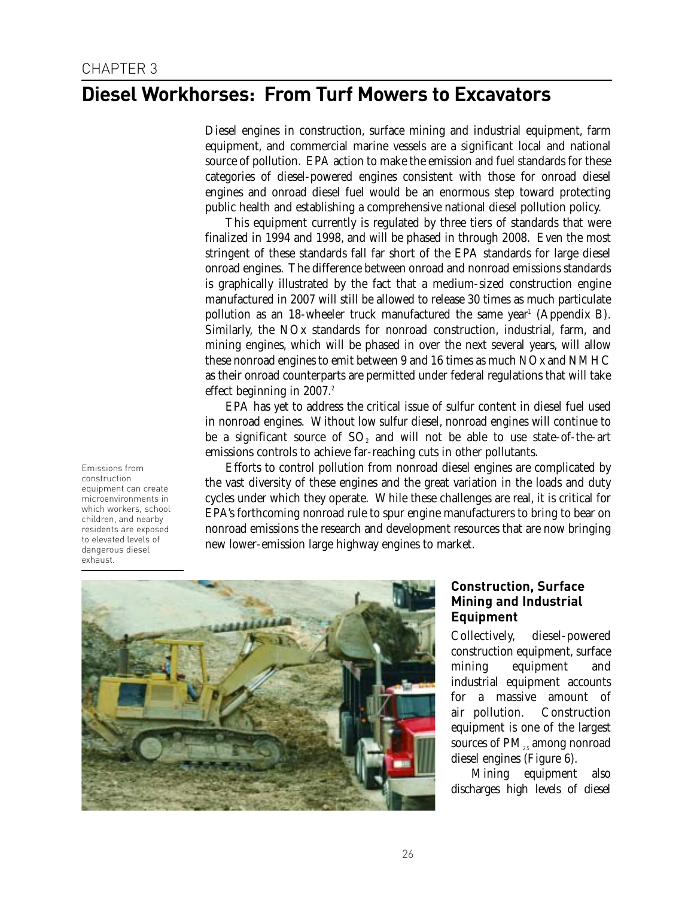CHAPTER 3

# Diesel Workhorses: From Turf Mowers to Excavators

Diesel engines in construction, surface mining and industrial equipment, farm equipment, and commercial marine vessels are a significant local and national source of pollution. EPA action to make the emission and fuel standards for these categories of diesel-powered engines consistent with those for onroad diesel engines and onroad diesel fuel would be an enormous step toward protecting public health and establishing a comprehensive national diesel pollution policy.

This equipment currently is regulated by three tiers of standards that were finalized in 1994 and 1998, and will be phased in through 2008. Even the most stringent of these standards fall far short of the EPA standards for large diesel onroad engines. The difference between onroad and nonroad emissions standards is graphically illustrated by the fact that a medium-sized construction engine manufactured in 2007 will still be allowed to release 30 times as much particulate pollution as an 18-wheeler truck manufactured the same year[1] (Appendix B). Similarly, the NOx standards for nonroad construction, industrial, farm, and mining engines, which will be phased in over the next several years, will allow these nonroad engines to emit between 9 and 16 times as much NOx and NMHC as their onroad counterparts are permitted under federal regulations that will take effect beginning in 2007.[2]

EPA has yet to address the critical issue of sulfur content in diesel fuel used in nonroad engines. Without low sulfur diesel, nonroad engines will continue to be a significant source of $SO_2$ and will not be able to use state-of-the-art emissions controls to achieve far-reaching cuts in other pollutants.

Efforts to control pollution from nonroad diesel engines are complicated by the vast diversity of these engines and the great variation in the loads and duty cycles under which they operate. While these challenges are real, it is critical for EPA's forthcoming nonroad rule to spur engine manufacturers to bring to bear on nonroad emissions the research and development resources that are now bringing new lower-emission large highway engines to market.

Emissions from construction equipment can create microenvironments in which workers, school children, and nearby residents are exposed to elevated levels of dangerous diesel exhaust.

### Construction, Surface Mining and Industrial Equipment

Collectively, diesel-powered construction equipment, surface mining equipment and industrial equipment accounts for a massive amount of air pollution. Construction equipment is one of the largest sources of $PM_{2.5}$ among nonroad diesel engines (Figure 6).

Mining equipment also discharges high levels of diesel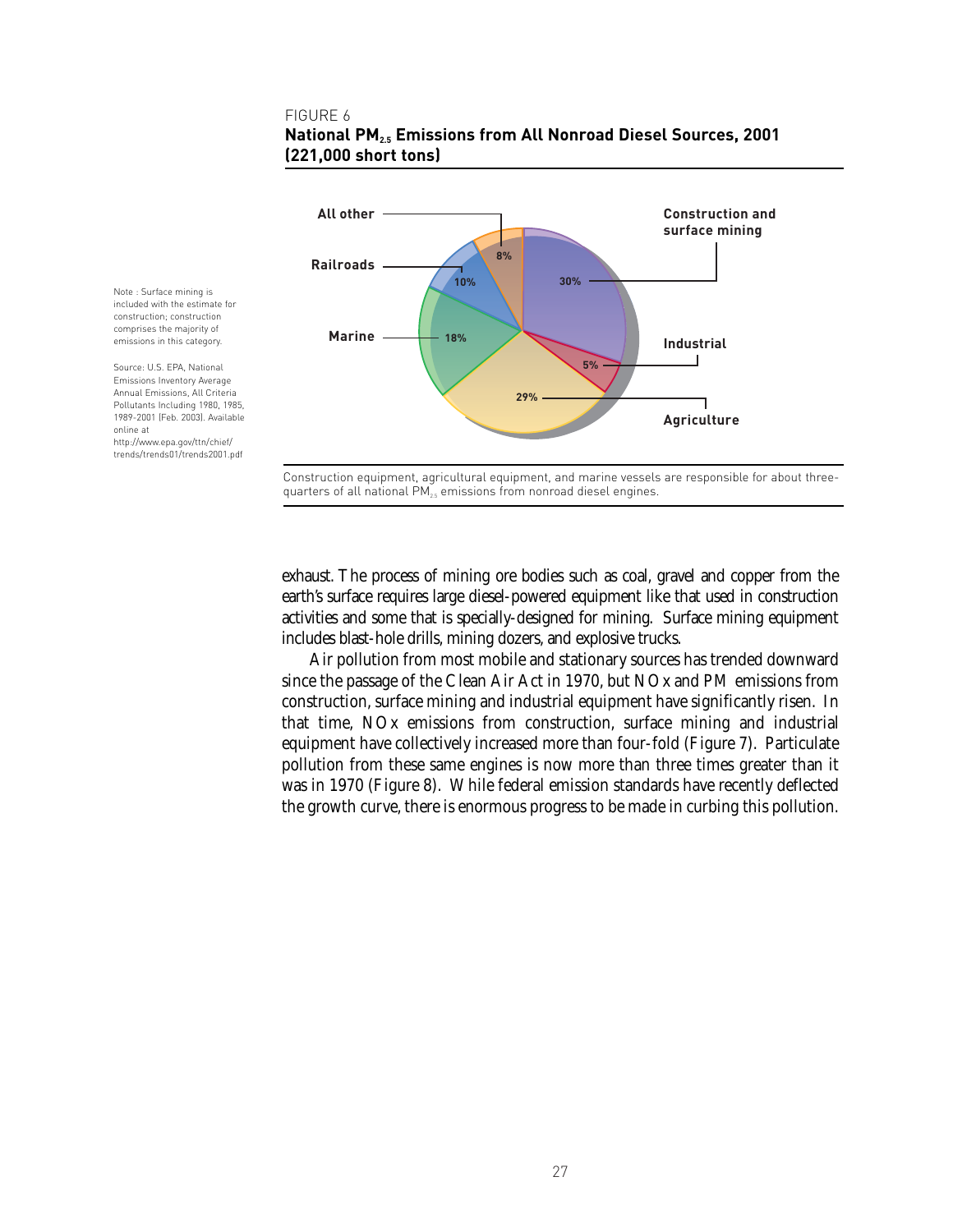FIGURE 6

**National $PM_{2.5}$ Emissions from All Nonroad Diesel Sources, 2001 (221,000 short tons)**

Note : Surface mining is included with the estimate for construction; construction comprises the majority of emissions in this category.

Source: U.S. EPA, National Emissions Inventory Average Annual Emissions, All Criteria Pollutants Including 1980, 1985, 1989-2001 (Feb. 2003). Available online at http://www.epa.gov/ttn/chief/trends/trends01/trends2001.pdf

| Source | Share |
|---|---|
| Construction and surface mining | 30% |
| Industrial | 5% |
| Agriculture | 29% |
| Marine | 18% |
| Railroads | 10% |
| All other | 8% |

Construction equipment, agricultural equipment, and marine vessels are responsible for about three-quarters of all national $PM_{2.5}$ emissions from nonroad diesel engines.

exhaust. The process of mining ore bodies such as coal, gravel and copper from the earth's surface requires large diesel-powered equipment like that used in construction activities and some that is specially-designed for mining. Surface mining equipment includes blast-hole drills, mining dozers, and explosive trucks.

Air pollution from most mobile and stationary sources has trended downward since the passage of the Clean Air Act in 1970, but NOx and PM emissions from construction, surface mining and industrial equipment have significantly risen. In that time, NOx emissions from construction, surface mining and industrial equipment have collectively increased more than four-fold (Figure 7). Particulate pollution from these same engines is now more than three times greater than it was in 1970 (Figure 8). While federal emission standards have recently deflected the growth curve, there is enormous progress to be made in curbing this pollution.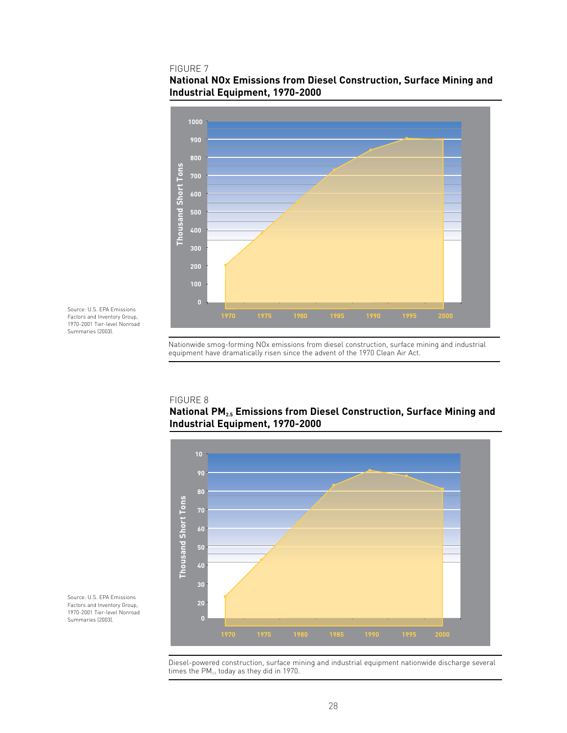FIGURE 7

**National NOx Emissions from Diesel Construction, Surface Mining and Industrial Equipment, 1970-2000**

Source: U.S. EPA Emissions Factors and Inventory Group, 1970-2001 Tier-level Nonroad Summaries (2003).

Nationwide smog-forming NOx emissions from diesel construction, surface mining and industrial equipment have dramatically risen since the advent of the 1970 Clean Air Act.

FIGURE 8

**National $PM_{2.5}$ Emissions from Diesel Construction, Surface Mining and Industrial Equipment, 1970-2000**

Source: U.S. EPA Emissions Factors and Inventory Group, 1970-2001 Tier-level Nonroad Summaries (2003).

Diesel-powered construction, surface mining and industrial equipment nationwide discharge several times the $PM_{2.5}$ today as they did in 1970.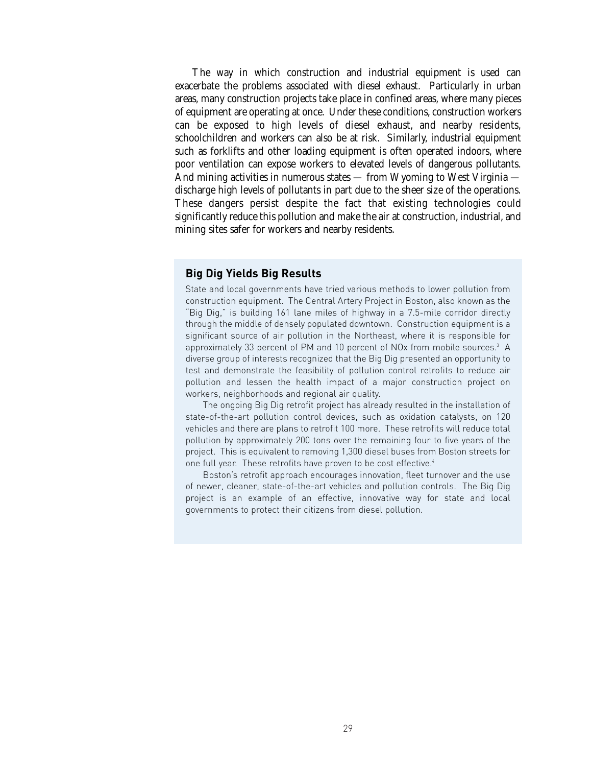The way in which construction and industrial equipment is used can exacerbate the problems associated with diesel exhaust. Particularly in urban areas, many construction projects take place in confined areas, where many pieces of equipment are operating at once. Under these conditions, construction workers can be exposed to high levels of diesel exhaust, and nearby residents, schoolchildren and workers can also be at risk. Similarly, industrial equipment such as forklifts and other loading equipment is often operated indoors, where poor ventilation can expose workers to elevated levels of dangerous pollutants. And mining activities in numerous states — from Wyoming to West Virginia — discharge high levels of pollutants in part due to the sheer size of the operations. These dangers persist despite the fact that existing technologies could significantly reduce this pollution and make the air at construction, industrial, and mining sites safer for workers and nearby residents.

### Big Dig Yields Big Results

State and local governments have tried various methods to lower pollution from construction equipment. The Central Artery Project in Boston, also known as the "Big Dig," is building 161 lane miles of highway in a 7.5-mile corridor directly through the middle of densely populated downtown. Construction equipment is a significant source of air pollution in the Northeast, where it is responsible for approximately 33 percent of PM and 10 percent of NOx from mobile sources.[3] A diverse group of interests recognized that the Big Dig presented an opportunity to test and demonstrate the feasibility of pollution control retrofits to reduce air pollution and lessen the health impact of a major construction project on workers, neighborhoods and regional air quality.

The ongoing Big Dig retrofit project has already resulted in the installation of state-of-the-art pollution control devices, such as oxidation catalysts, on 120 vehicles and there are plans to retrofit 100 more. These retrofits will reduce total pollution by approximately 200 tons over the remaining four to five years of the project. This is equivalent to removing 1,300 diesel buses from Boston streets for one full year. These retrofits have proven to be cost effective.[4]

Boston's retrofit approach encourages innovation, fleet turnover and the use of newer, cleaner, state-of-the-art vehicles and pollution controls. The Big Dig project is an example of an effective, innovative way for state and local governments to protect their citizens from diesel pollution.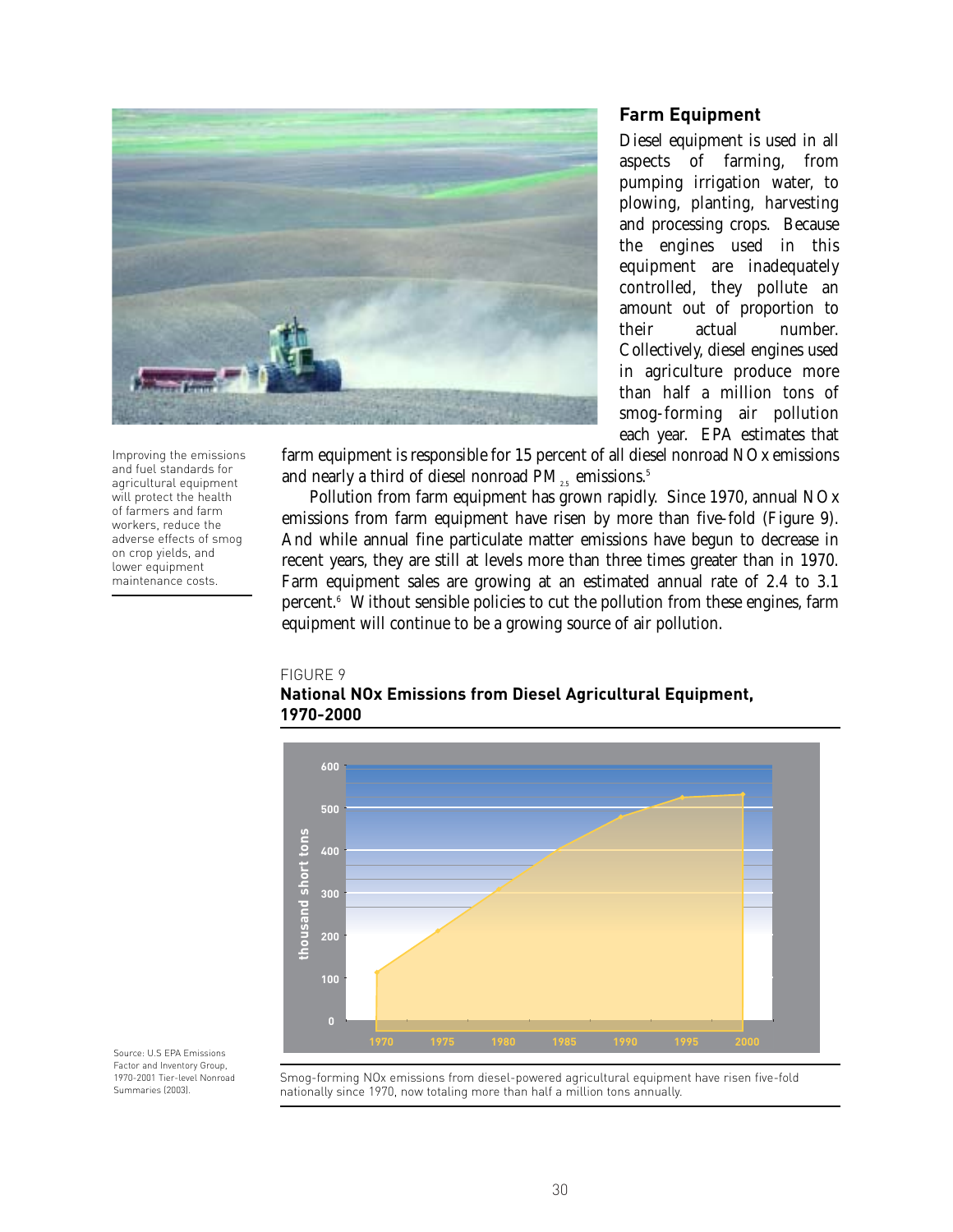## Farm Equipment

Diesel equipment is used in all aspects of farming, from pumping irrigation water, to plowing, planting, harvesting and processing crops. Because the engines used in this equipment are inadequately controlled, they pollute an amount out of proportion to their actual number. Collectively, diesel engines used in agriculture produce more than half a million tons of smog-forming air pollution each year. EPA estimates that farm equipment is responsible for 15 percent of all diesel nonroad NOx emissions and nearly a third of diesel nonroad $PM_{2.5}$ emissions.[5]

Pollution from farm equipment has grown rapidly. Since 1970, annual NOx emissions from farm equipment have risen by more than five-fold (Figure 9). And while annual fine particulate matter emissions have begun to decrease in recent years, they are still at levels more than three times greater than in 1970. Farm equipment sales are growing at an estimated annual rate of 2.4 to 3.1 percent.[6] Without sensible policies to cut the pollution from these engines, farm equipment will continue to be a growing source of air pollution.

Improving the emissions and fuel standards for agricultural equipment will protect the health of farmers and farm workers, reduce the adverse effects of smog on crop yields, and lower equipment maintenance costs.

FIGURE 9

**National NOx Emissions from Diesel Agricultural Equipment, 1970-2000**

Smog-forming NOx emissions from diesel-powered agricultural equipment have risen five-fold nationally since 1970, now totaling more than half a million tons annually.

Source: U.S EPA Emissions Factor and Inventory Group, 1970-2001 Tier-level Nonroad Summaries (2003).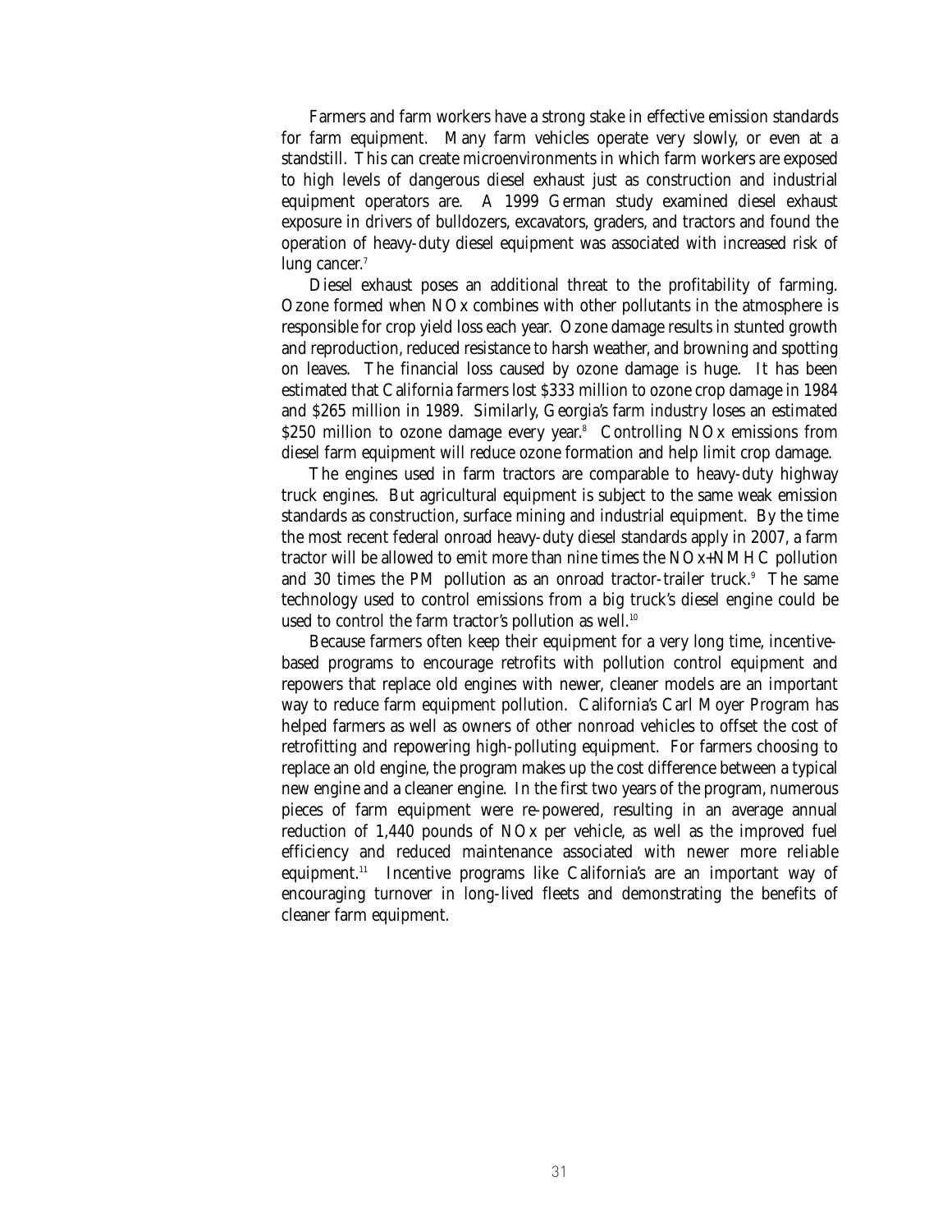Farmers and farm workers have a strong stake in effective emission standards for farm equipment. Many farm vehicles operate very slowly, or even at a standstill. This can create microenvironments in which farm workers are exposed to high levels of dangerous diesel exhaust just as construction and industrial equipment operators are. A 1999 German study examined diesel exhaust exposure in drivers of bulldozers, excavators, graders, and tractors and found the operation of heavy-duty diesel equipment was associated with increased risk of lung cancer.[7]

Diesel exhaust poses an additional threat to the profitability of farming. Ozone formed when NOx combines with other pollutants in the atmosphere is responsible for crop yield loss each year. Ozone damage results in stunted growth and reproduction, reduced resistance to harsh weather, and browning and spotting on leaves. The financial loss caused by ozone damage is huge. It has been estimated that California farmers lost $333 million to ozone crop damage in 1984 and $265 million in 1989. Similarly, Georgia's farm industry loses an estimated $250 million to ozone damage every year.[8] Controlling NOx emissions from diesel farm equipment will reduce ozone formation and help limit crop damage.

The engines used in farm tractors are comparable to heavy-duty highway truck engines. But agricultural equipment is subject to the same weak emission standards as construction, surface mining and industrial equipment. By the time the most recent federal onroad heavy-duty diesel standards apply in 2007, a farm tractor will be allowed to emit more than nine times the NOx+NMHC pollution and 30 times the PM pollution as an onroad tractor-trailer truck.[9] The same technology used to control emissions from a big truck's diesel engine could be used to control the farm tractor's pollution as well.[10]

Because farmers often keep their equipment for a very long time, incentive-based programs to encourage retrofits with pollution control equipment and repowers that replace old engines with newer, cleaner models are an important way to reduce farm equipment pollution. California's Carl Moyer Program has helped farmers as well as owners of other nonroad vehicles to offset the cost of retrofitting and repowering high-polluting equipment. For farmers choosing to replace an old engine, the program makes up the cost difference between a typical new engine and a cleaner engine. In the first two years of the program, numerous pieces of farm equipment were re-powered, resulting in an average annual reduction of 1,440 pounds of NOx per vehicle, as well as the improved fuel efficiency and reduced maintenance associated with newer more reliable equipment.[11] Incentive programs like California's are an important way of encouraging turnover in long-lived fleets and demonstrating the benefits of cleaner farm equipment.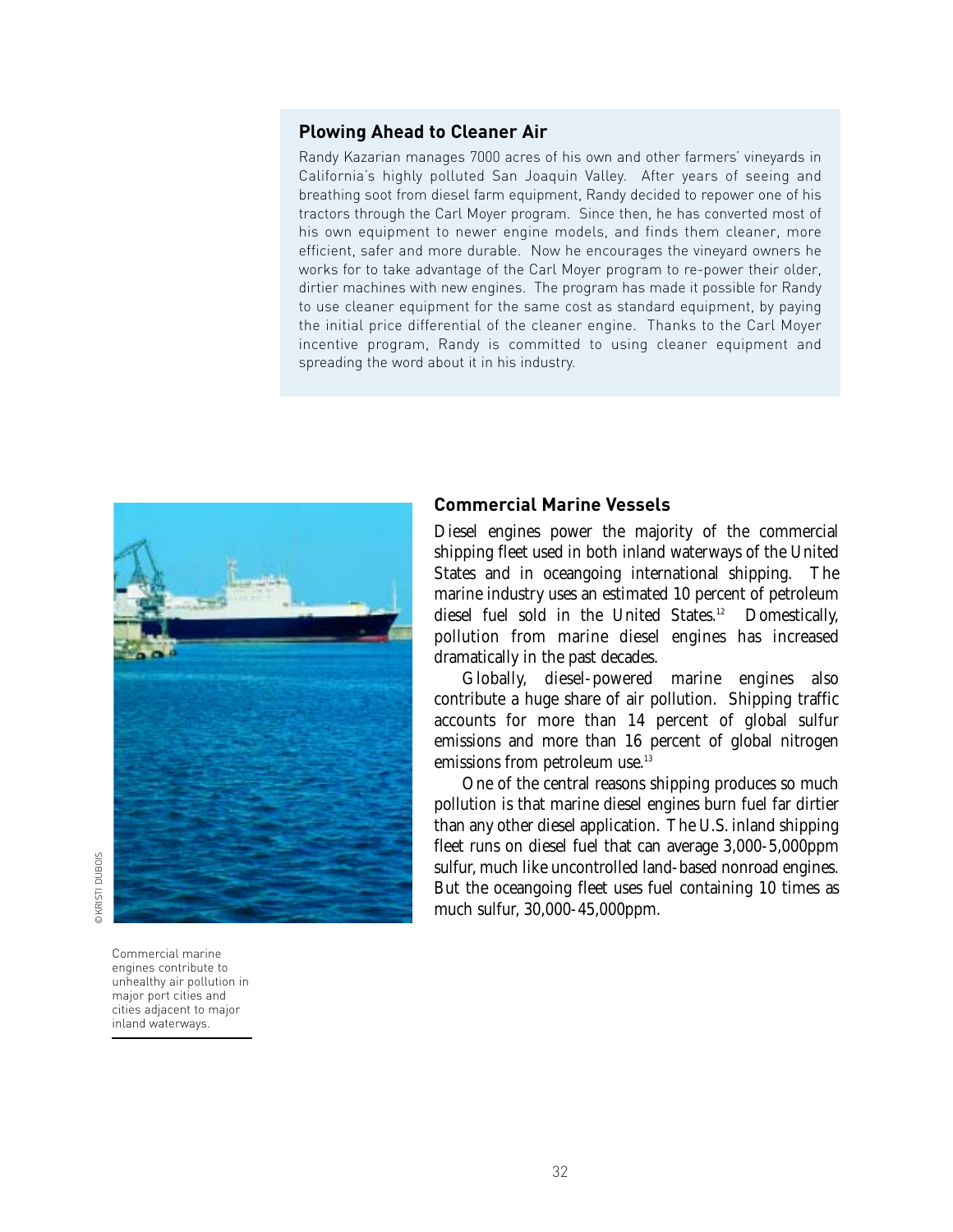### Plowing Ahead to Cleaner Air

Randy Kazarian manages 7000 acres of his own and other farmers' vineyards in California's highly polluted San Joaquin Valley. After years of seeing and breathing soot from diesel farm equipment, Randy decided to repower one of his tractors through the Carl Moyer program. Since then, he has converted most of his own equipment to newer engine models, and finds them cleaner, more efficient, safer and more durable. Now he encourages the vineyard owners he works for to take advantage of the Carl Moyer program to re-power their older, dirtier machines with new engines. The program has made it possible for Randy to use cleaner equipment for the same cost as standard equipment, by paying the initial price differential of the cleaner engine. Thanks to the Carl Moyer incentive program, Randy is committed to using cleaner equipment and spreading the word about it in his industry.

©KRISTI DUBOIS

Commercial marine engines contribute to unhealthy air pollution in major port cities and cities adjacent to major inland waterways.

### Commercial Marine Vessels

Diesel engines power the majority of the commercial shipping fleet used in both inland waterways of the United States and in oceangoing international shipping. The marine industry uses an estimated 10 percent of petroleum diesel fuel sold in the United States.[12] Domestically, pollution from marine diesel engines has increased dramatically in the past decades.

Globally, diesel-powered marine engines also contribute a huge share of air pollution. Shipping traffic accounts for more than 14 percent of global sulfur emissions and more than 16 percent of global nitrogen emissions from petroleum use.[13]

One of the central reasons shipping produces so much pollution is that marine diesel engines burn fuel far dirtier than any other diesel application. The U.S. inland shipping fleet runs on diesel fuel that can average 3,000-5,000ppm sulfur, much like uncontrolled land-based nonroad engines. But the oceangoing fleet uses fuel containing 10 times as much sulfur, 30,000-45,000ppm.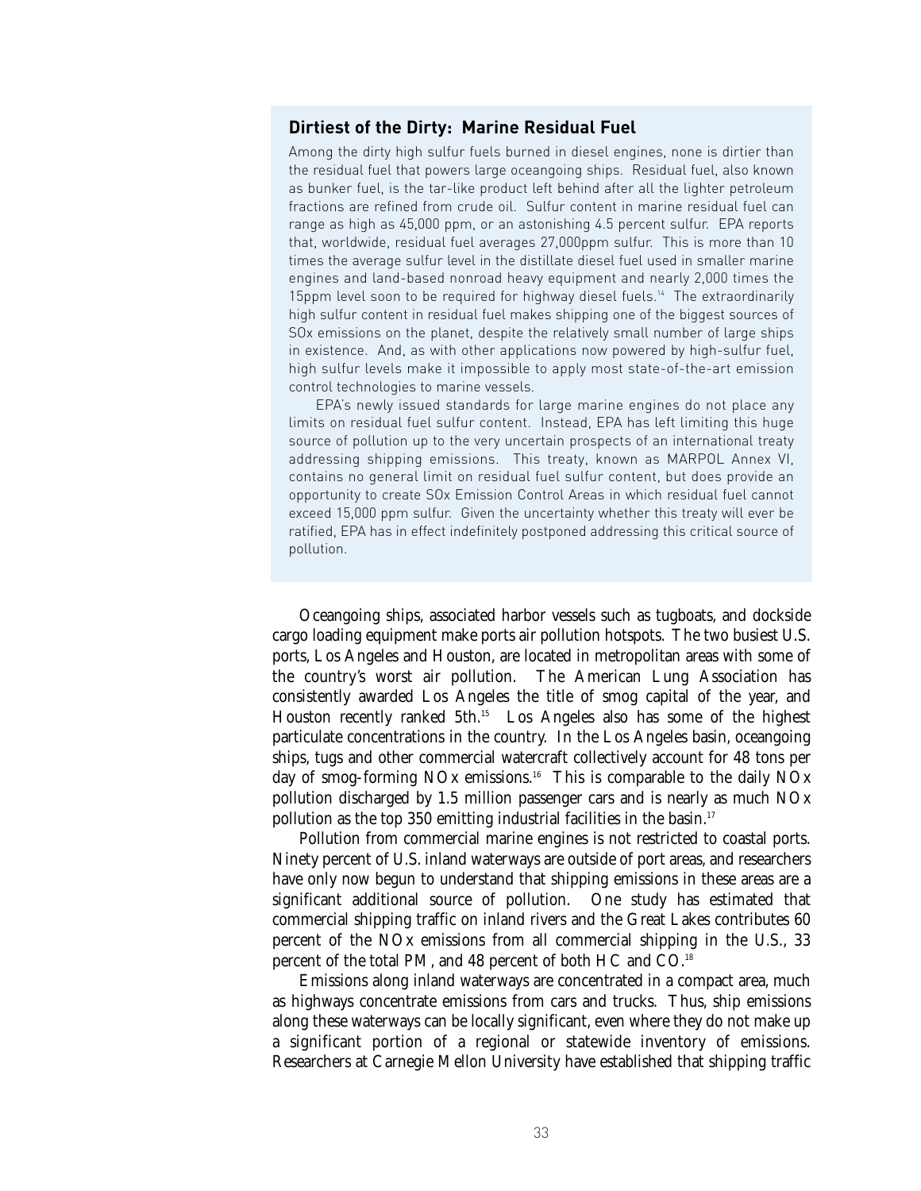### Dirtiest of the Dirty: Marine Residual Fuel

Among the dirty high sulfur fuels burned in diesel engines, none is dirtier than the residual fuel that powers large oceangoing ships. Residual fuel, also known as bunker fuel, is the tar-like product left behind after all the lighter petroleum fractions are refined from crude oil. Sulfur content in marine residual fuel can range as high as 45,000 ppm, or an astonishing 4.5 percent sulfur. EPA reports that, worldwide, residual fuel averages 27,000ppm sulfur. This is more than 10 times the average sulfur level in the distillate diesel fuel used in smaller marine engines and land-based nonroad heavy equipment and nearly 2,000 times the 15ppm level soon to be required for highway diesel fuels.[14] The extraordinarily high sulfur content in residual fuel makes shipping one of the biggest sources of SOx emissions on the planet, despite the relatively small number of large ships in existence. And, as with other applications now powered by high-sulfur fuel, high sulfur levels make it impossible to apply most state-of-the-art emission control technologies to marine vessels.

EPA's newly issued standards for large marine engines do not place any limits on residual fuel sulfur content. Instead, EPA has left limiting this huge source of pollution up to the very uncertain prospects of an international treaty addressing shipping emissions. This treaty, known as MARPOL Annex VI, contains no general limit on residual fuel sulfur content, but does provide an opportunity to create SOx Emission Control Areas in which residual fuel cannot exceed 15,000 ppm sulfur. Given the uncertainty whether this treaty will ever be ratified, EPA has in effect indefinitely postponed addressing this critical source of pollution.

Oceangoing ships, associated harbor vessels such as tugboats, and dockside cargo loading equipment make ports air pollution hotspots. The two busiest U.S. ports, Los Angeles and Houston, are located in metropolitan areas with some of the country's worst air pollution. The American Lung Association has consistently awarded Los Angeles the title of smog capital of the year, and Houston recently ranked 5th.[15] Los Angeles also has some of the highest particulate concentrations in the country. In the Los Angeles basin, oceangoing ships, tugs and other commercial watercraft collectively account for 48 tons per day of smog-forming NOx emissions.[16] This is comparable to the daily NOx pollution discharged by 1.5 million passenger cars and is nearly as much NOx pollution as the top 350 emitting industrial facilities in the basin.[17]

Pollution from commercial marine engines is not restricted to coastal ports. Ninety percent of U.S. inland waterways are outside of port areas, and researchers have only now begun to understand that shipping emissions in these areas are a significant additional source of pollution. One study has estimated that commercial shipping traffic on inland rivers and the Great Lakes contributes 60 percent of the NOx emissions from all commercial shipping in the U.S., 33 percent of the total PM, and 48 percent of both HC and CO.[18]

Emissions along inland waterways are concentrated in a compact area, much as highways concentrate emissions from cars and trucks. Thus, ship emissions along these waterways can be locally significant, even where they do not make up a significant portion of a regional or statewide inventory of emissions. Researchers at Carnegie Mellon University have established that shipping traffic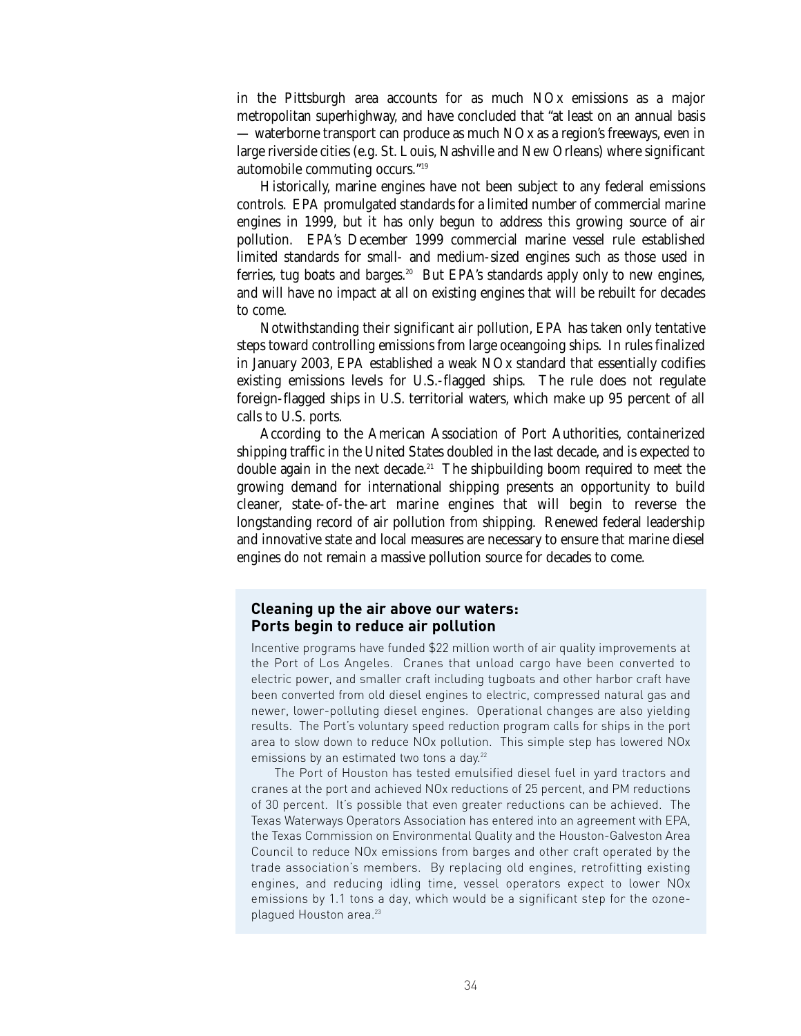in the Pittsburgh area accounts for as much NOx emissions as a major metropolitan superhighway, and have concluded that "at least on an annual basis — waterborne transport can produce as much NOx as a region's freeways, even in large riverside cities (e.g. St. Louis, Nashville and New Orleans) where significant automobile commuting occurs."[19]

Historically, marine engines have not been subject to any federal emissions controls. EPA promulgated standards for a limited number of commercial marine engines in 1999, but it has only begun to address this growing source of air pollution. EPA's December 1999 commercial marine vessel rule established limited standards for small- and medium-sized engines such as those used in ferries, tug boats and barges.[20] But EPA's standards apply only to new engines, and will have no impact at all on existing engines that will be rebuilt for decades to come.

Notwithstanding their significant air pollution, EPA has taken only tentative steps toward controlling emissions from large oceangoing ships. In rules finalized in January 2003, EPA established a weak NOx standard that essentially codifies existing emissions levels for U.S.-flagged ships. The rule does not regulate foreign-flagged ships in U.S. territorial waters, which make up 95 percent of all calls to U.S. ports.

According to the American Association of Port Authorities, containerized shipping traffic in the United States doubled in the last decade, and is expected to double again in the next decade.[21] The shipbuilding boom required to meet the growing demand for international shipping presents an opportunity to build cleaner, state-of-the-art marine engines that will begin to reverse the longstanding record of air pollution from shipping. Renewed federal leadership and innovative state and local measures are necessary to ensure that marine diesel engines do not remain a massive pollution source for decades to come.

### Cleaning up the air above our waters: Ports begin to reduce air pollution

Incentive programs have funded $22 million worth of air quality improvements at the Port of Los Angeles. Cranes that unload cargo have been converted to electric power, and smaller craft including tugboats and other harbor craft have been converted from old diesel engines to electric, compressed natural gas and newer, lower-polluting diesel engines. Operational changes are also yielding results. The Port's voluntary speed reduction program calls for ships in the port area to slow down to reduce NOx pollution. This simple step has lowered NOx emissions by an estimated two tons a day.[22]

The Port of Houston has tested emulsified diesel fuel in yard tractors and cranes at the port and achieved NOx reductions of 25 percent, and PM reductions of 30 percent. It's possible that even greater reductions can be achieved. The Texas Waterways Operators Association has entered into an agreement with EPA, the Texas Commission on Environmental Quality and the Houston-Galveston Area Council to reduce NOx emissions from barges and other craft operated by the trade association's members. By replacing old engines, retrofitting existing engines, and reducing idling time, vessel operators expect to lower NOx emissions by 1.1 tons a day, which would be a significant step for the ozone-plagued Houston area.[23]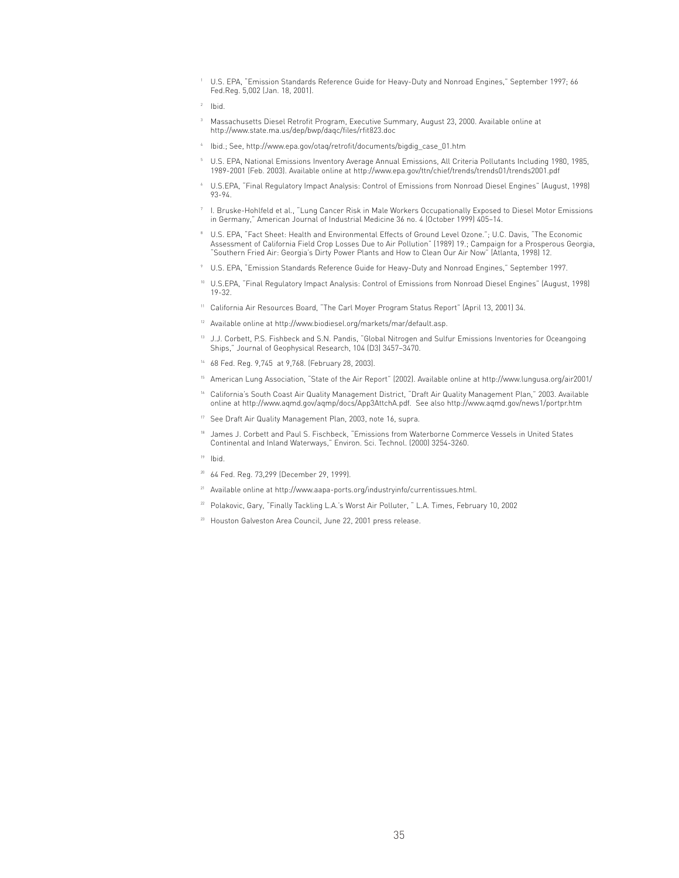[1] U.S. EPA, "Emission Standards Reference Guide for Heavy-Duty and Nonroad Engines," September 1997; 66 Fed.Reg. 5,002 (Jan. 18, 2001).

[2] Ibid.

[3] Massachusetts Diesel Retrofit Program, Executive Summary, August 23, 2000. Available online at http://www.state.ma.us/dep/bwp/daqc/files/rfit823.doc

[4] Ibid.; See, http://www.epa.gov/otaq/retrofit/documents/bigdig_case_01.htm

[5] U.S. EPA, National Emissions Inventory Average Annual Emissions, All Criteria Pollutants Including 1980, 1985, 1989-2001 (Feb. 2003). Available online at http://www.epa.gov/ttn/chief/trends/trends01/trends2001.pdf

[6] U.S.EPA, "Final Regulatory Impact Analysis: Control of Emissions from Nonroad Diesel Engines" (August, 1998) 93-94.

[7] I. Bruske-Hohlfeld et al., "Lung Cancer Risk in Male Workers Occupationally Exposed to Diesel Motor Emissions in Germany," American Journal of Industrial Medicine 36 no. 4 (October 1999) 405–14.

[8] U.S. EPA, "Fact Sheet: Health and Environmental Effects of Ground Level Ozone."; U.C. Davis, "The Economic Assessment of California Field Crop Losses Due to Air Pollution" (1989) 19.; Campaign for a Prosperous Georgia, "Southern Fried Air: Georgia's Dirty Power Plants and How to Clean Our Air Now" (Atlanta, 1998) 12.

[9] U.S. EPA, "Emission Standards Reference Guide for Heavy-Duty and Nonroad Engines," September 1997.

[10] U.S.EPA, "Final Regulatory Impact Analysis: Control of Emissions from Nonroad Diesel Engines" (August, 1998) 19-32.

[11] California Air Resources Board, "The Carl Moyer Program Status Report" (April 13, 2001) 34.

[12] Available online at http://www.biodiesel.org/markets/mar/default.asp.

[13] J.J. Corbett, P.S. Fishbeck and S.N. Pandis, "Global Nitrogen and Sulfur Emissions Inventories for Oceangoing Ships," Journal of Geophysical Research, 104 (D3) 3457–3470.

[14] 68 Fed. Reg. 9,745 at 9,768. (February 28, 2003).

[15] American Lung Association, "State of the Air Report" (2002). Available online at http://www.lungusa.org/air2001/

[16] California's South Coast Air Quality Management District, "Draft Air Quality Management Plan," 2003. Available online at http://www.aqmd.gov/aqmp/docs/App3AttchA.pdf. See also http://www.aqmd.gov/news1/portpr.htm

[17] See Draft Air Quality Management Plan, 2003, note 16, supra.

[18] James J. Corbett and Paul S. Fischbeck, "Emissions from Waterborne Commerce Vessels in United States Continental and Inland Waterways," Environ. Sci. Technol. (2000) 3254-3260.

[19] Ibid.

[20] 64 Fed. Reg. 73,299 (December 29, 1999).

[21] Available online at http://www.aapa-ports.org/industryinfo/currentissues.html.

[22] Polakovic, Gary, "Finally Tackling L.A.'s Worst Air Polluter, " L.A. Times, February 10, 2002

[23] Houston Galveston Area Council, June 22, 2001 press release.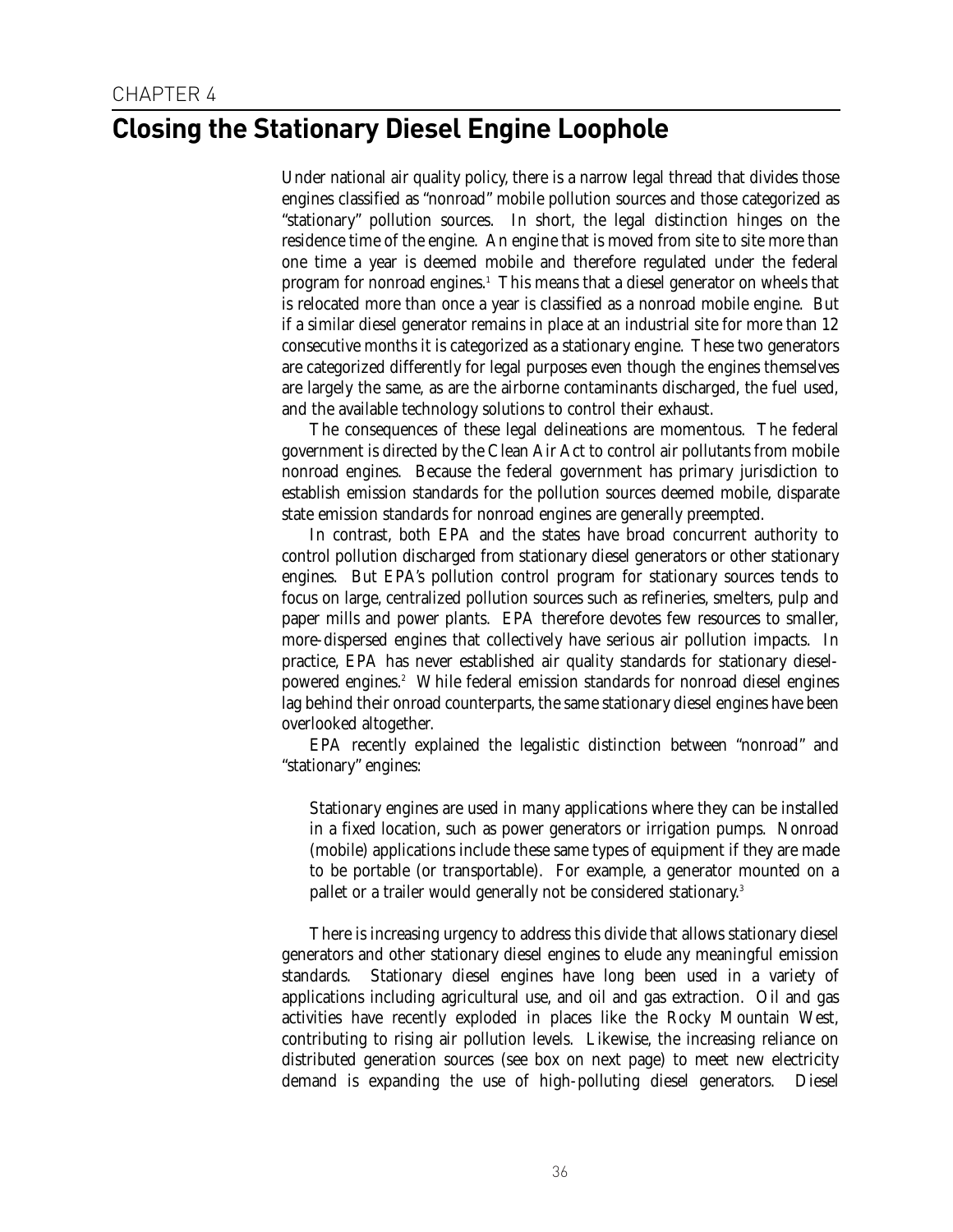CHAPTER 4

# Closing the Stationary Diesel Engine Loophole

Under national air quality policy, there is a narrow legal thread that divides those engines classified as "nonroad" mobile pollution sources and those categorized as "stationary" pollution sources. In short, the legal distinction hinges on the residence time of the engine. An engine that is moved from site to site more than one time a year is deemed mobile and therefore regulated under the federal program for nonroad engines.[1] This means that a diesel generator on wheels that is relocated more than once a year is classified as a nonroad mobile engine. But if a similar diesel generator remains in place at an industrial site for more than 12 consecutive months it is categorized as a stationary engine. These two generators are categorized differently for legal purposes even though the engines themselves are largely the same, as are the airborne contaminants discharged, the fuel used, and the available technology solutions to control their exhaust.

The consequences of these legal delineations are momentous. The federal government is directed by the Clean Air Act to control air pollutants from mobile nonroad engines. Because the federal government has primary jurisdiction to establish emission standards for the pollution sources deemed mobile, disparate state emission standards for nonroad engines are generally preempted.

In contrast, both EPA and the states have broad concurrent authority to control pollution discharged from stationary diesel generators or other stationary engines. But EPA's pollution control program for stationary sources tends to focus on large, centralized pollution sources such as refineries, smelters, pulp and paper mills and power plants. EPA therefore devotes few resources to smaller, more-dispersed engines that collectively have serious air pollution impacts. In practice, EPA has never established air quality standards for stationary diesel-powered engines.[2] While federal emission standards for nonroad diesel engines lag behind their onroad counterparts, the same stationary diesel engines have been overlooked altogether.

EPA recently explained the legalistic distinction between "nonroad" and "stationary" engines:

> Stationary engines are used in many applications where they can be installed in a fixed location, such as power generators or irrigation pumps. Nonroad (mobile) applications include these same types of equipment if they are made to be portable (or transportable). For example, a generator mounted on a pallet or a trailer would generally not be considered stationary.[3]

There is increasing urgency to address this divide that allows stationary diesel generators and other stationary diesel engines to elude any meaningful emission standards. Stationary diesel engines have long been used in a variety of applications including agricultural use, and oil and gas extraction. Oil and gas activities have recently exploded in places like the Rocky Mountain West, contributing to rising air pollution levels. Likewise, the increasing reliance on distributed generation sources (see box on next page) to meet new electricity demand is expanding the use of high-polluting diesel generators. Diesel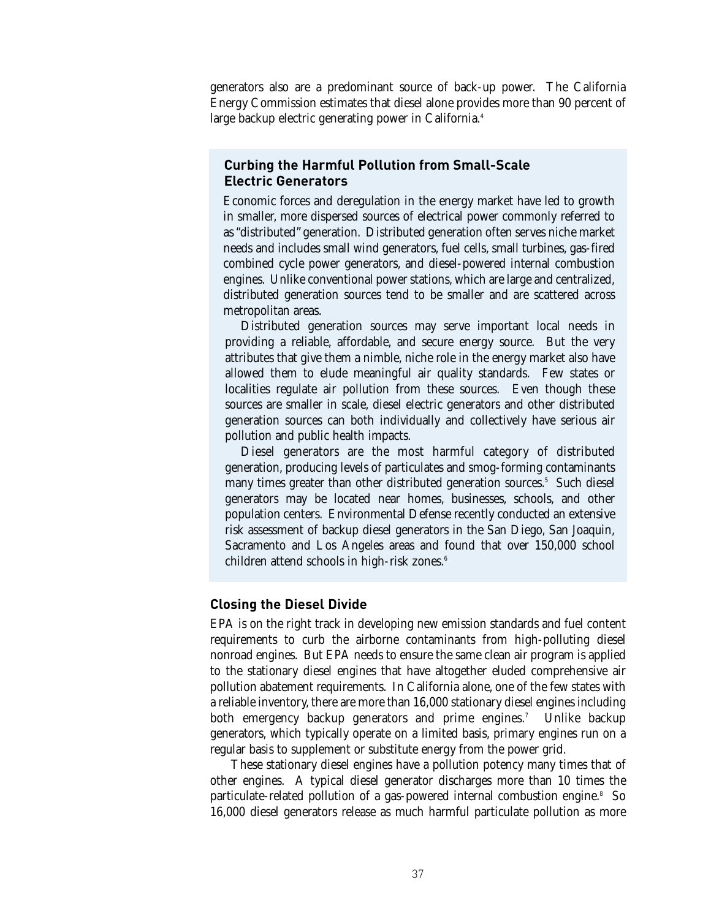generators also are a predominant source of back-up power. The California Energy Commission estimates that diesel alone provides more than 90 percent of large backup electric generating power in California.[4]

### Curbing the Harmful Pollution from Small-Scale Electric Generators

Economic forces and deregulation in the energy market have led to growth in smaller, more dispersed sources of electrical power commonly referred to as "distributed" generation. Distributed generation often serves niche market needs and includes small wind generators, fuel cells, small turbines, gas-fired combined cycle power generators, and diesel-powered internal combustion engines. Unlike conventional power stations, which are large and centralized, distributed generation sources tend to be smaller and are scattered across metropolitan areas.

Distributed generation sources may serve important local needs in providing a reliable, affordable, and secure energy source. But the very attributes that give them a nimble, niche role in the energy market also have allowed them to elude meaningful air quality standards. Few states or localities regulate air pollution from these sources. Even though these sources are smaller in scale, diesel electric generators and other distributed generation sources can both individually and collectively have serious air pollution and public health impacts.

Diesel generators are the most harmful category of distributed generation, producing levels of particulates and smog-forming contaminants many times greater than other distributed generation sources.[5] Such diesel generators may be located near homes, businesses, schools, and other population centers. Environmental Defense recently conducted an extensive risk assessment of backup diesel generators in the San Diego, San Joaquin, Sacramento and Los Angeles areas and found that over 150,000 school children attend schools in high-risk zones.[6]

### Closing the Diesel Divide

EPA is on the right track in developing new emission standards and fuel content requirements to curb the airborne contaminants from high-polluting diesel nonroad engines. But EPA needs to ensure the same clean air program is applied to the stationary diesel engines that have altogether eluded comprehensive air pollution abatement requirements. In California alone, one of the few states with a reliable inventory, there are more than 16,000 stationary diesel engines including both emergency backup generators and prime engines.[7] Unlike backup generators, which typically operate on a limited basis, primary engines run on a regular basis to supplement or substitute energy from the power grid.

These stationary diesel engines have a pollution potency many times that of other engines. A typical diesel generator discharges more than 10 times the particulate-related pollution of a gas-powered internal combustion engine.[8] So 16,000 diesel generators release as much harmful particulate pollution as more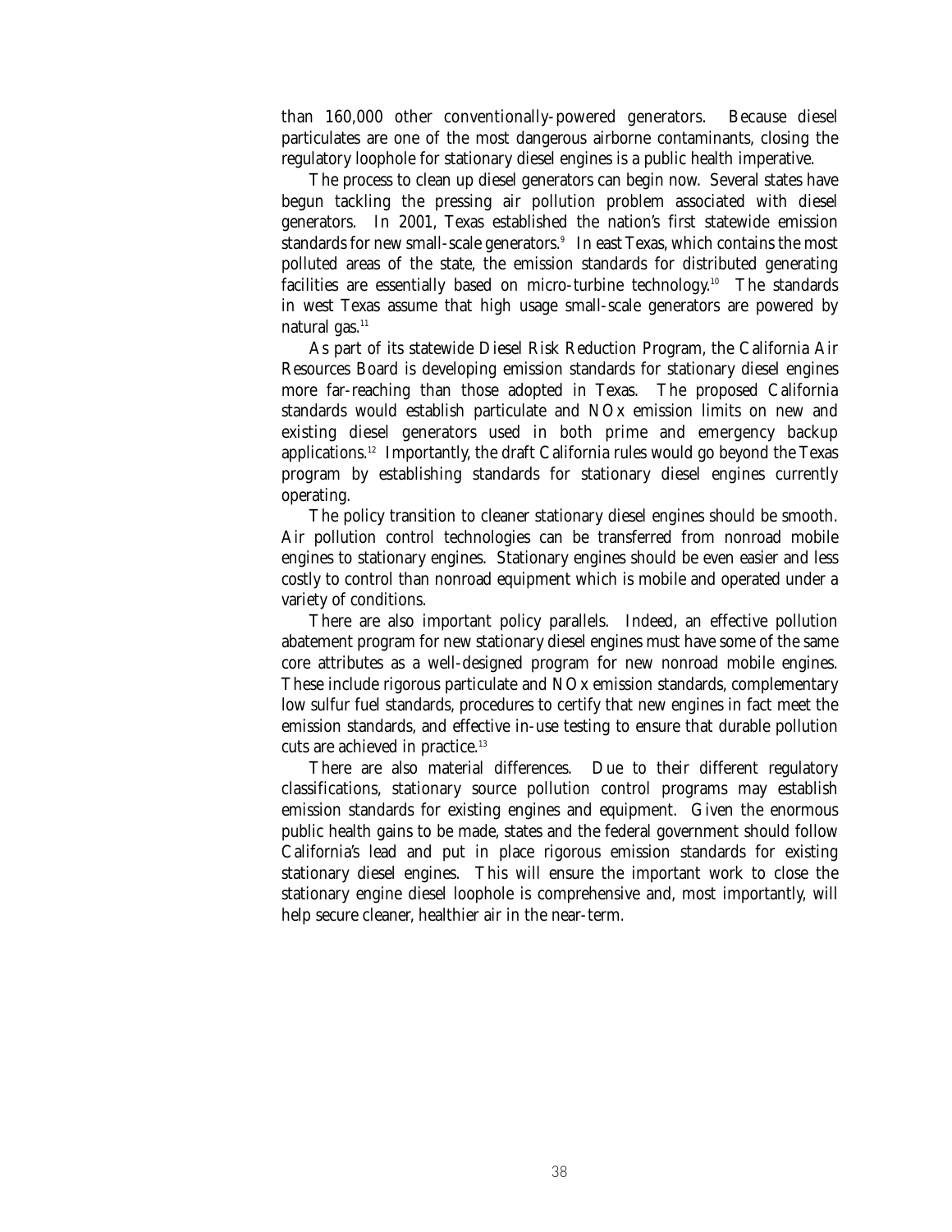than 160,000 other conventionally-powered generators. Because diesel particulates are one of the most dangerous airborne contaminants, closing the regulatory loophole for stationary diesel engines is a public health imperative.

The process to clean up diesel generators can begin now. Several states have begun tackling the pressing air pollution problem associated with diesel generators. In 2001, Texas established the nation's first statewide emission standards for new small-scale generators.[9] In east Texas, which contains the most polluted areas of the state, the emission standards for distributed generating facilities are essentially based on micro-turbine technology.[10] The standards in west Texas assume that high usage small-scale generators are powered by natural gas.[11]

As part of its statewide Diesel Risk Reduction Program, the California Air Resources Board is developing emission standards for stationary diesel engines more far-reaching than those adopted in Texas. The proposed California standards would establish particulate and NOx emission limits on new and existing diesel generators used in both prime and emergency backup applications.[12] Importantly, the draft California rules would go beyond the Texas program by establishing standards for stationary diesel engines currently operating.

The policy transition to cleaner stationary diesel engines should be smooth. Air pollution control technologies can be transferred from nonroad mobile engines to stationary engines. Stationary engines should be even easier and less costly to control than nonroad equipment which is mobile and operated under a variety of conditions.

There are also important policy parallels. Indeed, an effective pollution abatement program for new stationary diesel engines must have some of the same core attributes as a well-designed program for new nonroad mobile engines. These include rigorous particulate and NOx emission standards, complementary low sulfur fuel standards, procedures to certify that new engines in fact meet the emission standards, and effective in-use testing to ensure that durable pollution cuts are achieved in practice.[13]

There are also material differences. Due to their different regulatory classifications, stationary source pollution control programs may establish emission standards for existing engines and equipment. Given the enormous public health gains to be made, states and the federal government should follow California's lead and put in place rigorous emission standards for existing stationary diesel engines. This will ensure the important work to close the stationary engine diesel loophole is comprehensive and, most importantly, will help secure cleaner, healthier air in the near-term.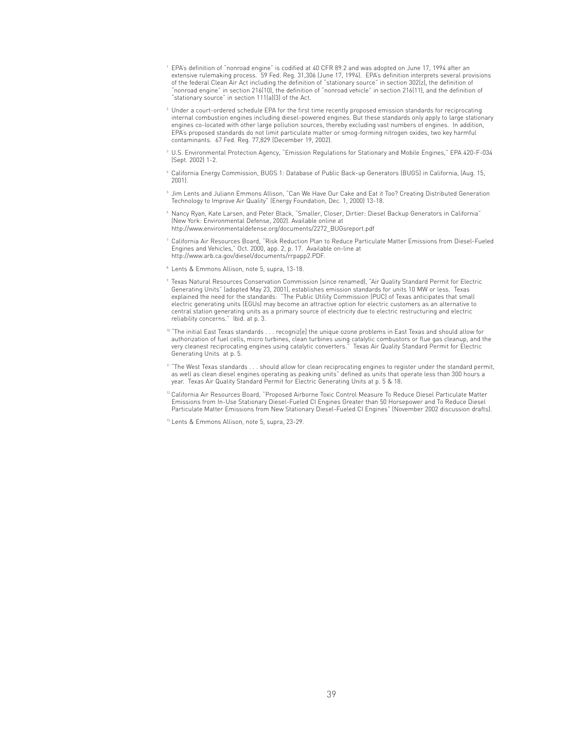[1] EPA's definition of "nonroad engine" is codified at 40 CFR 89.2 and was adopted on June 17, 1994 after an extensive rulemaking process. 59 Fed. Reg. 31,306 (June 17, 1994). EPA's definition interprets several provisions of the federal Clean Air Act including the definition of "stationary source" in section 302(z), the definition of "nonroad engine" in section 216(10), the definition of "nonroad vehicle" in section 216(11), and the definition of "stationary source" in section 111(a)(3) of the Act.

[2] Under a court-ordered schedule EPA for the first time recently proposed emission standards for reciprocating internal combustion engines including diesel-powered engines. But these standards only apply to large stationary engines co-located with other large pollution sources, thereby excluding vast numbers of engines. In addition, EPA's proposed standards do not limit particulate matter or smog-forming nitrogen oxides, two key harmful contaminants. 67 Fed. Reg. 77,829 (December 19, 2002).

[3] U.S. Environmental Protection Agency, "Emission Regulations for Stationary and Mobile Engines," EPA 420-F-034 (Sept. 2002) 1-2.

[4] California Energy Commission, BUGS 1: Database of Public Back-up Generators (BUGS) in California, (Aug. 15, 2001).

[5] Jim Lents and Juliann Emmons Allison, "Can We Have Our Cake and Eat it Too? Creating Distributed Generation Technology to Improve Air Quality" (Energy Foundation, Dec. 1, 2000) 13-18.

[6] Nancy Ryan, Kate Larsen, and Peter Black, "Smaller, Closer, Dirtier: Diesel Backup Generators in California" (New York: Environmental Defense, 2002). Available online at http://www.environmentaldefense.org/documents/2272_BUGsreport.pdf

[7] California Air Resources Board, "Risk Reduction Plan to Reduce Particulate Matter Emissions from Diesel-Fueled Engines and Vehicles," Oct. 2000, app. 2, p. 17. Available on-line at http://www.arb.ca.gov/diesel/documents/rrpapp2.PDF.

[8] Lents & Emmons Allison, note 5, supra, 13-18.

[9] Texas Natural Resources Conservation Commission (since renamed), "Air Quality Standard Permit for Electric Generating Units" (adopted May 23, 2001), establishes emission standards for units 10 MW or less. Texas explained the need for the standards: "The Public Utility Commission (PUC) of Texas anticipates that small electric generating units (EGUs) may become an attractive option for electric customers as an alternative to central station generating units as a primary source of electricity due to electric restructuring and electric reliability concerns." Ibid. at p. 3.

[10] "The initial East Texas standards . . . recogniz[e] the unique ozone problems in East Texas and should allow for authorization of fuel cells, micro turbines, clean turbines using catalytic combustors or flue gas cleanup, and the very cleanest reciprocating engines using catalytic converters." Texas Air Quality Standard Permit for Electric Generating Units at p. 5.

[11] "The West Texas standards . . . should allow for clean reciprocating engines to register under the standard permit, as well as clean diesel engines operating as peaking units" defined as units that operate less than 300 hours a year. Texas Air Quality Standard Permit for Electric Generating Units at p. 5 & 18.

[12] California Air Resources Board, "Proposed Airborne Toxic Control Measure To Reduce Diesel Particulate Matter Emissions from In-Use Stationary Diesel-Fueled CI Engines Greater than 50 Horsepower and To Reduce Diesel Particulate Matter Emissions from New Stationary Diesel-Fueled CI Engines" (November 2002 discussion drafts).

[13] Lents & Emmons Allison, note 5, supra, 23-29.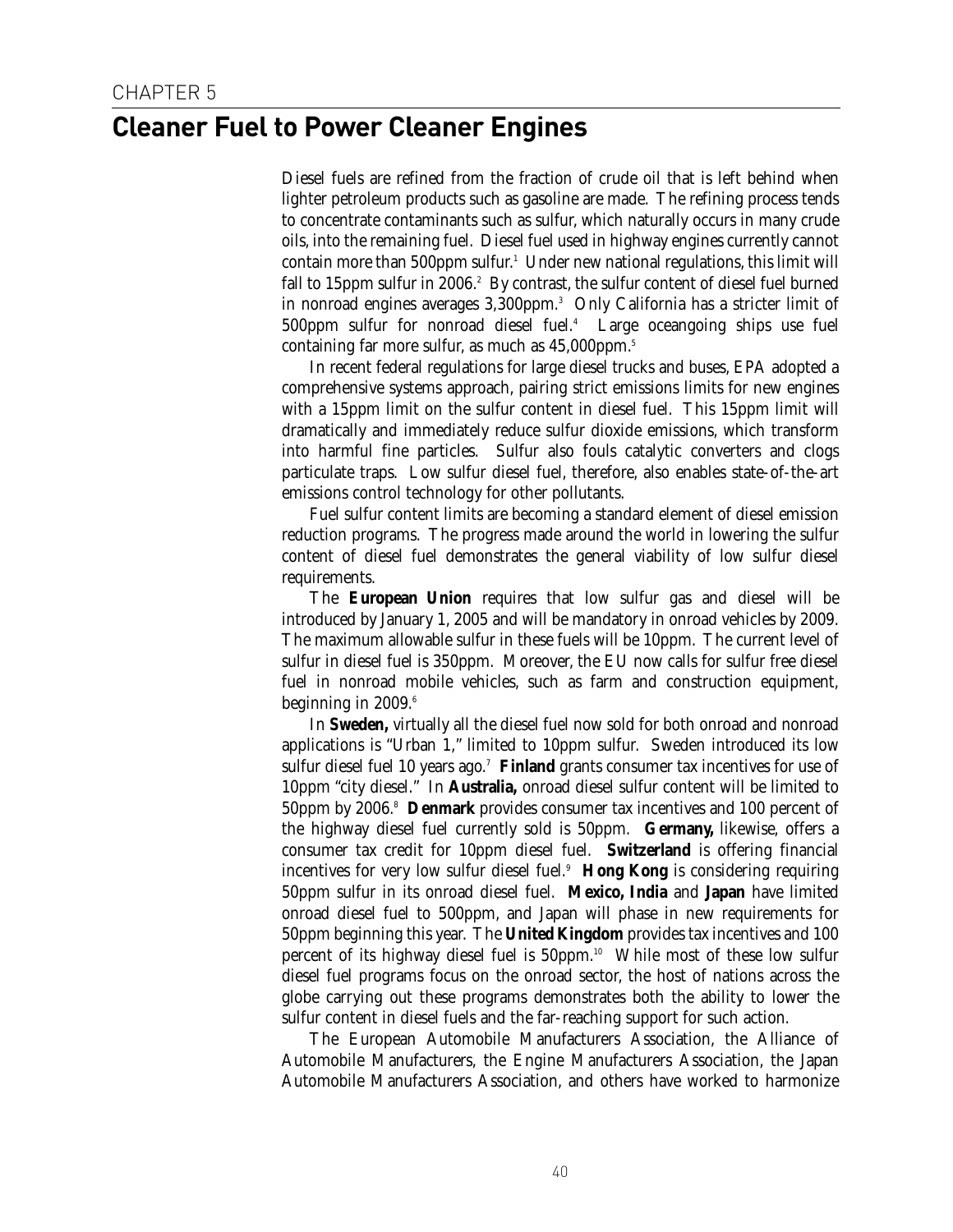CHAPTER 5

# Cleaner Fuel to Power Cleaner Engines

Diesel fuels are refined from the fraction of crude oil that is left behind when lighter petroleum products such as gasoline are made. The refining process tends to concentrate contaminants such as sulfur, which naturally occurs in many crude oils, into the remaining fuel. Diesel fuel used in highway engines currently cannot contain more than 500ppm sulfur.[1] Under new national regulations, this limit will fall to 15ppm sulfur in 2006.[2] By contrast, the sulfur content of diesel fuel burned in nonroad engines averages 3,300ppm.[3] Only California has a stricter limit of 500ppm sulfur for nonroad diesel fuel.[4] Large oceangoing ships use fuel containing far more sulfur, as much as 45,000ppm.[5]

In recent federal regulations for large diesel trucks and buses, EPA adopted a comprehensive systems approach, pairing strict emissions limits for new engines with a 15ppm limit on the sulfur content in diesel fuel. This 15ppm limit will dramatically and immediately reduce sulfur dioxide emissions, which transform into harmful fine particles. Sulfur also fouls catalytic converters and clogs particulate traps. Low sulfur diesel fuel, therefore, also enables state-of-the-art emissions control technology for other pollutants.

Fuel sulfur content limits are becoming a standard element of diesel emission reduction programs. The progress made around the world in lowering the sulfur content of diesel fuel demonstrates the general viability of low sulfur diesel requirements.

The **European Union** requires that low sulfur gas and diesel will be introduced by January 1, 2005 and will be mandatory in onroad vehicles by 2009. The maximum allowable sulfur in these fuels will be 10ppm. The current level of sulfur in diesel fuel is 350ppm. Moreover, the EU now calls for sulfur free diesel fuel in nonroad mobile vehicles, such as farm and construction equipment, beginning in 2009.[6]

In **Sweden,** virtually all the diesel fuel now sold for both onroad and nonroad applications is "Urban 1," limited to 10ppm sulfur. Sweden introduced its low sulfur diesel fuel 10 years ago.[7] **Finland** grants consumer tax incentives for use of 10ppm "city diesel." In **Australia,** onroad diesel sulfur content will be limited to 50ppm by 2006.[8] **Denmark** provides consumer tax incentives and 100 percent of the highway diesel fuel currently sold is 50ppm. **Germany,** likewise, offers a consumer tax credit for 10ppm diesel fuel. **Switzerland** is offering financial incentives for very low sulfur diesel fuel.[9] **Hong Kong** is considering requiring 50ppm sulfur in its onroad diesel fuel. **Mexico, India** and **Japan** have limited onroad diesel fuel to 500ppm, and Japan will phase in new requirements for 50ppm beginning this year. The **United Kingdom** provides tax incentives and 100 percent of its highway diesel fuel is 50ppm.[10] While most of these low sulfur diesel fuel programs focus on the onroad sector, the host of nations across the globe carrying out these programs demonstrates both the ability to lower the sulfur content in diesel fuels and the far-reaching support for such action.

The European Automobile Manufacturers Association, the Alliance of Automobile Manufacturers, the Engine Manufacturers Association, the Japan Automobile Manufacturers Association, and others have worked to harmonize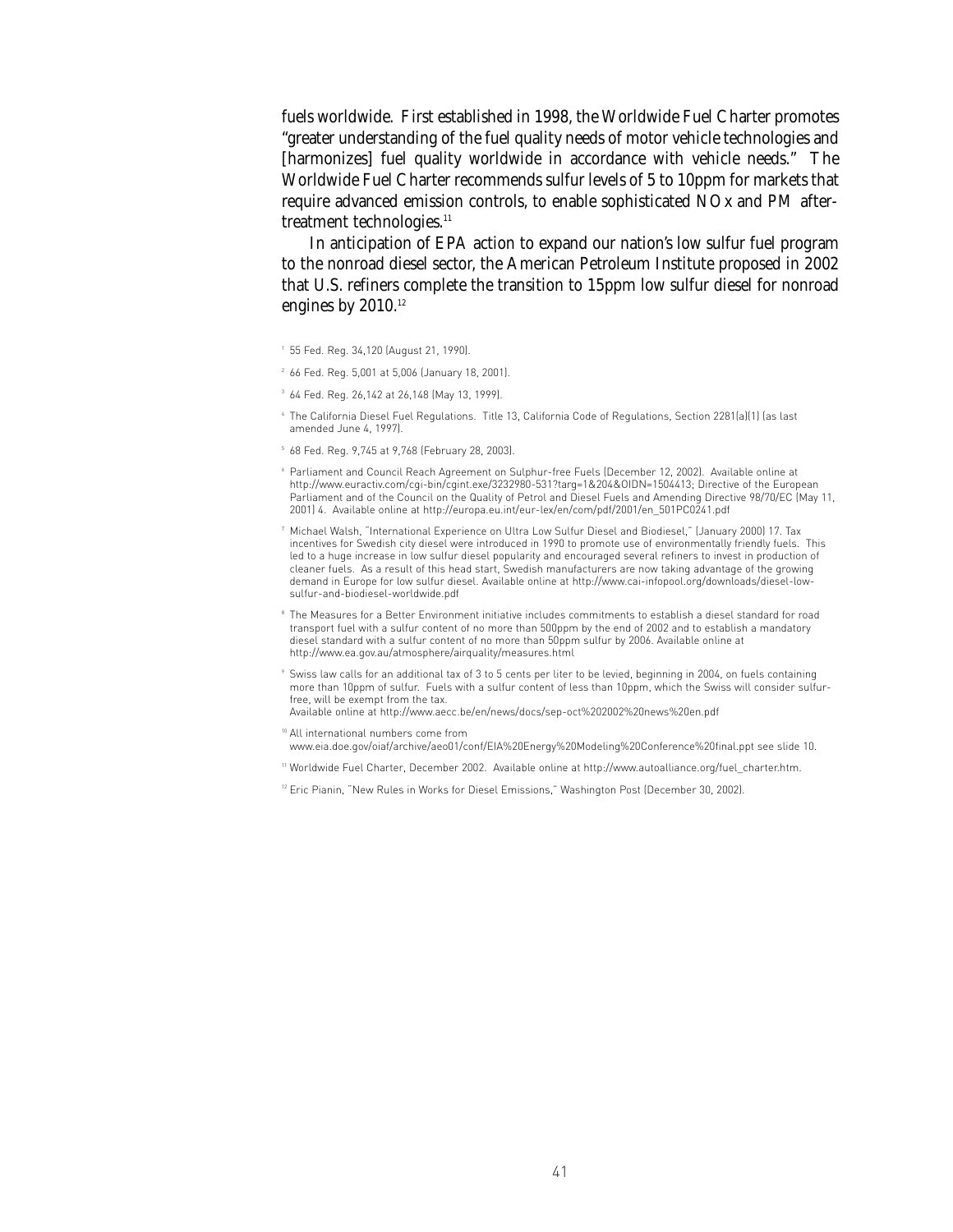fuels worldwide. First established in 1998, the Worldwide Fuel Charter promotes "greater understanding of the fuel quality needs of motor vehicle technologies and [harmonizes] fuel quality worldwide in accordance with vehicle needs." The Worldwide Fuel Charter recommends sulfur levels of 5 to 10ppm for markets that require advanced emission controls, to enable sophisticated NOx and PM after-treatment technologies.[11]

In anticipation of EPA action to expand our nation's low sulfur fuel program to the nonroad diesel sector, the American Petroleum Institute proposed in 2002 that U.S. refiners complete the transition to 15ppm low sulfur diesel for nonroad engines by 2010.[12]

[1] 55 Fed. Reg. 34,120 (August 21, 1990).

[2] 66 Fed. Reg. 5,001 at 5,006 (January 18, 2001).

[3] 64 Fed. Reg. 26,142 at 26,148 (May 13, 1999).

[4] The California Diesel Fuel Regulations. Title 13, California Code of Regulations, Section 2281(a)(1) (as last amended June 4, 1997).

[5] 68 Fed. Reg. 9,745 at 9,768 (February 28, 2003).

[6] Parliament and Council Reach Agreement on Sulphur-free Fuels (December 12, 2002). Available online at http://www.euractiv.com/cgi-bin/cgint.exe/3232980-531?targ=1&204&OIDN=1504413; Directive of the European Parliament and of the Council on the Quality of Petrol and Diesel Fuels and Amending Directive 98/70/EC (May 11, 2001) 4. Available online at http://europa.eu.int/eur-lex/en/com/pdf/2001/en_501PC0241.pdf

[7] Michael Walsh, "International Experience on Ultra Low Sulfur Diesel and Biodiesel," (January 2000) 17. Tax incentives for Swedish city diesel were introduced in 1990 to promote use of environmentally friendly fuels. This led to a huge increase in low sulfur diesel popularity and encouraged several refiners to invest in production of cleaner fuels. As a result of this head start, Swedish manufacturers are now taking advantage of the growing demand in Europe for low sulfur diesel. Available online at http://www.cai-infopool.org/downloads/diesel-low-sulfur-and-biodiesel-worldwide.pdf

[8] The Measures for a Better Environment initiative includes commitments to establish a diesel standard for road transport fuel with a sulfur content of no more than 500ppm by the end of 2002 and to establish a mandatory diesel standard with a sulfur content of no more than 50ppm sulfur by 2006. Available online at http://www.ea.gov.au/atmosphere/airquality/measures.html

[9] Swiss law calls for an additional tax of 3 to 5 cents per liter to be levied, beginning in 2004, on fuels containing more than 10ppm of sulfur. Fuels with a sulfur content of less than 10ppm, which the Swiss will consider sulfur-free, will be exempt from the tax.
Available online at http://www.aecc.be/en/news/docs/sep-oct%202002%20news%20en.pdf

[10] All international numbers come from www.eia.doe.gov/oiaf/archive/aeo01/conf/EIA%20Energy%20Modeling%20Conference%20final.ppt see slide 10.

[11] Worldwide Fuel Charter, December 2002. Available online at http://www.autoalliance.org/fuel_charter.htm.

[12] Eric Pianin, "New Rules in Works for Diesel Emissions," Washington Post (December 30, 2002).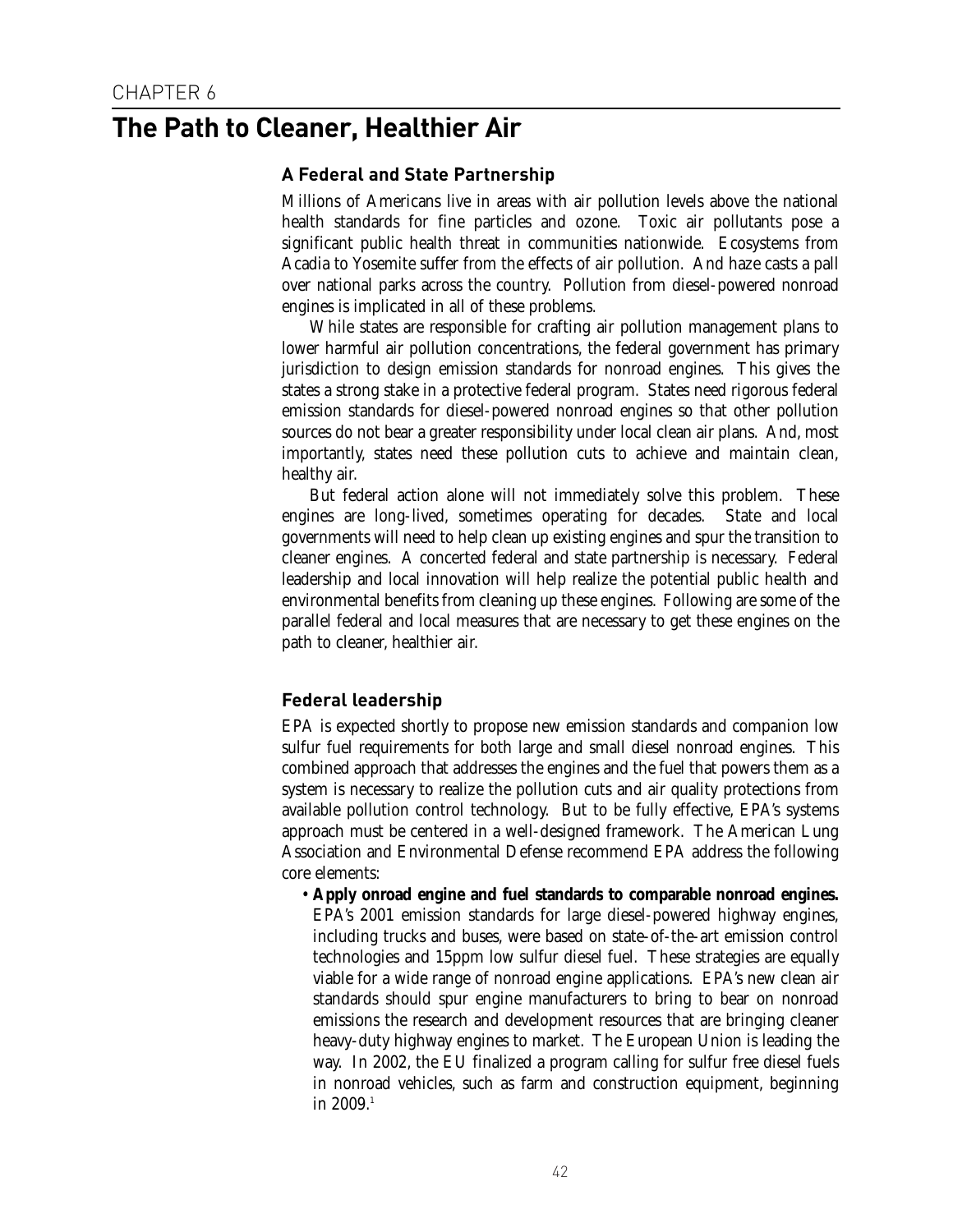CHAPTER 6

# The Path to Cleaner, Healthier Air

## A Federal and State Partnership

Millions of Americans live in areas with air pollution levels above the national health standards for fine particles and ozone. Toxic air pollutants pose a significant public health threat in communities nationwide. Ecosystems from Acadia to Yosemite suffer from the effects of air pollution. And haze casts a pall over national parks across the country. Pollution from diesel-powered nonroad engines is implicated in all of these problems.

While states are responsible for crafting air pollution management plans to lower harmful air pollution concentrations, the federal government has primary jurisdiction to design emission standards for nonroad engines. This gives the states a strong stake in a protective federal program. States need rigorous federal emission standards for diesel-powered nonroad engines so that other pollution sources do not bear a greater responsibility under local clean air plans. And, most importantly, states need these pollution cuts to achieve and maintain clean, healthy air.

But federal action alone will not immediately solve this problem. These engines are long-lived, sometimes operating for decades. State and local governments will need to help clean up existing engines and spur the transition to cleaner engines. A concerted federal and state partnership is necessary. Federal leadership and local innovation will help realize the potential public health and environmental benefits from cleaning up these engines. Following are some of the parallel federal and local measures that are necessary to get these engines on the path to cleaner, healthier air.

## Federal leadership

EPA is expected shortly to propose new emission standards and companion low sulfur fuel requirements for both large and small diesel nonroad engines. This combined approach that addresses the engines and the fuel that powers them as a system is necessary to realize the pollution cuts and air quality protections from available pollution control technology. But to be fully effective, EPA's systems approach must be centered in a well-designed framework. The American Lung Association and Environmental Defense recommend EPA address the following core elements:

- **Apply onroad engine and fuel standards to comparable nonroad engines.** EPA's 2001 emission standards for large diesel-powered highway engines, including trucks and buses, were based on state-of-the-art emission control technologies and 15ppm low sulfur diesel fuel. These strategies are equally viable for a wide range of nonroad engine applications. EPA's new clean air standards should spur engine manufacturers to bring to bear on nonroad emissions the research and development resources that are bringing cleaner heavy-duty highway engines to market. The European Union is leading the way. In 2002, the EU finalized a program calling for sulfur free diesel fuels in nonroad vehicles, such as farm and construction equipment, beginning in 2009.[1]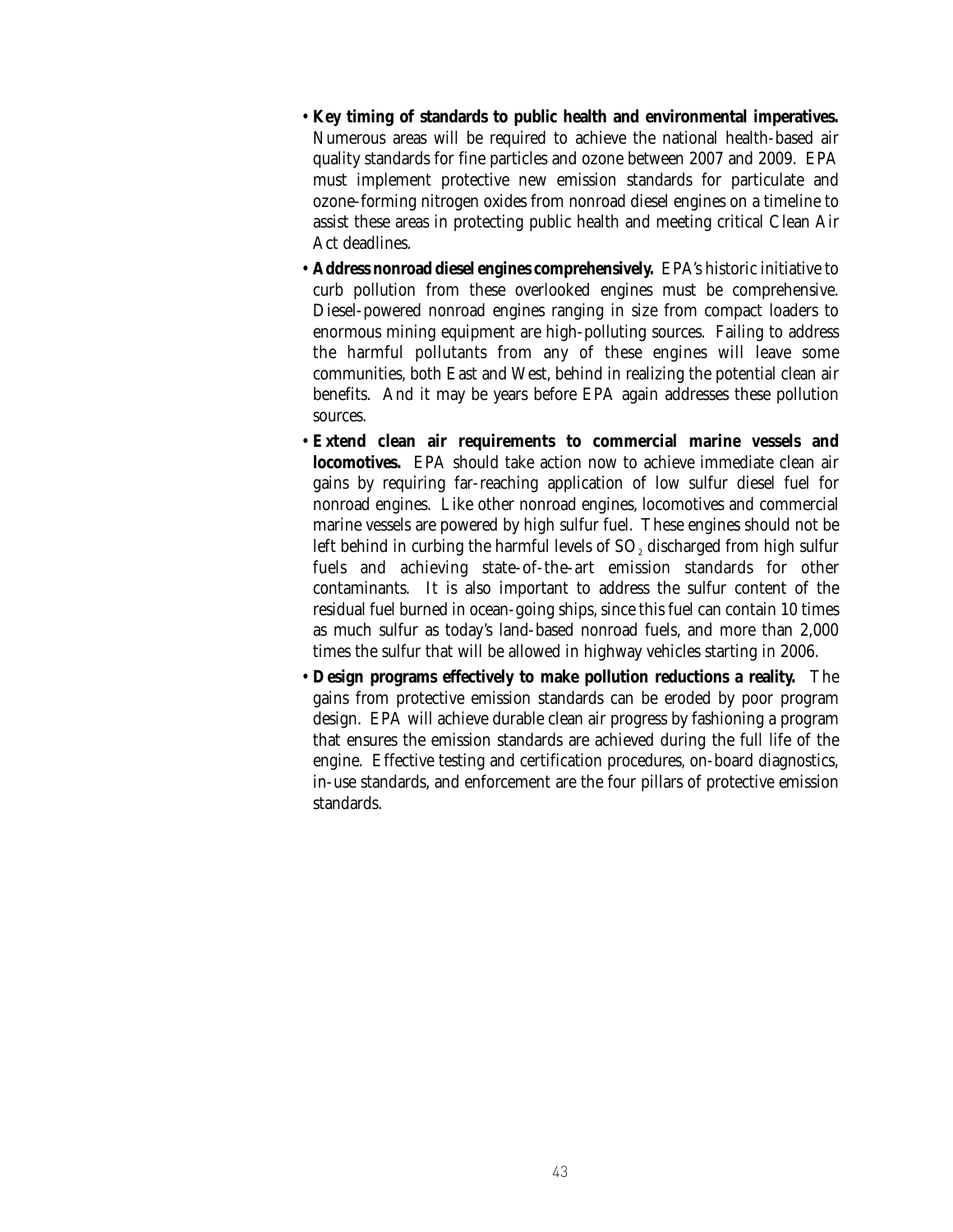- **Key timing of standards to public health and environmental imperatives.** Numerous areas will be required to achieve the national health-based air quality standards for fine particles and ozone between 2007 and 2009. EPA must implement protective new emission standards for particulate and ozone-forming nitrogen oxides from nonroad diesel engines on a timeline to assist these areas in protecting public health and meeting critical Clean Air Act deadlines.
- **Address nonroad diesel engines comprehensively.** EPA's historic initiative to curb pollution from these overlooked engines must be comprehensive. Diesel-powered nonroad engines ranging in size from compact loaders to enormous mining equipment are high-polluting sources. Failing to address the harmful pollutants from any of these engines will leave some communities, both East and West, behind in realizing the potential clean air benefits. And it may be years before EPA again addresses these pollution sources.
- **Extend clean air requirements to commercial marine vessels and locomotives.** EPA should take action now to achieve immediate clean air gains by requiring far-reaching application of low sulfur diesel fuel for nonroad engines. Like other nonroad engines, locomotives and commercial marine vessels are powered by high sulfur fuel. These engines should not be left behind in curbing the harmful levels of $SO_2$ discharged from high sulfur fuels and achieving state-of-the-art emission standards for other contaminants. It is also important to address the sulfur content of the residual fuel burned in ocean-going ships, since this fuel can contain 10 times as much sulfur as today's land-based nonroad fuels, and more than 2,000 times the sulfur that will be allowed in highway vehicles starting in 2006.
- **Design programs effectively to make pollution reductions a reality.** The gains from protective emission standards can be eroded by poor program design. EPA will achieve durable clean air progress by fashioning a program that ensures the emission standards are achieved during the full life of the engine. Effective testing and certification procedures, on-board diagnostics, in-use standards, and enforcement are the four pillars of protective emission standards.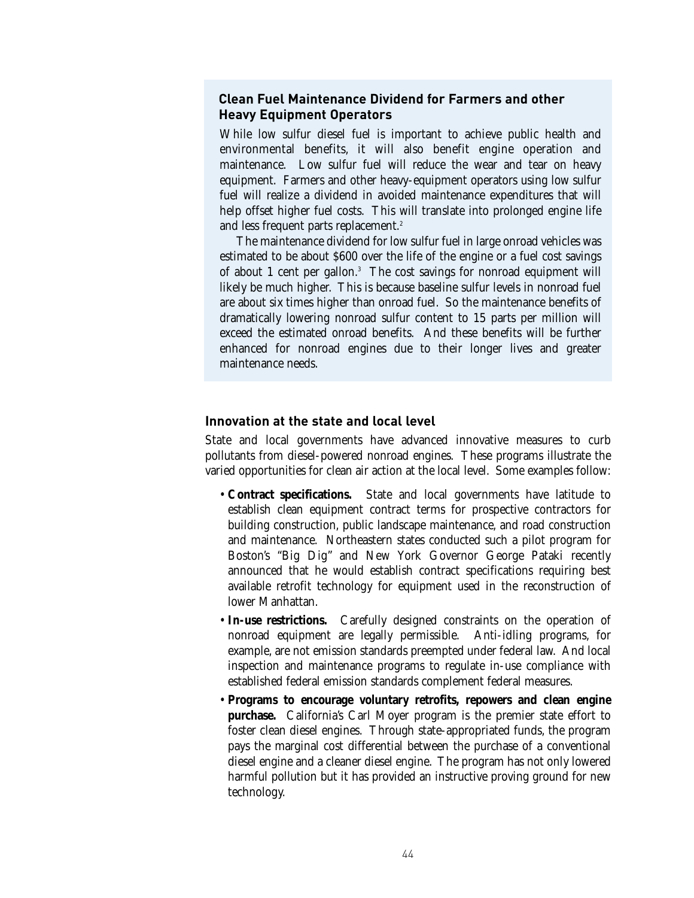### Clean Fuel Maintenance Dividend for Farmers and other Heavy Equipment Operators

While low sulfur diesel fuel is important to achieve public health and environmental benefits, it will also benefit engine operation and maintenance. Low sulfur fuel will reduce the wear and tear on heavy equipment. Farmers and other heavy-equipment operators using low sulfur fuel will realize a dividend in avoided maintenance expenditures that will help offset higher fuel costs. This will translate into prolonged engine life and less frequent parts replacement.[2]

The maintenance dividend for low sulfur fuel in large onroad vehicles was estimated to be about $600 over the life of the engine or a fuel cost savings of about 1 cent per gallon.[3] The cost savings for nonroad equipment will likely be much higher. This is because baseline sulfur levels in nonroad fuel are about six times higher than onroad fuel. So the maintenance benefits of dramatically lowering nonroad sulfur content to 15 parts per million will exceed the estimated onroad benefits. And these benefits will be further enhanced for nonroad engines due to their longer lives and greater maintenance needs.

### Innovation at the state and local level

State and local governments have advanced innovative measures to curb pollutants from diesel-powered nonroad engines. These programs illustrate the varied opportunities for clean air action at the local level. Some examples follow:

- **Contract specifications.** State and local governments have latitude to establish clean equipment contract terms for prospective contractors for building construction, public landscape maintenance, and road construction and maintenance. Northeastern states conducted such a pilot program for Boston's "Big Dig" and New York Governor George Pataki recently announced that he would establish contract specifications requiring best available retrofit technology for equipment used in the reconstruction of lower Manhattan.
- **In-use restrictions.** Carefully designed constraints on the operation of nonroad equipment are legally permissible. Anti-idling programs, for example, are not emission standards preempted under federal law. And local inspection and maintenance programs to regulate in-use compliance with established federal emission standards complement federal measures.
- **Programs to encourage voluntary retrofits, repowers and clean engine purchase.** California's Carl Moyer program is the premier state effort to foster clean diesel engines. Through state-appropriated funds, the program pays the marginal cost differential between the purchase of a conventional diesel engine and a cleaner diesel engine. The program has not only lowered harmful pollution but it has provided an instructive proving ground for new technology.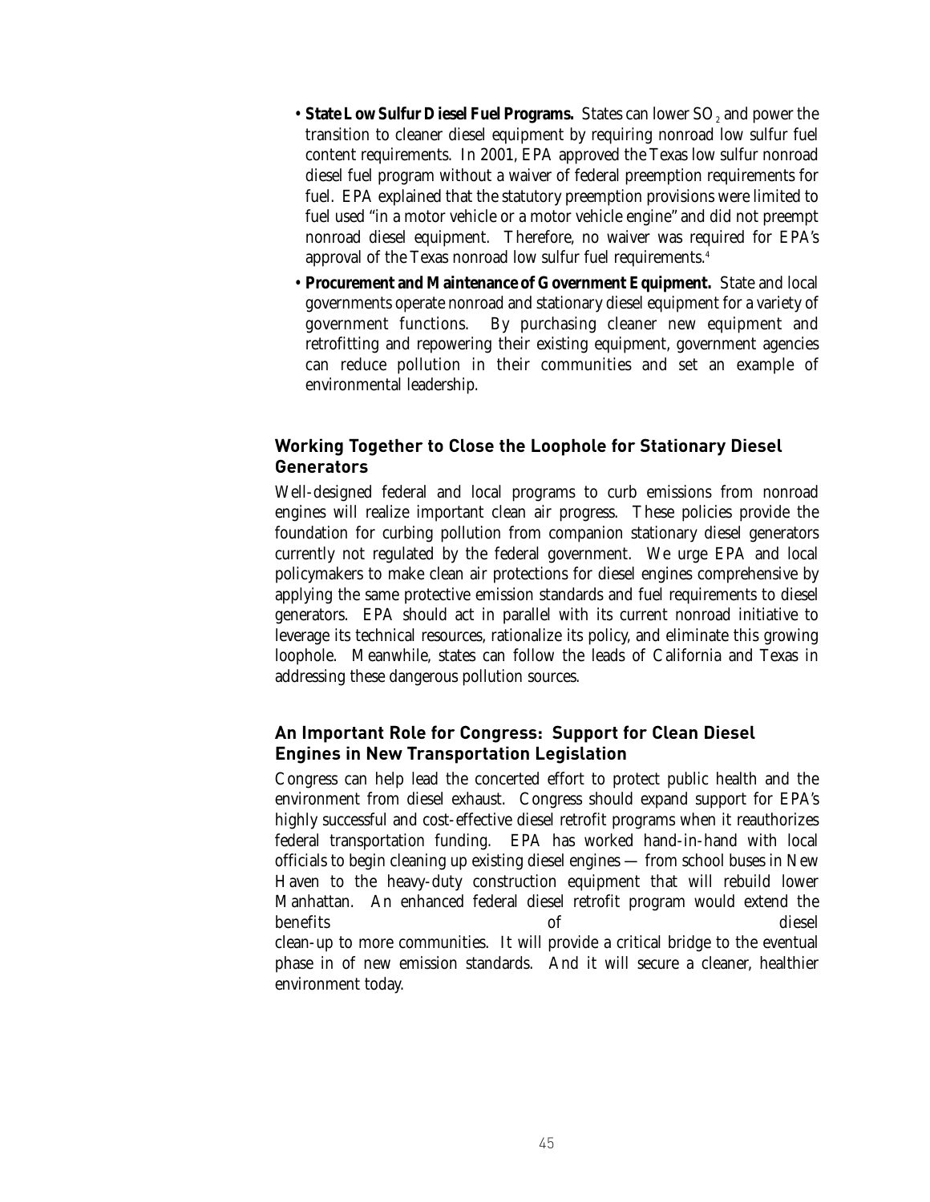- **State Low Sulfur Diesel Fuel Programs.** States can lower $SO_2$ and power the transition to cleaner diesel equipment by requiring nonroad low sulfur fuel content requirements. In 2001, EPA approved the Texas low sulfur nonroad diesel fuel program without a waiver of federal preemption requirements for fuel. EPA explained that the statutory preemption provisions were limited to fuel used "in a motor vehicle or a motor vehicle engine" and did not preempt nonroad diesel equipment. Therefore, no waiver was required for EPA's approval of the Texas nonroad low sulfur fuel requirements.[4]
- **Procurement and Maintenance of Government Equipment.** State and local governments operate nonroad and stationary diesel equipment for a variety of government functions. By purchasing cleaner new equipment and retrofitting and repowering their existing equipment, government agencies can reduce pollution in their communities and set an example of environmental leadership.

### Working Together to Close the Loophole for Stationary Diesel Generators

Well-designed federal and local programs to curb emissions from nonroad engines will realize important clean air progress. These policies provide the foundation for curbing pollution from companion stationary diesel generators currently not regulated by the federal government. We urge EPA and local policymakers to make clean air protections for diesel engines comprehensive by applying the same protective emission standards and fuel requirements to diesel generators. EPA should act in parallel with its current nonroad initiative to leverage its technical resources, rationalize its policy, and eliminate this growing loophole. Meanwhile, states can follow the leads of California and Texas in addressing these dangerous pollution sources.

### An Important Role for Congress: Support for Clean Diesel Engines in New Transportation Legislation

Congress can help lead the concerted effort to protect public health and the environment from diesel exhaust. Congress should expand support for EPA's highly successful and cost-effective diesel retrofit programs when it reauthorizes federal transportation funding. EPA has worked hand-in-hand with local officials to begin cleaning up existing diesel engines — from school buses in New Haven to the heavy-duty construction equipment that will rebuild lower Manhattan. An enhanced federal diesel retrofit program would extend the benefits of diesel clean-up to more communities. It will provide a critical bridge to the eventual phase in of new emission standards. And it will secure a cleaner, healthier environment today.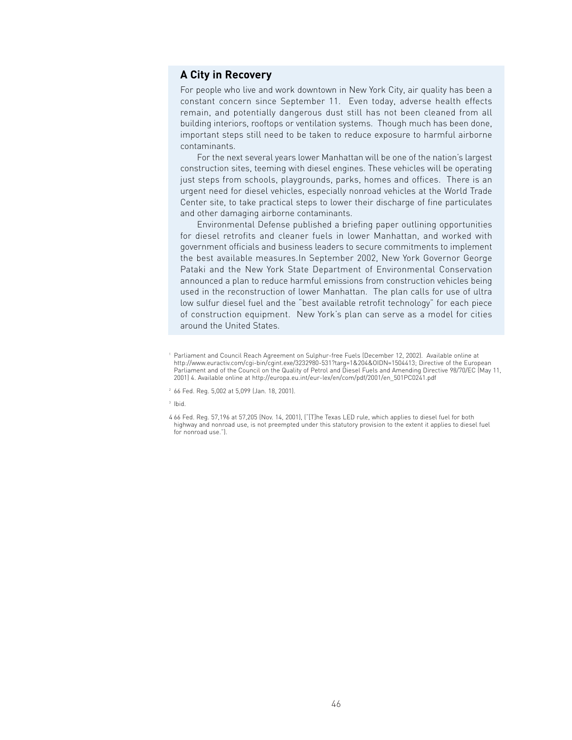## A City in Recovery

For people who live and work downtown in New York City, air quality has been a constant concern since September 11. Even today, adverse health effects remain, and potentially dangerous dust still has not been cleaned from all building interiors, rooftops or ventilation systems. Though much has been done, important steps still need to be taken to reduce exposure to harmful airborne contaminants.

For the next several years lower Manhattan will be one of the nation's largest construction sites, teeming with diesel engines. These vehicles will be operating just steps from schools, playgrounds, parks, homes and offices. There is an urgent need for diesel vehicles, especially nonroad vehicles at the World Trade Center site, to take practical steps to lower their discharge of fine particulates and other damaging airborne contaminants.

Environmental Defense published a briefing paper outlining opportunities for diesel retrofits and cleaner fuels in lower Manhattan, and worked with government officials and business leaders to secure commitments to implement the best available measures.In September 2002, New York Governor George Pataki and the New York State Department of Environmental Conservation announced a plan to reduce harmful emissions from construction vehicles being used in the reconstruction of lower Manhattan. The plan calls for use of ultra low sulfur diesel fuel and the "best available retrofit technology" for each piece of construction equipment. New York's plan can serve as a model for cities around the United States.

[1] Parliament and Council Reach Agreement on Sulphur-free Fuels (December 12, 2002). Available online at http://www.euractiv.com/cgi-bin/cgint.exe/3232980-531?targ=1&204&OIDN=1504413; Directive of the European Parliament and of the Council on the Quality of Petrol and Diesel Fuels and Amending Directive 98/70/EC (May 11, 2001) 4. Available online at http://europa.eu.int/eur-lex/en/com/pdf/2001/en_501PC0241.pdf

[2] 66 Fed. Reg. 5,002 at 5,099 (Jan. 18, 2001).

[3] Ibid.

4 66 Fed. Reg. 57,196 at 57,205 (Nov. 14, 2001), ("[T]he Texas LED rule, which applies to diesel fuel for both highway and nonroad use, is not preempted under this statutory provision to the extent it applies to diesel fuel for nonroad use.").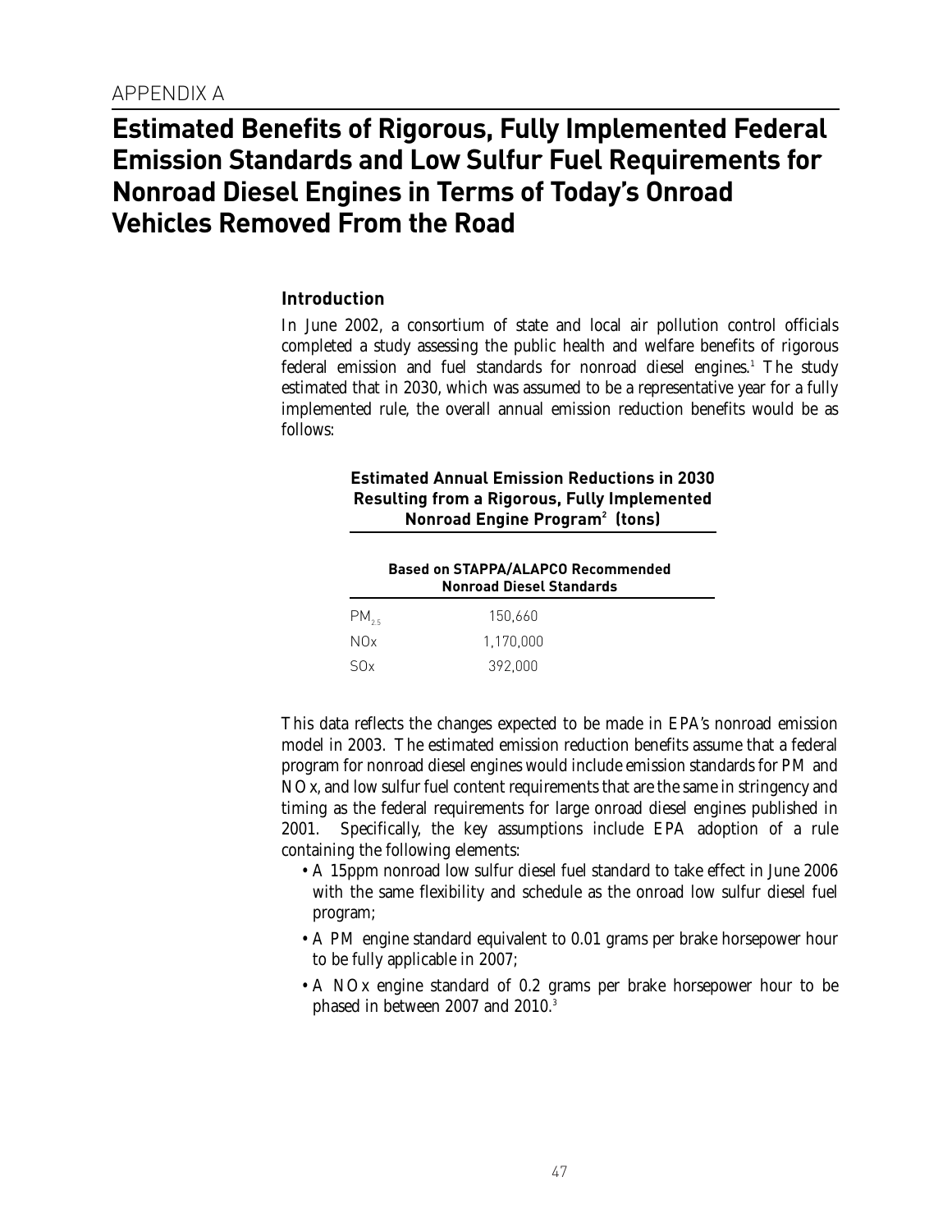APPENDIX A

# Estimated Benefits of Rigorous, Fully Implemented Federal Emission Standards and Low Sulfur Fuel Requirements for Nonroad Diesel Engines in Terms of Today's Onroad Vehicles Removed From the Road

### Introduction

In June 2002, a consortium of state and local air pollution control officials completed a study assessing the public health and welfare benefits of rigorous federal emission and fuel standards for nonroad diesel engines.[1] The study estimated that in 2030, which was assumed to be a representative year for a fully implemented rule, the overall annual emission reduction benefits would be as follows:

**Estimated Annual Emission Reductions in 2030 Resulting from a Rigorous, Fully Implemented Nonroad Engine Program[2] (tons)**

| | Based on STAPPA/ALAPCO Recommended Nonroad Diesel Standards |
|---|---|
| $PM_{2.5}$ | 150,660 |
| NOx | 1,170,000 |
| SOx | 392,000 |

This data reflects the changes expected to be made in EPA's nonroad emission model in 2003. The estimated emission reduction benefits assume that a federal program for nonroad diesel engines would include emission standards for PM and NOx, and low sulfur fuel content requirements that are the same in stringency and timing as the federal requirements for large onroad diesel engines published in 2001. Specifically, the key assumptions include EPA adoption of a rule containing the following elements:

- A 15ppm nonroad low sulfur diesel fuel standard to take effect in June 2006 with the same flexibility and schedule as the onroad low sulfur diesel fuel program;
- A PM engine standard equivalent to 0.01 grams per brake horsepower hour to be fully applicable in 2007;
- A NOx engine standard of 0.2 grams per brake horsepower hour to be phased in between 2007 and 2010.[3]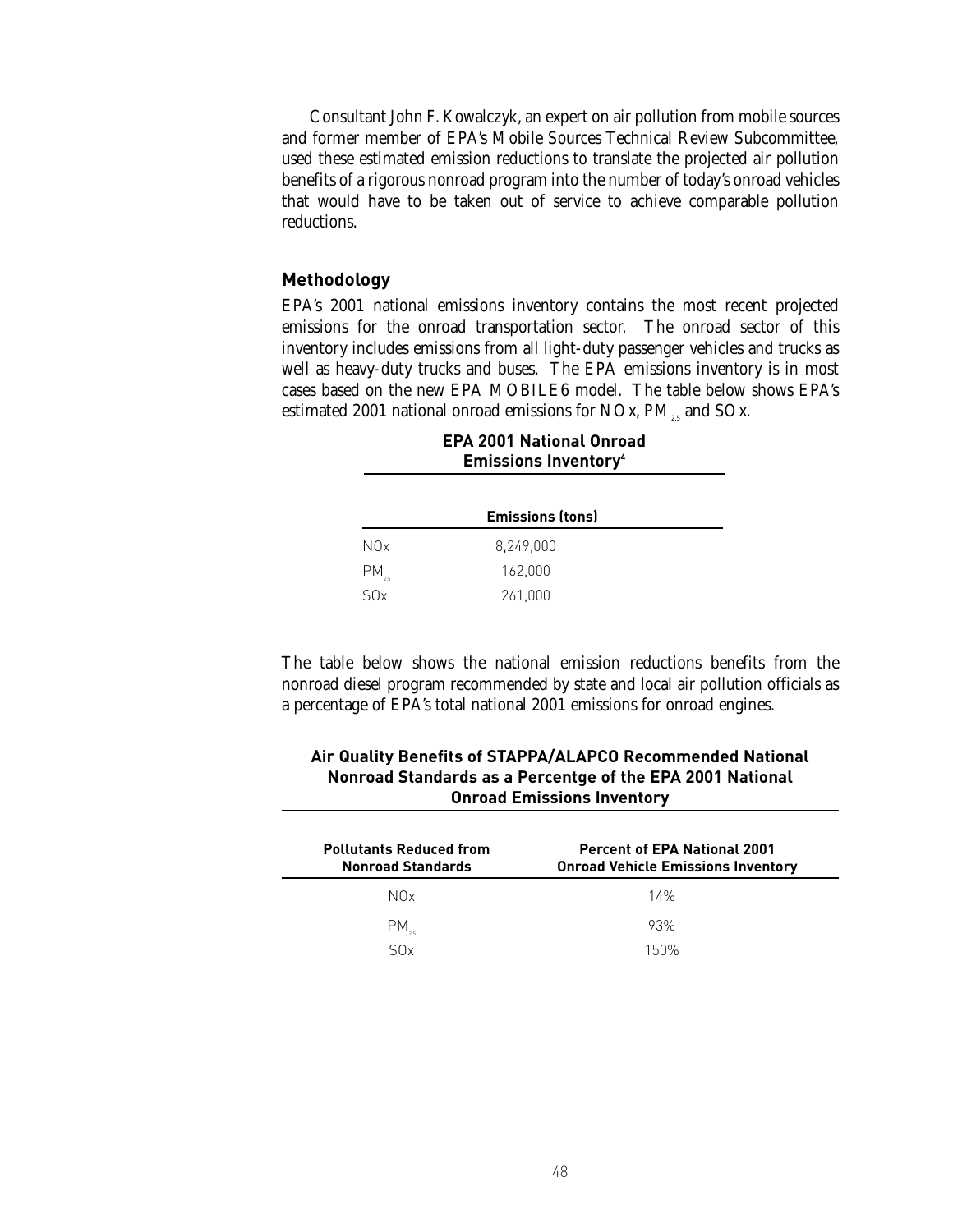Consultant John F. Kowalczyk, an expert on air pollution from mobile sources and former member of EPA's Mobile Sources Technical Review Subcommittee, used these estimated emission reductions to translate the projected air pollution benefits of a rigorous nonroad program into the number of today's onroad vehicles that would have to be taken out of service to achieve comparable pollution reductions.

## Methodology

EPA's 2001 national emissions inventory contains the most recent projected emissions for the onroad transportation sector. The onroad sector of this inventory includes emissions from all light-duty passenger vehicles and trucks as well as heavy-duty trucks and buses. The EPA emissions inventory is in most cases based on the new EPA MOBILE6 model. The table below shows EPA's estimated 2001 national onroad emissions for NOx, $PM_{2.5}$ and SOx.

**EPA 2001 National Onroad Emissions Inventory[4]**

| | Emissions (tons) |
|---|---|
| NOx | 8,249,000 |
| $PM_{2.5}$ | 162,000 |
| SOx | 261,000 |

The table below shows the national emission reductions benefits from the nonroad diesel program recommended by state and local air pollution officials as a percentage of EPA's total national 2001 emissions for onroad engines.

**Air Quality Benefits of STAPPA/ALAPCO Recommended National Nonroad Standards as a Percentge of the EPA 2001 National Onroad Emissions Inventory**

| Pollutants Reduced from Nonroad Standards | Percent of EPA National 2001 Onroad Vehicle Emissions Inventory |
|---|---|
| NOx | 14% |
| $PM_{2.5}$ | 93% |
| SOx | 150% |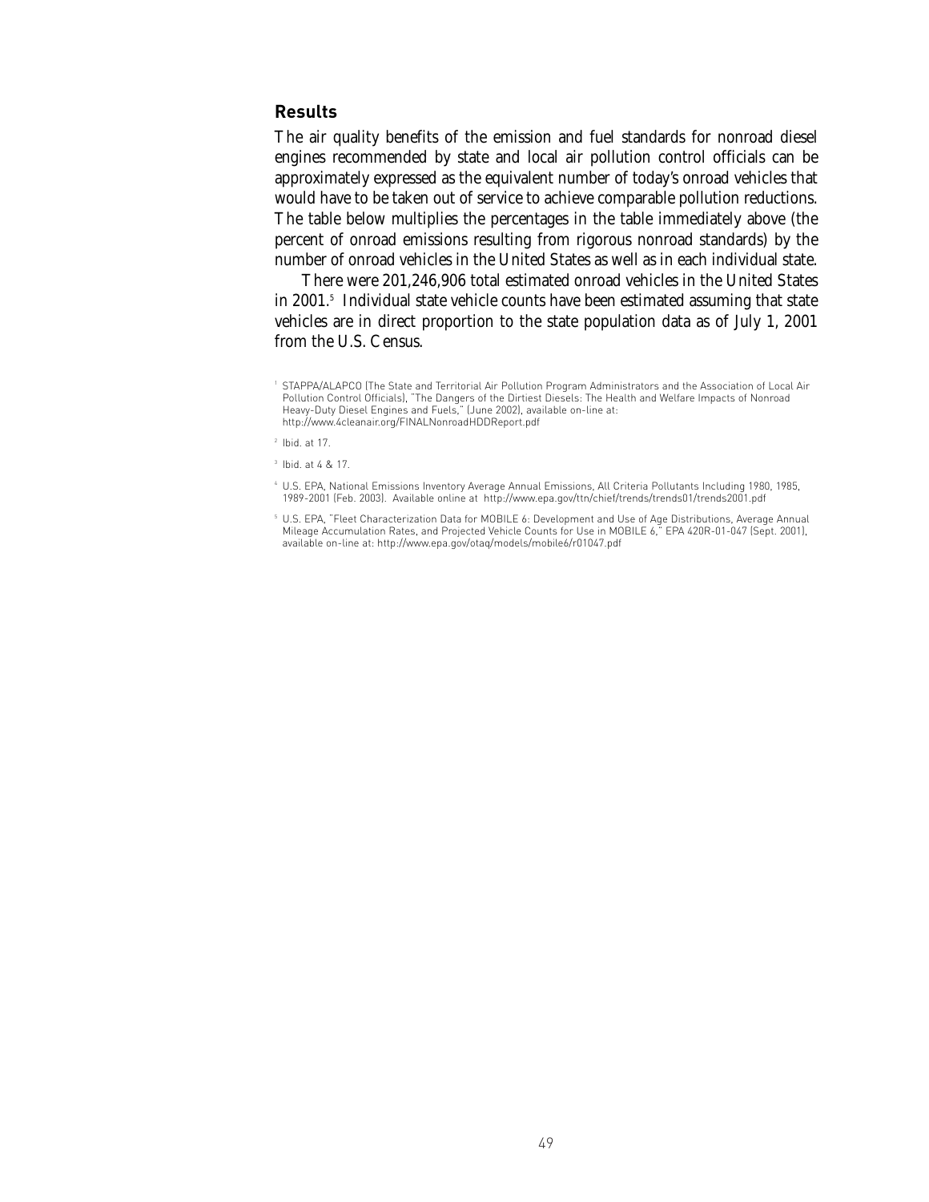## Results

The air quality benefits of the emission and fuel standards for nonroad diesel engines recommended by state and local air pollution control officials can be approximately expressed as the equivalent number of today's onroad vehicles that would have to be taken out of service to achieve comparable pollution reductions. The table below multiplies the percentages in the table immediately above (the percent of onroad emissions resulting from rigorous nonroad standards) by the number of onroad vehicles in the United States as well as in each individual state.

There were 201,246,906 total estimated onroad vehicles in the United States in 2001.[5] Individual state vehicle counts have been estimated assuming that state vehicles are in direct proportion to the state population data as of July 1, 2001 from the U.S. Census.

[1] STAPPA/ALAPCO (The State and Territorial Air Pollution Program Administrators and the Association of Local Air Pollution Control Officials), "The Dangers of the Dirtiest Diesels: The Health and Welfare Impacts of Nonroad Heavy-Duty Diesel Engines and Fuels," (June 2002), available on-line at: http://www.4cleanair.org/FINALNonroadHDDReport.pdf

[2] Ibid. at 17.

[3] Ibid. at 4 & 17.

[4] U.S. EPA, National Emissions Inventory Average Annual Emissions, All Criteria Pollutants Including 1980, 1985, 1989-2001 (Feb. 2003). Available online at http://www.epa.gov/ttn/chief/trends/trends01/trends2001.pdf

[5] U.S. EPA, "Fleet Characterization Data for MOBILE 6: Development and Use of Age Distributions, Average Annual Mileage Accumulation Rates, and Projected Vehicle Counts for Use in MOBILE 6," EPA 420R-01-047 (Sept. 2001), available on-line at: http://www.epa.gov/otaq/models/mobile6/r01047.pdf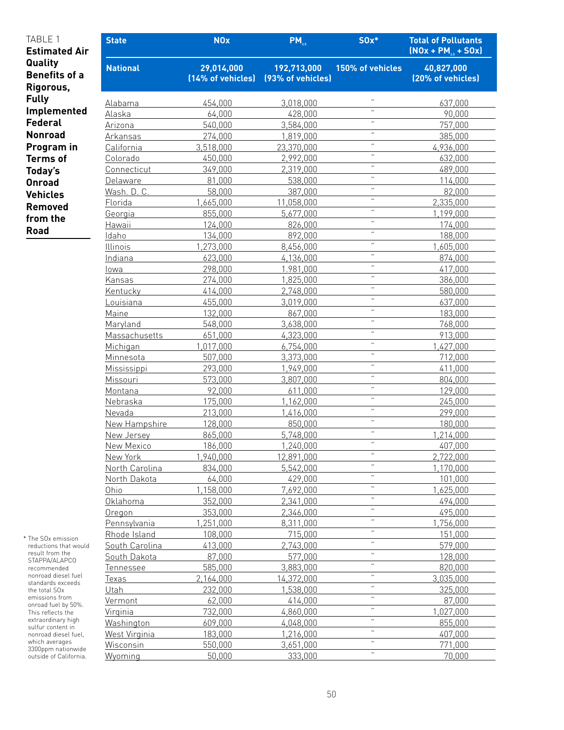TABLE 1
**Estimated Air Quality Benefits of a Rigorous, Fully Implemented Federal Nonroad Program in Terms of Today's Onroad Vehicles Removed from the Road**

| State | NOx | $PM_{2.5}$ | SOx* | Total of Pollutants ($NOx + PM_{2.5} + SOx$) |
|---|---|---|---|---|
| **National** | **29,014,000 (14% of vehicles)** | **192,713,000 (93% of vehicles)** | **150% of vehicles** | **40,827,000 (20% of vehicles)** |
| Alabama | 454,000 | 3,018,000 | " | 637,000 |
| Alaska | 64,000 | 428,000 | " | 90,000 |
| Arizona | 540,000 | 3,584,000 | " | 757,000 |
| Arkansas | 274,000 | 1,819,000 | " | 385,000 |
| California | 3,518,000 | 23,370,000 | " | 4,936,000 |
| Colorado | 450,000 | 2,992,000 | " | 632,000 |
| Connecticut | 349,000 | 2,319,000 | " | 489,000 |
| Delaware | 81,000 | 538,000 | " | 114,000 |
| Wash. D. C. | 58,000 | 387,000 | " | 82,000 |
| Florida | 1,665,000 | 11,058,000 | " | 2,335,000 |
| Georgia | 855,000 | 5,677,000 | " | 1,199,000 |
| Hawaii | 124,000 | 826,000 | " | 174,000 |
| Idaho | 134,000 | 892,000 | " | 188,000 |
| Illinois | 1,273,000 | 8,456,000 | " | 1,605,000 |
| Indiana | 623,000 | 4,136,000 | " | 874,000 |
| Iowa | 298,000 | 1,981,000 | " | 417,000 |
| Kansas | 274,000 | 1,825,000 | " | 386,000 |
| Kentucky | 414,000 | 2,748,000 | " | 580,000 |
| Louisiana | 455,000 | 3,019,000 | " | 637,000 |
| Maine | 132,000 | 867,000 | " | 183,000 |
| Maryland | 548,000 | 3,638,000 | " | 768,000 |
| Massachusetts | 651,000 | 4,323,000 | " | 913,000 |
| Michigan | 1,017,000 | 6,754,000 | " | 1,427,000 |
| Minnesota | 507,000 | 3,373,000 | " | 712,000 |
| Mississippi | 293,000 | 1,949,000 | " | 411,000 |
| Missouri | 573,000 | 3,807,000 | " | 804,000 |
| Montana | 92,000 | 611,000 | " | 129,000 |
| Nebraska | 175,000 | 1,162,000 | " | 245,000 |
| Nevada | 213,000 | 1,416,000 | " | 299,000 |
| New Hampshire | 128,000 | 850,000 | " | 180,000 |
| New Jersey | 865,000 | 5,748,000 | " | 1,214,000 |
| New Mexico | 186,000 | 1,240,000 | " | 407,000 |
| New York | 1,940,000 | 12,891,000 | " | 2,722,000 |
| North Carolina | 834,000 | 5,542,000 | " | 1,170,000 |
| North Dakota | 64,000 | 429,000 | " | 101,000 |
| Ohio | 1,158,000 | 7,692,000 | " | 1,625,000 |
| Oklahoma | 352,000 | 2,341,000 | " | 494,000 |
| Oregon | 353,000 | 2,346,000 | " | 495,000 |
| Pennsylvania | 1,251,000 | 8,311,000 | " | 1,756,000 |
| Rhode Island | 108,000 | 715,000 | " | 151,000 |
| South Carolina | 413,000 | 2,743,000 | " | 579,000 |
| South Dakota | 87,000 | 577,000 | " | 128,000 |
| Tennessee | 585,000 | 3,883,000 | " | 820,000 |
| Texas | 2,164,000 | 14,372,000 | " | 3,035,000 |
| Utah | 232,000 | 1,538,000 | " | 325,000 |
| Vermont | 62,000 | 414,000 | " | 87,000 |
| Virginia | 732,000 | 4,860,000 | " | 1,027,000 |
| Washington | 609,000 | 4,048,000 | " | 855,000 |
| West Virginia | 183,000 | 1,216,000 | " | 407,000 |
| Wisconsin | 550,000 | 3,651,000 | " | 771,000 |
| Wyoming | 50,000 | 333,000 | " | 70,000 |

* The SOx emission reductions that would result from the STAPPA/ALAPCO recommended nonroad diesel fuel standards exceeds the total SOx emissions from onroad fuel by 50%. This reflects the extraordinary high sulfur content in nonroad diesel fuel, which averages 3300ppm nationwide outside of California.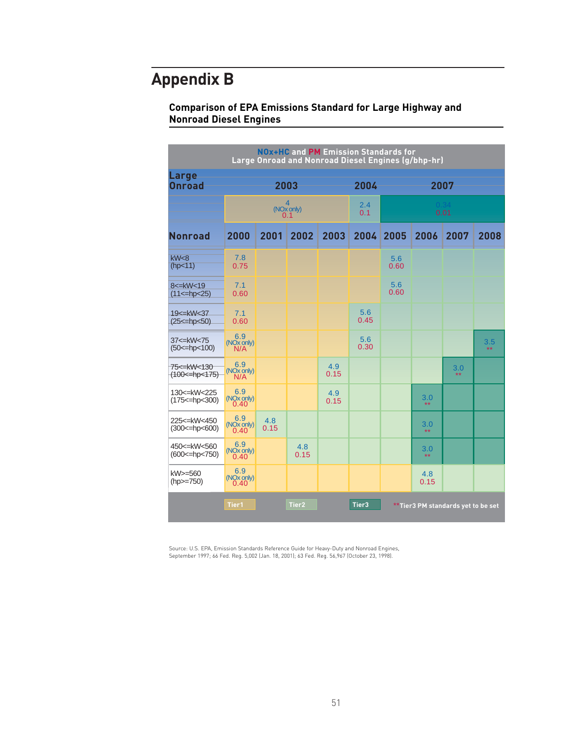# Appendix B

### Comparison of EPA Emissions Standard for Large Highway and Nonroad Diesel Engines

**NOx+HC and PM Emission Standards for Large Onroad and Nonroad Diesel Engines (g/bhp-hr)**

| Large Onroad | 2003 | | | | 2004 | 2007 | | | |
|---|---|---|---|---|---|---|---|---|---|
| | 4 (NOx only) 0.1 | | | | 2.4 0.1 | 0.34 0.01 | | | |
| **Nonroad** | **2000** | **2001** | **2002** | **2003** | **2004** | **2005** | **2006** | **2007** | **2008** |
| kW<8 (hp<11) | 7.8 0.75 | | | | | 5.6 0.60 | | | |
| 8<=kW<19 (11<=hp<25) | 7.1 0.60 | | | | | 5.6 0.60 | | | |
| 19<=kW<37 (25<=hp<50) | 7.1 0.60 | | | | 5.6 0.45 | | | | |
| 37<=kW<75 (50<=hp<100) | 6.9 (NOx only) N/A | | | | 5.6 0.30 | | | | 3.5 ** |
| 75<=kW<130 (100<=hp<175) | 6.9 (NOx only) N/A | | | 4.9 0.15 | | | | 3.0 ** | |
| 130<=kW<225 (175<=hp<300) | 6.9 (NOx only) 0.40 | | | 4.9 0.15 | | | 3.0 ** | | |
| 225<=kW<450 (300<=hp<600) | 6.9 (NOx only) 0.40 | 4.8 0.15 | | | | | 3.0 ** | | |
| 450<=kW<560 (600<=hp<750) | 6.9 (NOx only) 0.40 | | 4.8 0.15 | | | | 3.0 ** | | |
| kW>=560 (hp>=750) | 6.9 (NOx only) 0.40 | | | | | | 4.8 0.15 | | |

Tier1 Tier2 Tier3 **Tier3 PM standards yet to be set

Source: U.S. EPA, Emission Standards Reference Guide for Heavy-Duty and Nonroad Engines, September 1997; 66 Fed. Reg. 5,002 (Jan. 18, 2001); 63 Fed. Reg. 56,967 (October 23, 1998).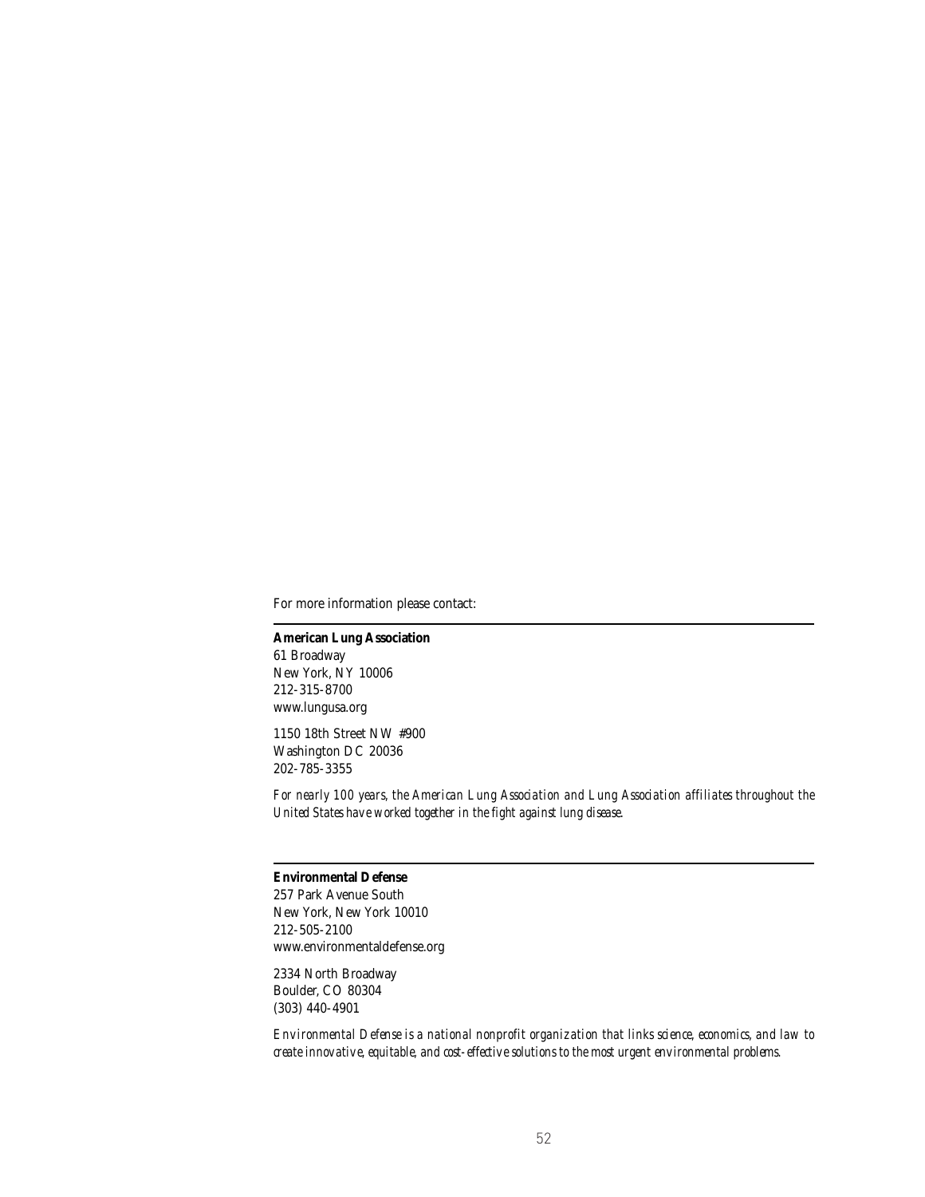For more information please contact:

---

**American Lung Association**
61 Broadway
New York, NY 10006
212-315-8700
www.lungusa.org

1150 18th Street NW #900
Washington DC 20036
202-785-3355

*For nearly 100 years, the American Lung Association and Lung Association affiliates throughout the United States have worked together in the fight against lung disease.*

---

**Environmental Defense**
257 Park Avenue South
New York, New York 10010
212-505-2100
www.environmentaldefense.org

2334 North Broadway
Boulder, CO 80304
(303) 440-4901

*Environmental Defense is a national nonprofit organization that links science, economics, and law to create innovative, equitable, and cost-effective solutions to the most urgent environmental problems.*